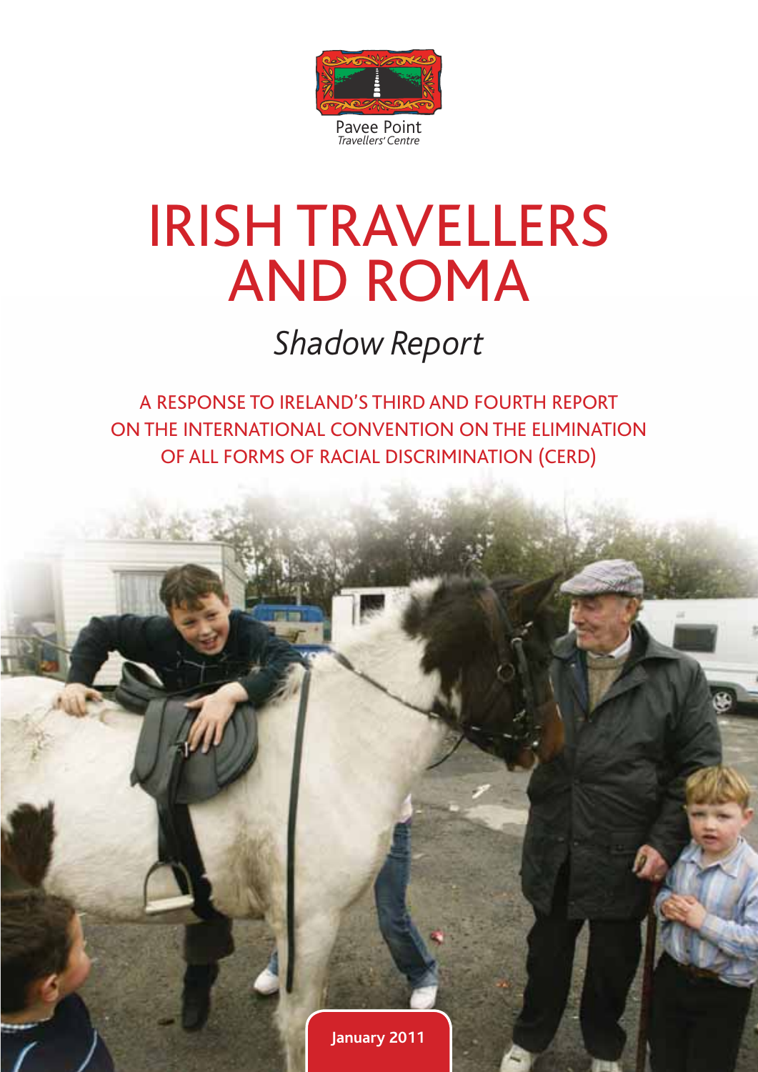Pavee Point
*Travellers' Centre*

# IRISH TRAVELLERS AND ROMA

## *Shadow Report*

A RESPONSE TO IRELAND'S THIRD AND FOURTH REPORT ON THE INTERNATIONAL CONVENTION ON THE ELIMINATION OF ALL FORMS OF RACIAL DISCRIMINATION (CERD)

**January 2011**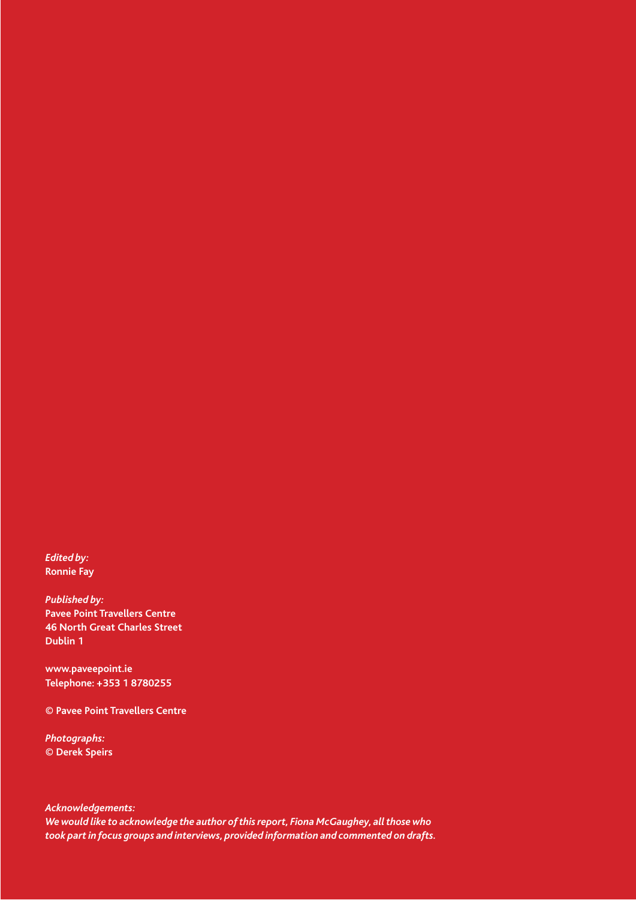*Edited by:*
**Ronnie Fay**

*Published by:*
**Pavee Point Travellers Centre**
**46 North Great Charles Street**
**Dublin 1**

**www.paveepoint.ie**
**Telephone: +353 1 8780255**

**© Pavee Point Travellers Centre**

*Photographs:*
**© Derek Speirs**

*Acknowledgements:*
***We would like to acknowledge the author of this report, Fiona McGaughey, all those who took part in focus groups and interviews, provided information and commented on drafts.***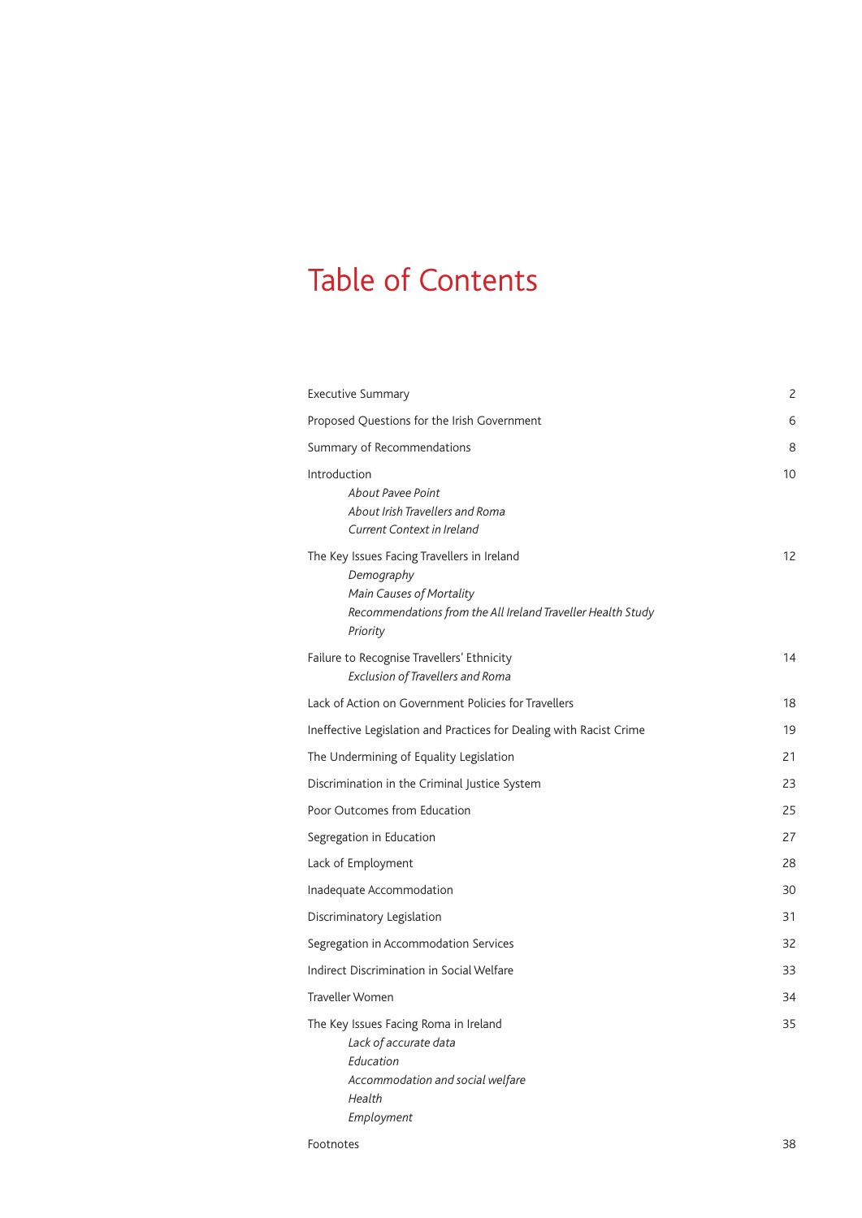# Table of Contents

| | |
|---|---|
| Executive Summary | 2 |
| Proposed Questions for the Irish Government | 6 |
| Summary of Recommendations | 8 |
| Introduction<br>*About Pavee Point*<br>*About Irish Travellers and Roma*<br>*Current Context in Ireland* | 10 |
| The Key Issues Facing Travellers in Ireland<br>*Demography*<br>*Main Causes of Mortality*<br>*Recommendations from the All Ireland Traveller Health Study*<br>*Priority* | 12 |
| Failure to Recognise Travellers' Ethnicity<br>*Exclusion of Travellers and Roma* | 14 |
| Lack of Action on Government Policies for Travellers | 18 |
| Ineffective Legislation and Practices for Dealing with Racist Crime | 19 |
| The Undermining of Equality Legislation | 21 |
| Discrimination in the Criminal Justice System | 23 |
| Poor Outcomes from Education | 25 |
| Segregation in Education | 27 |
| Lack of Employment | 28 |
| Inadequate Accommodation | 30 |
| Discriminatory Legislation | 31 |
| Segregation in Accommodation Services | 32 |
| Indirect Discrimination in Social Welfare | 33 |
| Traveller Women | 34 |
| The Key Issues Facing Roma in Ireland<br>*Lack of accurate data*<br>*Education*<br>*Accommodation and social welfare*<br>*Health*<br>*Employment* | 35 |
| Footnotes | 38 |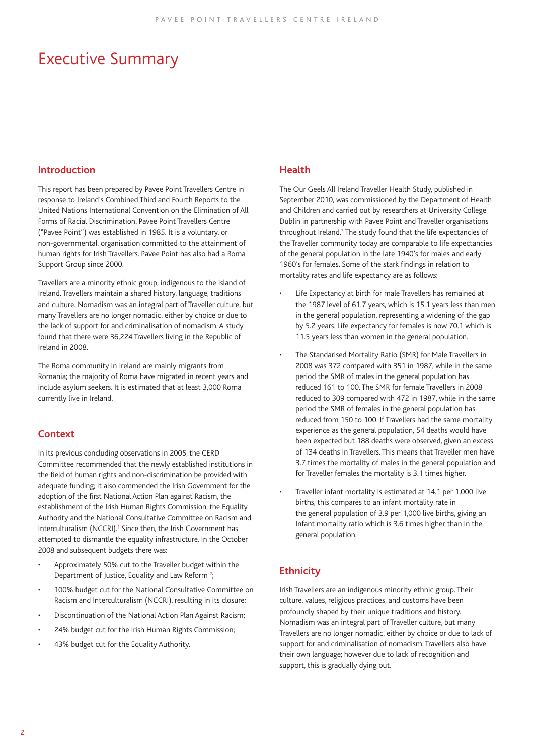# Executive Summary

## Introduction

This report has been prepared by Pavee Point Travellers Centre in response to Ireland's Combined Third and Fourth Reports to the United Nations International Convention on the Elimination of All Forms of Racial Discrimination. Pavee Point Travellers Centre ("Pavee Point") was established in 1985. It is a voluntary, or non-governmental, organisation committed to the attainment of human rights for Irish Travellers. Pavee Point has also had a Roma Support Group since 2000.

Travellers are a minority ethnic group, indigenous to the island of Ireland. Travellers maintain a shared history, language, traditions and culture. Nomadism was an integral part of Traveller culture, but many Travellers are no longer nomadic, either by choice or due to the lack of support for and criminalisation of nomadism. A study found that there were 36,224 Travellers living in the Republic of Ireland in 2008.

The Roma community in Ireland are mainly migrants from Romania; the majority of Roma have migrated in recent years and include asylum seekers. It is estimated that at least 3,000 Roma currently live in Ireland.

## Context

In its previous concluding observations in 2005, the CERD Committee recommended that the newly established institutions in the field of human rights and non-discrimination be provided with adequate funding; it also commended the Irish Government for the adoption of the first National Action Plan against Racism, the establishment of the Irish Human Rights Commission, the Equality Authority and the National Consultative Committee on Racism and Interculturalism (NCCRI).[1] Since then, the Irish Government has attempted to dismantle the equality infrastructure. In the October 2008 and subsequent budgets there was:

- Approximately 50% cut to the Traveller budget within the Department of Justice, Equality and Law Reform [2];
- 100% budget cut for the National Consultative Committee on Racism and Interculturalism (NCCRI), resulting in its closure;
- Discontinuation of the National Action Plan Against Racism;
- 24% budget cut for the Irish Human Rights Commission;
- 43% budget cut for the Equality Authority.

## Health

The Our Geels All Ireland Traveller Health Study, published in September 2010, was commissioned by the Department of Health and Children and carried out by researchers at University College Dublin in partnership with Pavee Point and Traveller organisations throughout Ireland.[3] The study found that the life expectancies of the Traveller community today are comparable to life expectancies of the general population in the late 1940's for males and early 1960's for females. Some of the stark findings in relation to mortality rates and life expectancy are as follows:

- Life Expectancy at birth for male Travellers has remained at the 1987 level of 61.7 years, which is 15.1 years less than men in the general population, representing a widening of the gap by 5.2 years. Life expectancy for females is now 70.1 which is 11.5 years less than women in the general population.
- The Standarised Mortality Ratio (SMR) for Male Travellers in 2008 was 372 compared with 351 in 1987, while in the same period the SMR of males in the general population has reduced 161 to 100. The SMR for female Travellers in 2008 reduced to 309 compared with 472 in 1987, while in the same period the SMR of females in the general population has reduced from 150 to 100. If Travellers had the same mortality experience as the general population, 54 deaths would have been expected but 188 deaths were observed, given an excess of 134 deaths in Travellers. This means that Traveller men have 3.7 times the mortality of males in the general population and for Traveller females the mortality is 3.1 times higher.
- Traveller infant mortality is estimated at 14.1 per 1,000 live births, this compares to an infant mortality rate in the general population of 3.9 per 1,000 live births, giving an Infant mortality ratio which is 3.6 times higher than in the general population.

## Ethnicity

Irish Travellers are an indigenous minority ethnic group. Their culture, values, religious practices, and customs have been profoundly shaped by their unique traditions and history. Nomadism was an integral part of Traveller culture, but many Travellers are no longer nomadic, either by choice or due to lack of support for and criminalisation of nomadism. Travellers also have their own language; however due to lack of recognition and support, this is gradually dying out.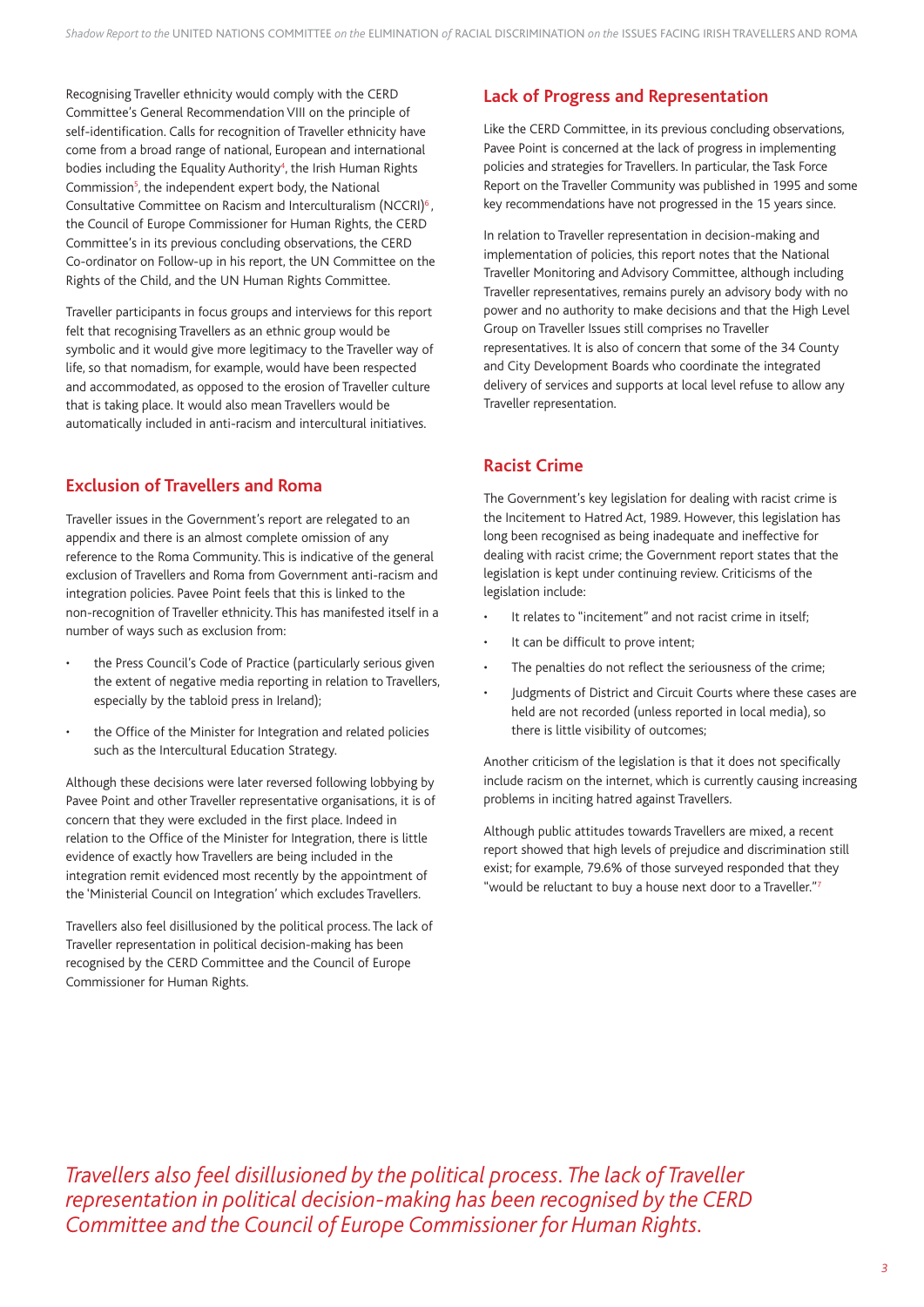Recognising Traveller ethnicity would comply with the CERD Committee's General Recommendation VIII on the principle of self-identification. Calls for recognition of Traveller ethnicity have come from a broad range of national, European and international bodies including the Equality Authority[4], the Irish Human Rights Commission[5], the independent expert body, the National Consultative Committee on Racism and Interculturalism (NCCRI)[6], the Council of Europe Commissioner for Human Rights, the CERD Committee's in its previous concluding observations, the CERD Co-ordinator on Follow-up in his report, the UN Committee on the Rights of the Child, and the UN Human Rights Committee.

Traveller participants in focus groups and interviews for this report felt that recognising Travellers as an ethnic group would be symbolic and it would give more legitimacy to the Traveller way of life, so that nomadism, for example, would have been respected and accommodated, as opposed to the erosion of Traveller culture that is taking place. It would also mean Travellers would be automatically included in anti-racism and intercultural initiatives.

## Exclusion of Travellers and Roma

Traveller issues in the Government's report are relegated to an appendix and there is an almost complete omission of any reference to the Roma Community. This is indicative of the general exclusion of Travellers and Roma from Government anti-racism and integration policies. Pavee Point feels that this is linked to the non-recognition of Traveller ethnicity. This has manifested itself in a number of ways such as exclusion from:

- the Press Council's Code of Practice (particularly serious given the extent of negative media reporting in relation to Travellers, especially by the tabloid press in Ireland);
- the Office of the Minister for Integration and related policies such as the Intercultural Education Strategy.

Although these decisions were later reversed following lobbying by Pavee Point and other Traveller representative organisations, it is of concern that they were excluded in the first place. Indeed in relation to the Office of the Minister for Integration, there is little evidence of exactly how Travellers are being included in the integration remit evidenced most recently by the appointment of the 'Ministerial Council on Integration' which excludes Travellers.

Travellers also feel disillusioned by the political process. The lack of Traveller representation in political decision-making has been recognised by the CERD Committee and the Council of Europe Commissioner for Human Rights.

## Lack of Progress and Representation

Like the CERD Committee, in its previous concluding observations, Pavee Point is concerned at the lack of progress in implementing policies and strategies for Travellers. In particular, the Task Force Report on the Traveller Community was published in 1995 and some key recommendations have not progressed in the 15 years since.

In relation to Traveller representation in decision-making and implementation of policies, this report notes that the National Traveller Monitoring and Advisory Committee, although including Traveller representatives, remains purely an advisory body with no power and no authority to make decisions and that the High Level Group on Traveller Issues still comprises no Traveller representatives. It is also of concern that some of the 34 County and City Development Boards who coordinate the integrated delivery of services and supports at local level refuse to allow any Traveller representation.

## Racist Crime

The Government's key legislation for dealing with racist crime is the Incitement to Hatred Act, 1989. However, this legislation has long been recognised as being inadequate and ineffective for dealing with racist crime; the Government report states that the legislation is kept under continuing review. Criticisms of the legislation include:

- It relates to "incitement" and not racist crime in itself;
- It can be difficult to prove intent;
- The penalties do not reflect the seriousness of the crime;
- Judgments of District and Circuit Courts where these cases are held are not recorded (unless reported in local media), so there is little visibility of outcomes;

Another criticism of the legislation is that it does not specifically include racism on the internet, which is currently causing increasing problems in inciting hatred against Travellers.

Although public attitudes towards Travellers are mixed, a recent report showed that high levels of prejudice and discrimination still exist; for example, 79.6% of those surveyed responded that they "would be reluctant to buy a house next door to a Traveller."[7]

*Travellers also feel disillusioned by the political process. The lack of Traveller representation in political decision-making has been recognised by the CERD Committee and the Council of Europe Commissioner for Human Rights.*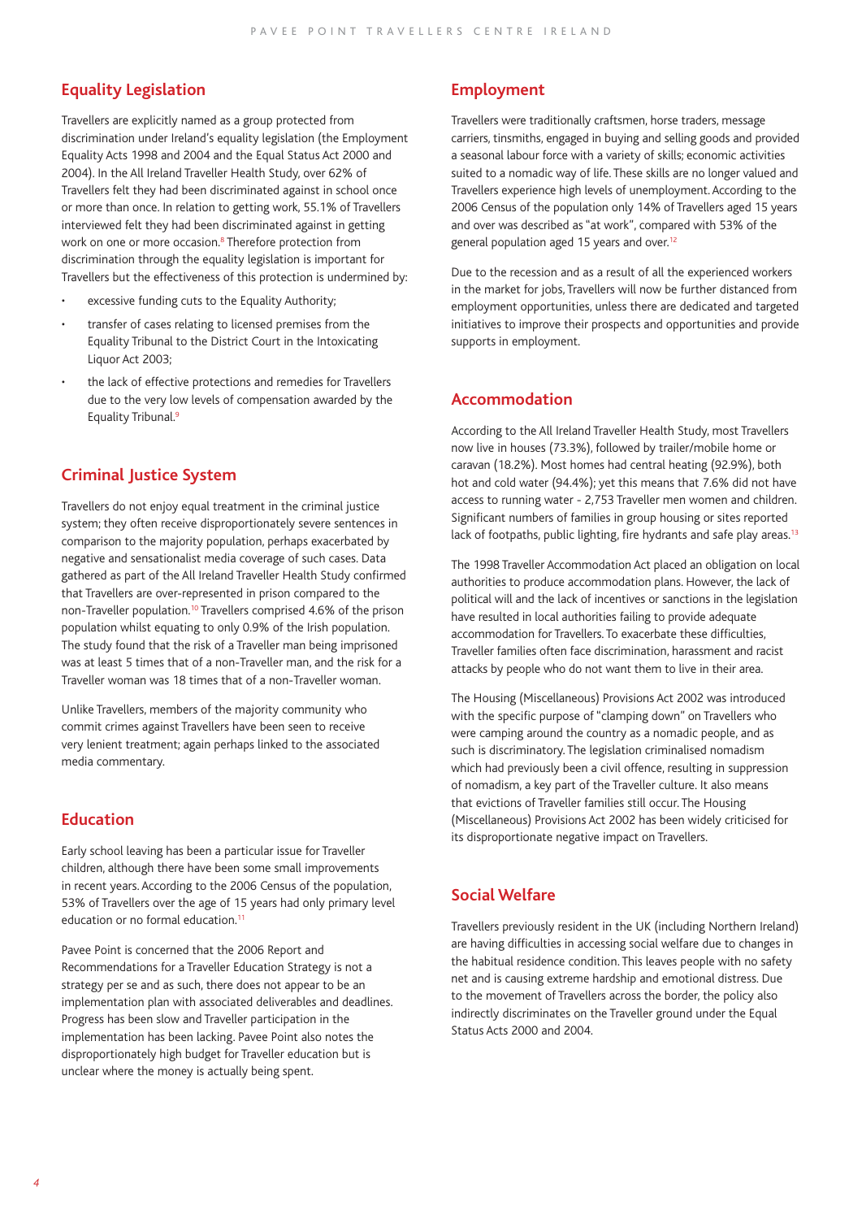## Equality Legislation

Travellers are explicitly named as a group protected from discrimination under Ireland's equality legislation (the Employment Equality Acts 1998 and 2004 and the Equal Status Act 2000 and 2004). In the All Ireland Traveller Health Study, over 62% of Travellers felt they had been discriminated against in school once or more than once. In relation to getting work, 55.1% of Travellers interviewed felt they had been discriminated against in getting work on one or more occasion.[8] Therefore protection from discrimination through the equality legislation is important for Travellers but the effectiveness of this protection is undermined by:

- excessive funding cuts to the Equality Authority;
- transfer of cases relating to licensed premises from the Equality Tribunal to the District Court in the Intoxicating Liquor Act 2003;
- the lack of effective protections and remedies for Travellers due to the very low levels of compensation awarded by the Equality Tribunal.[9]

## Criminal Justice System

Travellers do not enjoy equal treatment in the criminal justice system; they often receive disproportionately severe sentences in comparison to the majority population, perhaps exacerbated by negative and sensationalist media coverage of such cases. Data gathered as part of the All Ireland Traveller Health Study confirmed that Travellers are over-represented in prison compared to the non-Traveller population.[10] Travellers comprised 4.6% of the prison population whilst equating to only 0.9% of the Irish population. The study found that the risk of a Traveller man being imprisoned was at least 5 times that of a non-Traveller man, and the risk for a Traveller woman was 18 times that of a non-Traveller woman.

Unlike Travellers, members of the majority community who commit crimes against Travellers have been seen to receive very lenient treatment; again perhaps linked to the associated media commentary.

## Education

Early school leaving has been a particular issue for Traveller children, although there have been some small improvements in recent years. According to the 2006 Census of the population, 53% of Travellers over the age of 15 years had only primary level education or no formal education.[11]

Pavee Point is concerned that the 2006 Report and Recommendations for a Traveller Education Strategy is not a strategy per se and as such, there does not appear to be an implementation plan with associated deliverables and deadlines. Progress has been slow and Traveller participation in the implementation has been lacking. Pavee Point also notes the disproportionately high budget for Traveller education but is unclear where the money is actually being spent.

## Employment

Travellers were traditionally craftsmen, horse traders, message carriers, tinsmiths, engaged in buying and selling goods and provided a seasonal labour force with a variety of skills; economic activities suited to a nomadic way of life. These skills are no longer valued and Travellers experience high levels of unemployment. According to the 2006 Census of the population only 14% of Travellers aged 15 years and over was described as "at work", compared with 53% of the general population aged 15 years and over.[12]

Due to the recession and as a result of all the experienced workers in the market for jobs, Travellers will now be further distanced from employment opportunities, unless there are dedicated and targeted initiatives to improve their prospects and opportunities and provide supports in employment.

## Accommodation

According to the All Ireland Traveller Health Study, most Travellers now live in houses (73.3%), followed by trailer/mobile home or caravan (18.2%). Most homes had central heating (92.9%), both hot and cold water (94.4%); yet this means that 7.6% did not have access to running water - 2,753 Traveller men women and children. Significant numbers of families in group housing or sites reported lack of footpaths, public lighting, fire hydrants and safe play areas.[13]

The 1998 Traveller Accommodation Act placed an obligation on local authorities to produce accommodation plans. However, the lack of political will and the lack of incentives or sanctions in the legislation have resulted in local authorities failing to provide adequate accommodation for Travellers. To exacerbate these difficulties, Traveller families often face discrimination, harassment and racist attacks by people who do not want them to live in their area.

The Housing (Miscellaneous) Provisions Act 2002 was introduced with the specific purpose of "clamping down" on Travellers who were camping around the country as a nomadic people, and as such is discriminatory. The legislation criminalised nomadism which had previously been a civil offence, resulting in suppression of nomadism, a key part of the Traveller culture. It also means that evictions of Traveller families still occur. The Housing (Miscellaneous) Provisions Act 2002 has been widely criticised for its disproportionate negative impact on Travellers.

## Social Welfare

Travellers previously resident in the UK (including Northern Ireland) are having difficulties in accessing social welfare due to changes in the habitual residence condition. This leaves people with no safety net and is causing extreme hardship and emotional distress. Due to the movement of Travellers across the border, the policy also indirectly discriminates on the Traveller ground under the Equal Status Acts 2000 and 2004.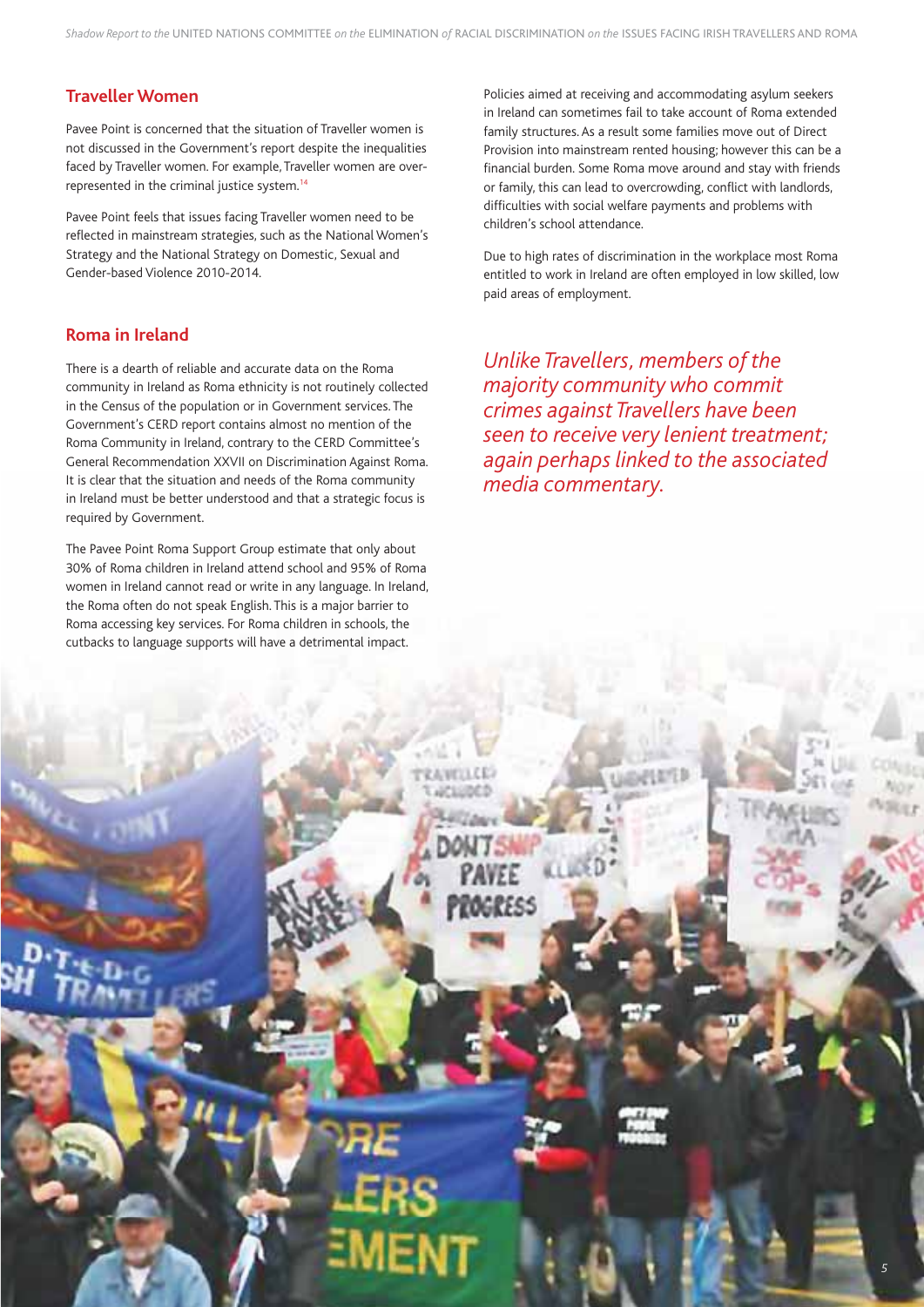## Traveller Women

Pavee Point is concerned that the situation of Traveller women is not discussed in the Government's report despite the inequalities faced by Traveller women. For example, Traveller women are over-represented in the criminal justice system.[14]

Pavee Point feels that issues facing Traveller women need to be reflected in mainstream strategies, such as the National Women's Strategy and the National Strategy on Domestic, Sexual and Gender-based Violence 2010-2014.

## Roma in Ireland

There is a dearth of reliable and accurate data on the Roma community in Ireland as Roma ethnicity is not routinely collected in the Census of the population or in Government services. The Government's CERD report contains almost no mention of the Roma Community in Ireland, contrary to the CERD Committee's General Recommendation XXVII on Discrimination Against Roma. It is clear that the situation and needs of the Roma community in Ireland must be better understood and that a strategic focus is required by Government.

The Pavee Point Roma Support Group estimate that only about 30% of Roma children in Ireland attend school and 95% of Roma women in Ireland cannot read or write in any language. In Ireland, the Roma often do not speak English. This is a major barrier to Roma accessing key services. For Roma children in schools, the cutbacks to language supports will have a detrimental impact.

Policies aimed at receiving and accommodating asylum seekers in Ireland can sometimes fail to take account of Roma extended family structures. As a result some families move out of Direct Provision into mainstream rented housing; however this can be a financial burden. Some Roma move around and stay with friends or family, this can lead to overcrowding, conflict with landlords, difficulties with social welfare payments and problems with children's school attendance.

Due to high rates of discrimination in the workplace most Roma entitled to work in Ireland are often employed in low skilled, low paid areas of employment.

*Unlike Travellers, members of the majority community who commit crimes against Travellers have been seen to receive very lenient treatment; again perhaps linked to the associated media commentary.*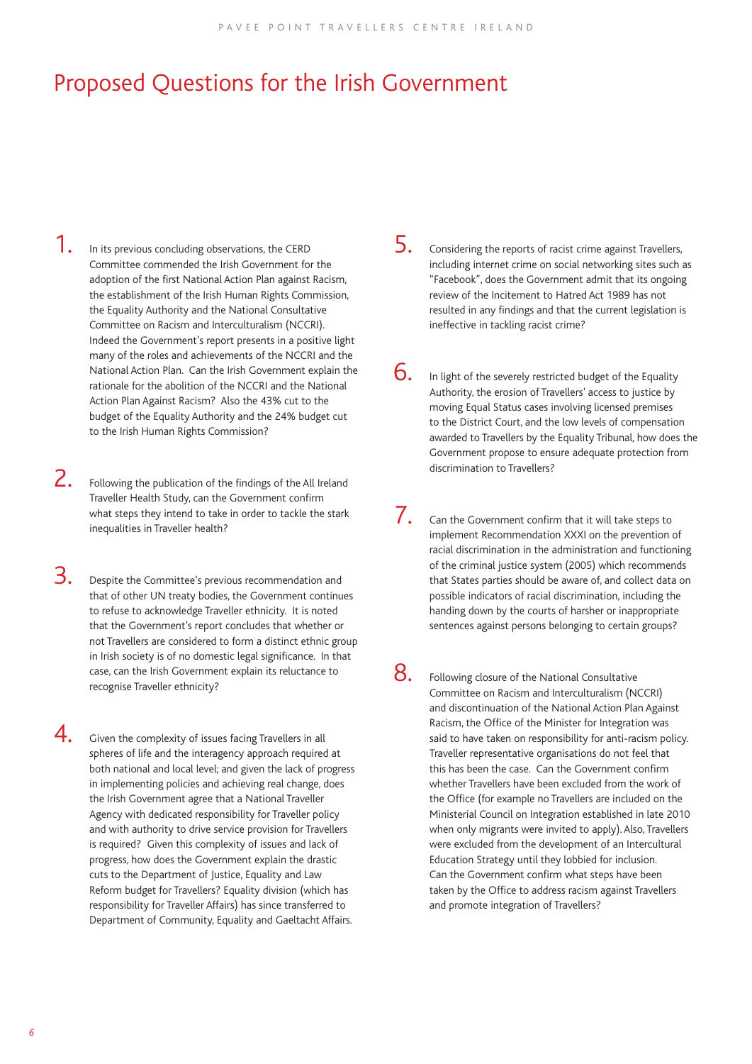# Proposed Questions for the Irish Government

1. In its previous concluding observations, the CERD Committee commended the Irish Government for the adoption of the first National Action Plan against Racism, the establishment of the Irish Human Rights Commission, the Equality Authority and the National Consultative Committee on Racism and Interculturalism (NCCRI). Indeed the Government's report presents in a positive light many of the roles and achievements of the NCCRI and the National Action Plan. Can the Irish Government explain the rationale for the abolition of the NCCRI and the National Action Plan Against Racism? Also the 43% cut to the budget of the Equality Authority and the 24% budget cut to the Irish Human Rights Commission?

2. Following the publication of the findings of the All Ireland Traveller Health Study, can the Government confirm what steps they intend to take in order to tackle the stark inequalities in Traveller health?

3. Despite the Committee's previous recommendation and that of other UN treaty bodies, the Government continues to refuse to acknowledge Traveller ethnicity. It is noted that the Government's report concludes that whether or not Travellers are considered to form a distinct ethnic group in Irish society is of no domestic legal significance. In that case, can the Irish Government explain its reluctance to recognise Traveller ethnicity?

4. Given the complexity of issues facing Travellers in all spheres of life and the interagency approach required at both national and local level; and given the lack of progress in implementing policies and achieving real change, does the Irish Government agree that a National Traveller Agency with dedicated responsibility for Traveller policy and with authority to drive service provision for Travellers is required? Given this complexity of issues and lack of progress, how does the Government explain the drastic cuts to the Department of Justice, Equality and Law Reform budget for Travellers? Equality division (which has responsibility for Traveller Affairs) has since transferred to Department of Community, Equality and Gaeltacht Affairs.

5. Considering the reports of racist crime against Travellers, including internet crime on social networking sites such as "Facebook", does the Government admit that its ongoing review of the Incitement to Hatred Act 1989 has not resulted in any findings and that the current legislation is ineffective in tackling racist crime?

6. In light of the severely restricted budget of the Equality Authority, the erosion of Travellers' access to justice by moving Equal Status cases involving licensed premises to the District Court, and the low levels of compensation awarded to Travellers by the Equality Tribunal, how does the Government propose to ensure adequate protection from discrimination to Travellers?

7. Can the Government confirm that it will take steps to implement Recommendation XXXI on the prevention of racial discrimination in the administration and functioning of the criminal justice system (2005) which recommends that States parties should be aware of, and collect data on possible indicators of racial discrimination, including the handing down by the courts of harsher or inappropriate sentences against persons belonging to certain groups?

8. Following closure of the National Consultative Committee on Racism and Interculturalism (NCCRI) and discontinuation of the National Action Plan Against Racism, the Office of the Minister for Integration was said to have taken on responsibility for anti-racism policy. Traveller representative organisations do not feel that this has been the case. Can the Government confirm whether Travellers have been excluded from the work of the Office (for example no Travellers are included on the Ministerial Council on Integration established in late 2010 when only migrants were invited to apply). Also, Travellers were excluded from the development of an Intercultural Education Strategy until they lobbied for inclusion. Can the Government confirm what steps have been taken by the Office to address racism against Travellers and promote integration of Travellers?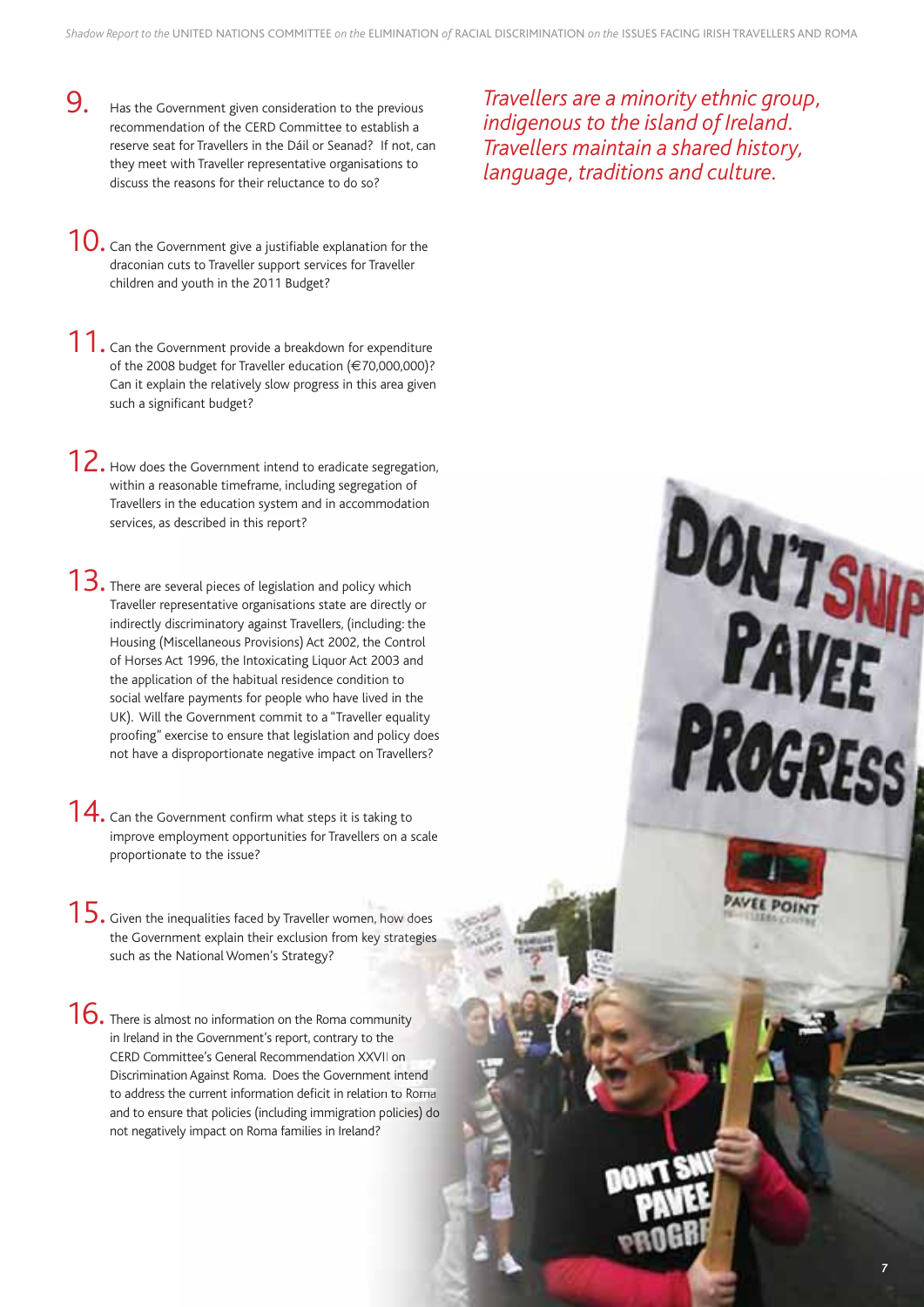9. Has the Government given consideration to the previous recommendation of the CERD Committee to establish a reserve seat for Travellers in the Dáil or Seanad? If not, can they meet with Traveller representative organisations to discuss the reasons for their reluctance to do so?

10. Can the Government give a justifiable explanation for the draconian cuts to Traveller support services for Traveller children and youth in the 2011 Budget?

11. Can the Government provide a breakdown for expenditure of the 2008 budget for Traveller education (€70,000,000)? Can it explain the relatively slow progress in this area given such a significant budget?

12. How does the Government intend to eradicate segregation, within a reasonable timeframe, including segregation of Travellers in the education system and in accommodation services, as described in this report?

13. There are several pieces of legislation and policy which Traveller representative organisations state are directly or indirectly discriminatory against Travellers, (including: the Housing (Miscellaneous Provisions) Act 2002, the Control of Horses Act 1996, the Intoxicating Liquor Act 2003 and the application of the habitual residence condition to social welfare payments for people who have lived in the UK). Will the Government commit to a "Traveller equality proofing" exercise to ensure that legislation and policy does not have a disproportionate negative impact on Travellers?

14. Can the Government confirm what steps it is taking to improve employment opportunities for Travellers on a scale proportionate to the issue?

15. Given the inequalities faced by Traveller women, how does the Government explain their exclusion from key strategies such as the National Women's Strategy?

16. There is almost no information on the Roma community in Ireland in the Government's report, contrary to the CERD Committee's General Recommendation XXVII on Discrimination Against Roma. Does the Government intend to address the current information deficit in relation to Roma and to ensure that policies (including immigration policies) do not negatively impact on Roma families in Ireland?

*Travellers are a minority ethnic group, indigenous to the island of Ireland. Travellers maintain a shared history, language, traditions and culture.*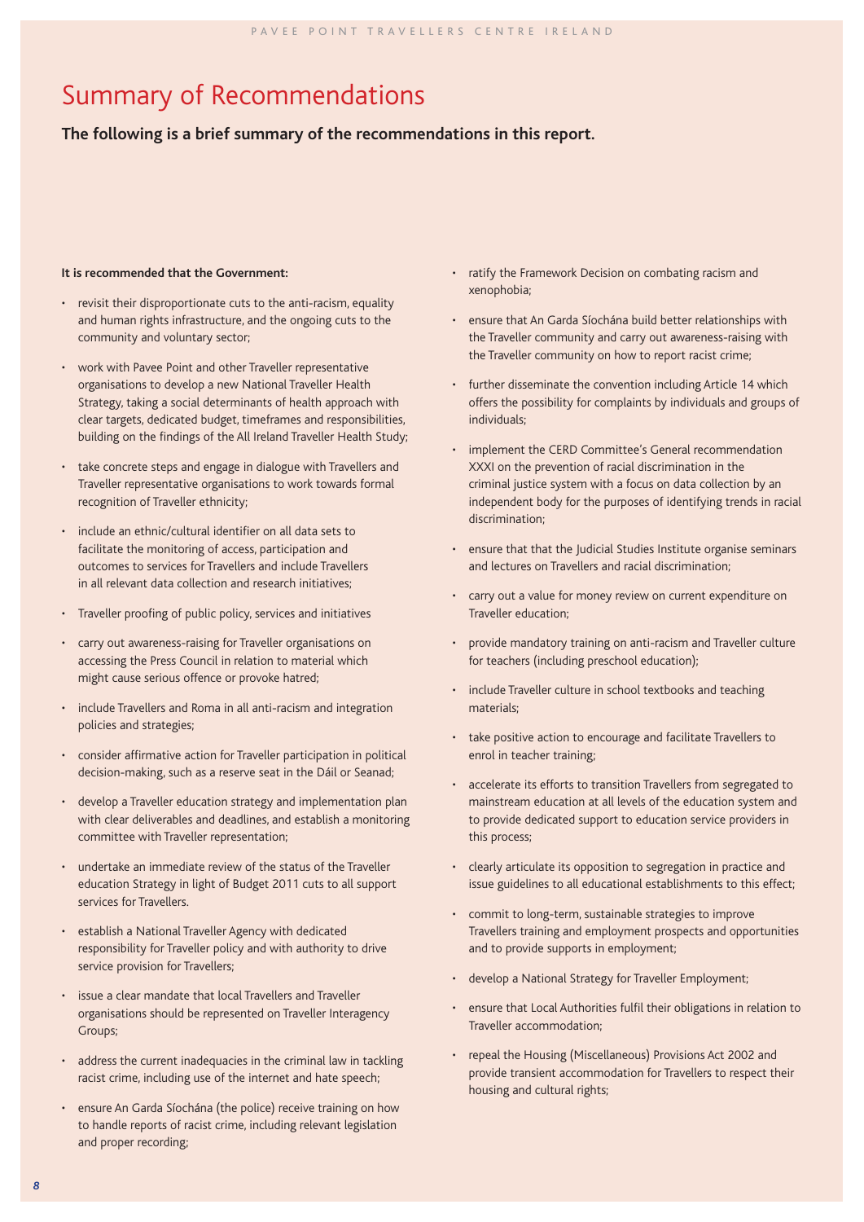# Summary of Recommendations

**The following is a brief summary of the recommendations in this report.**

**It is recommended that the Government:**

- revisit their disproportionate cuts to the anti-racism, equality and human rights infrastructure, and the ongoing cuts to the community and voluntary sector;
- work with Pavee Point and other Traveller representative organisations to develop a new National Traveller Health Strategy, taking a social determinants of health approach with clear targets, dedicated budget, timeframes and responsibilities, building on the findings of the All Ireland Traveller Health Study;
- take concrete steps and engage in dialogue with Travellers and Traveller representative organisations to work towards formal recognition of Traveller ethnicity;
- include an ethnic/cultural identifier on all data sets to facilitate the monitoring of access, participation and outcomes to services for Travellers and include Travellers in all relevant data collection and research initiatives;
- Traveller proofing of public policy, services and initiatives
- carry out awareness-raising for Traveller organisations on accessing the Press Council in relation to material which might cause serious offence or provoke hatred;
- include Travellers and Roma in all anti-racism and integration policies and strategies;
- consider affirmative action for Traveller participation in political decision-making, such as a reserve seat in the Dáil or Seanad;
- develop a Traveller education strategy and implementation plan with clear deliverables and deadlines, and establish a monitoring committee with Traveller representation;
- undertake an immediate review of the status of the Traveller education Strategy in light of Budget 2011 cuts to all support services for Travellers.
- establish a National Traveller Agency with dedicated responsibility for Traveller policy and with authority to drive service provision for Travellers;
- issue a clear mandate that local Travellers and Traveller organisations should be represented on Traveller Interagency Groups;
- address the current inadequacies in the criminal law in tackling racist crime, including use of the internet and hate speech;
- ensure An Garda Síochána (the police) receive training on how to handle reports of racist crime, including relevant legislation and proper recording;
- ratify the Framework Decision on combating racism and xenophobia;
- ensure that An Garda Síochána build better relationships with the Traveller community and carry out awareness-raising with the Traveller community on how to report racist crime;
- further disseminate the convention including Article 14 which offers the possibility for complaints by individuals and groups of individuals;
- implement the CERD Committee's General recommendation XXXI on the prevention of racial discrimination in the criminal justice system with a focus on data collection by an independent body for the purposes of identifying trends in racial discrimination;
- ensure that that the Judicial Studies Institute organise seminars and lectures on Travellers and racial discrimination;
- carry out a value for money review on current expenditure on Traveller education;
- provide mandatory training on anti-racism and Traveller culture for teachers (including preschool education);
- include Traveller culture in school textbooks and teaching materials;
- take positive action to encourage and facilitate Travellers to enrol in teacher training;
- accelerate its efforts to transition Travellers from segregated to mainstream education at all levels of the education system and to provide dedicated support to education service providers in this process;
- clearly articulate its opposition to segregation in practice and issue guidelines to all educational establishments to this effect;
- commit to long-term, sustainable strategies to improve Travellers training and employment prospects and opportunities and to provide supports in employment;
- develop a National Strategy for Traveller Employment;
- ensure that Local Authorities fulfil their obligations in relation to Traveller accommodation;
- repeal the Housing (Miscellaneous) Provisions Act 2002 and provide transient accommodation for Travellers to respect their housing and cultural rights;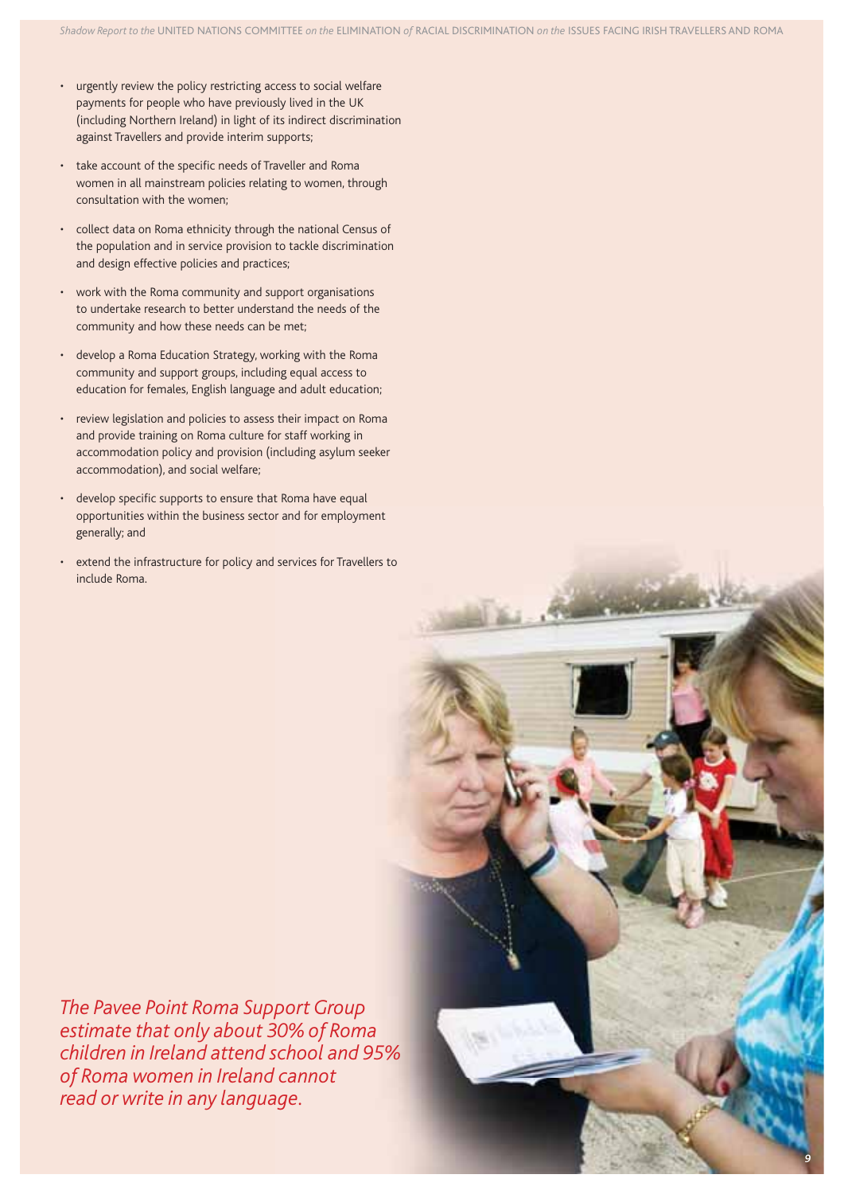- urgently review the policy restricting access to social welfare payments for people who have previously lived in the UK (including Northern Ireland) in light of its indirect discrimination against Travellers and provide interim supports;
- take account of the specific needs of Traveller and Roma women in all mainstream policies relating to women, through consultation with the women;
- collect data on Roma ethnicity through the national Census of the population and in service provision to tackle discrimination and design effective policies and practices;
- work with the Roma community and support organisations to undertake research to better understand the needs of the community and how these needs can be met;
- develop a Roma Education Strategy, working with the Roma community and support groups, including equal access to education for females, English language and adult education;
- review legislation and policies to assess their impact on Roma and provide training on Roma culture for staff working in accommodation policy and provision (including asylum seeker accommodation), and social welfare;
- develop specific supports to ensure that Roma have equal opportunities within the business sector and for employment generally; and
- extend the infrastructure for policy and services for Travellers to include Roma.

*The Pavee Point Roma Support Group estimate that only about 30% of Roma children in Ireland attend school and 95% of Roma women in Ireland cannot read or write in any language.*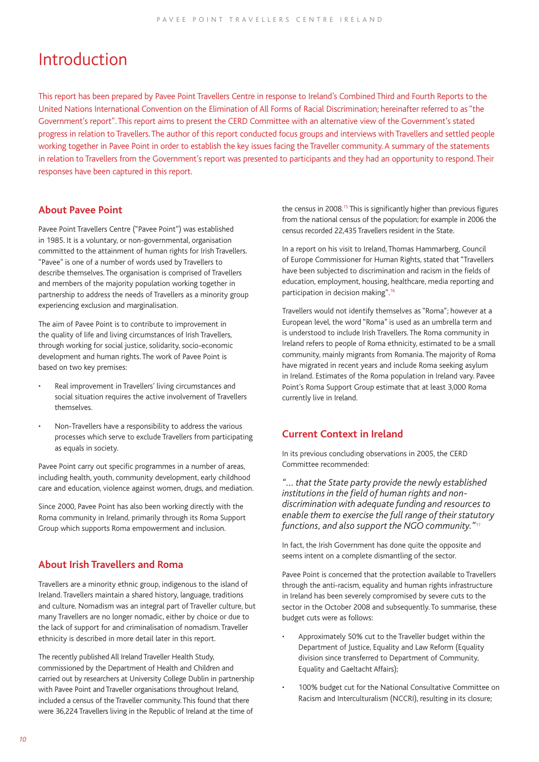# Introduction

This report has been prepared by Pavee Point Travellers Centre in response to Ireland's Combined Third and Fourth Reports to the United Nations International Convention on the Elimination of All Forms of Racial Discrimination; hereinafter referred to as "the Government's report". This report aims to present the CERD Committee with an alternative view of the Government's stated progress in relation to Travellers. The author of this report conducted focus groups and interviews with Travellers and settled people working together in Pavee Point in order to establish the key issues facing the Traveller community. A summary of the statements in relation to Travellers from the Government's report was presented to participants and they had an opportunity to respond. Their responses have been captured in this report.

## About Pavee Point

Pavee Point Travellers Centre ("Pavee Point") was established in 1985. It is a voluntary, or non-governmental, organisation committed to the attainment of human rights for Irish Travellers. "Pavee" is one of a number of words used by Travellers to describe themselves. The organisation is comprised of Travellers and members of the majority population working together in partnership to address the needs of Travellers as a minority group experiencing exclusion and marginalisation.

The aim of Pavee Point is to contribute to improvement in the quality of life and living circumstances of Irish Travellers, through working for social justice, solidarity, socio-economic development and human rights. The work of Pavee Point is based on two key premises:

- Real improvement in Travellers' living circumstances and social situation requires the active involvement of Travellers themselves.
- Non-Travellers have a responsibility to address the various processes which serve to exclude Travellers from participating as equals in society.

Pavee Point carry out specific programmes in a number of areas, including health, youth, community development, early childhood care and education, violence against women, drugs, and mediation.

Since 2000, Pavee Point has also been working directly with the Roma community in Ireland, primarily through its Roma Support Group which supports Roma empowerment and inclusion.

## About Irish Travellers and Roma

Travellers are a minority ethnic group, indigenous to the island of Ireland. Travellers maintain a shared history, language, traditions and culture. Nomadism was an integral part of Traveller culture, but many Travellers are no longer nomadic, either by choice or due to the lack of support for and criminalisation of nomadism. Traveller ethnicity is described in more detail later in this report.

The recently published All Ireland Traveller Health Study, commissioned by the Department of Health and Children and carried out by researchers at University College Dublin in partnership with Pavee Point and Traveller organisations throughout Ireland, included a census of the Traveller community. This found that there were 36,224 Travellers living in the Republic of Ireland at the time of the census in 2008.[15] This is significantly higher than previous figures from the national census of the population; for example in 2006 the census recorded 22,435 Travellers resident in the State.

In a report on his visit to Ireland, Thomas Hammarberg, Council of Europe Commissioner for Human Rights, stated that "Travellers have been subjected to discrimination and racism in the fields of education, employment, housing, healthcare, media reporting and participation in decision making".[16]

Travellers would not identify themselves as "Roma"; however at a European level, the word "Roma" is used as an umbrella term and is understood to include Irish Travellers. The Roma community in Ireland refers to people of Roma ethnicity, estimated to be a small community, mainly migrants from Romania. The majority of Roma have migrated in recent years and include Roma seeking asylum in Ireland. Estimates of the Roma population in Ireland vary. Pavee Point's Roma Support Group estimate that at least 3,000 Roma currently live in Ireland.

## Current Context in Ireland

In its previous concluding observations in 2005, the CERD Committee recommended:

*"... that the State party provide the newly established institutions in the field of human rights and non-discrimination with adequate funding and resources to enable them to exercise the full range of their statutory functions, and also support the NGO community."*[17]

In fact, the Irish Government has done quite the opposite and seems intent on a complete dismantling of the sector.

Pavee Point is concerned that the protection available to Travellers through the anti-racism, equality and human rights infrastructure in Ireland has been severely compromised by severe cuts to the sector in the October 2008 and subsequently. To summarise, these budget cuts were as follows:

- Approximately 50% cut to the Traveller budget within the Department of Justice, Equality and Law Reform (Equality division since transferred to Department of Community, Equality and Gaeltacht Affairs);
- 100% budget cut for the National Consultative Committee on Racism and Interculturalism (NCCRI), resulting in its closure;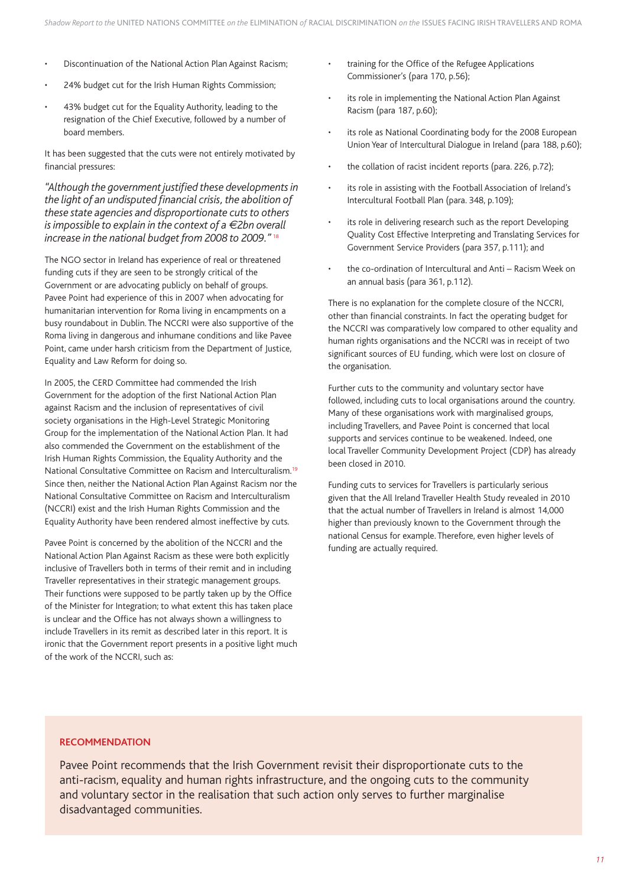- Discontinuation of the National Action Plan Against Racism;
- 24% budget cut for the Irish Human Rights Commission;
- 43% budget cut for the Equality Authority, leading to the resignation of the Chief Executive, followed by a number of board members.

It has been suggested that the cuts were not entirely motivated by financial pressures:

*"Although the government justified these developments in the light of an undisputed financial crisis, the abolition of these state agencies and disproportionate cuts to others is impossible to explain in the context of a €2bn overall increase in the national budget from 2008 to 2009."* [18]

The NGO sector in Ireland has experience of real or threatened funding cuts if they are seen to be strongly critical of the Government or are advocating publicly on behalf of groups. Pavee Point had experience of this in 2007 when advocating for humanitarian intervention for Roma living in encampments on a busy roundabout in Dublin. The NCCRI were also supportive of the Roma living in dangerous and inhumane conditions and like Pavee Point, came under harsh criticism from the Department of Justice, Equality and Law Reform for doing so.

In 2005, the CERD Committee had commended the Irish Government for the adoption of the first National Action Plan against Racism and the inclusion of representatives of civil society organisations in the High-Level Strategic Monitoring Group for the implementation of the National Action Plan. It had also commended the Government on the establishment of the Irish Human Rights Commission, the Equality Authority and the National Consultative Committee on Racism and Interculturalism.[19] Since then, neither the National Action Plan Against Racism nor the National Consultative Committee on Racism and Interculturalism (NCCRI) exist and the Irish Human Rights Commission and the Equality Authority have been rendered almost ineffective by cuts.

Pavee Point is concerned by the abolition of the NCCRI and the National Action Plan Against Racism as these were both explicitly inclusive of Travellers both in terms of their remit and in including Traveller representatives in their strategic management groups. Their functions were supposed to be partly taken up by the Office of the Minister for Integration; to what extent this has taken place is unclear and the Office has not always shown a willingness to include Travellers in its remit as described later in this report. It is ironic that the Government report presents in a positive light much of the work of the NCCRI, such as:

- training for the Office of the Refugee Applications Commissioner's (para 170, p.56);
- its role in implementing the National Action Plan Against Racism (para 187, p.60);
- its role as National Coordinating body for the 2008 European Union Year of Intercultural Dialogue in Ireland (para 188, p.60);
- the collation of racist incident reports (para. 226, p.72);
- its role in assisting with the Football Association of Ireland's Intercultural Football Plan (para. 348, p.109);
- its role in delivering research such as the report Developing Quality Cost Effective Interpreting and Translating Services for Government Service Providers (para 357, p.111); and
- the co-ordination of Intercultural and Anti – Racism Week on an annual basis (para 361, p.112).

There is no explanation for the complete closure of the NCCRI, other than financial constraints. In fact the operating budget for the NCCRI was comparatively low compared to other equality and human rights organisations and the NCCRI was in receipt of two significant sources of EU funding, which were lost on closure of the organisation.

Further cuts to the community and voluntary sector have followed, including cuts to local organisations around the country. Many of these organisations work with marginalised groups, including Travellers, and Pavee Point is concerned that local supports and services continue to be weakened. Indeed, one local Traveller Community Development Project (CDP) has already been closed in 2010.

Funding cuts to services for Travellers is particularly serious given that the All Ireland Traveller Health Study revealed in 2010 that the actual number of Travellers in Ireland is almost 14,000 higher than previously known to the Government through the national Census for example. Therefore, even higher levels of funding are actually required.

**RECOMMENDATION**

Pavee Point recommends that the Irish Government revisit their disproportionate cuts to the anti-racism, equality and human rights infrastructure, and the ongoing cuts to the community and voluntary sector in the realisation that such action only serves to further marginalise disadvantaged communities.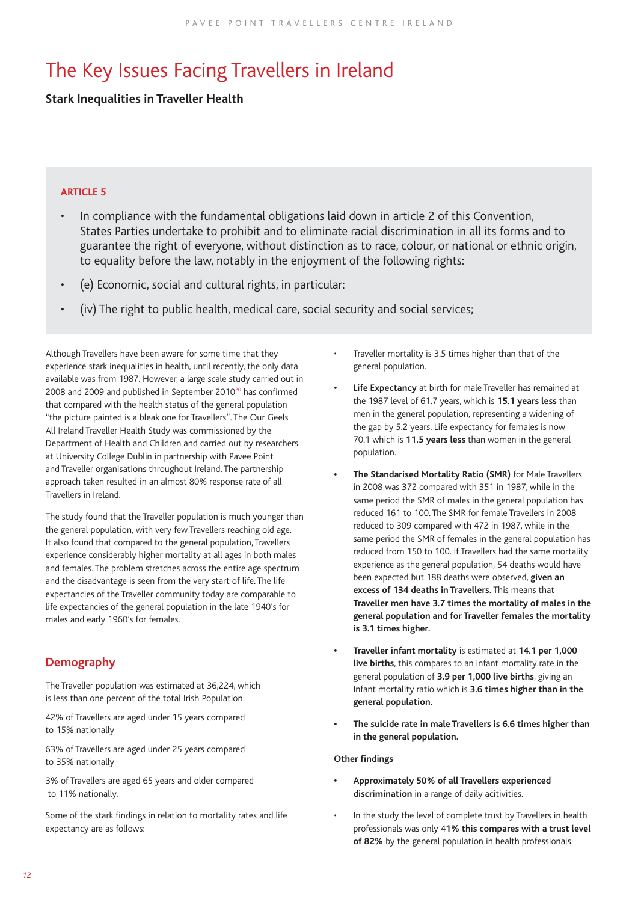# The Key Issues Facing Travellers in Ireland

**Stark Inequalities in Traveller Health**

**ARTICLE 5**

- In compliance with the fundamental obligations laid down in article 2 of this Convention, States Parties undertake to prohibit and to eliminate racial discrimination in all its forms and to guarantee the right of everyone, without distinction as to race, colour, or national or ethnic origin, to equality before the law, notably in the enjoyment of the following rights:
- (e) Economic, social and cultural rights, in particular:
- (iv) The right to public health, medical care, social security and social services;

Although Travellers have been aware for some time that they experience stark inequalities in health, until recently, the only data available was from 1987. However, a large scale study carried out in 2008 and 2009 and published in September 2010[20] has confirmed that compared with the health status of the general population "the picture painted is a bleak one for Travellers". The Our Geels All Ireland Traveller Health Study was commissioned by the Department of Health and Children and carried out by researchers at University College Dublin in partnership with Pavee Point and Traveller organisations throughout Ireland. The partnership approach taken resulted in an almost 80% response rate of all Travellers in Ireland.

The study found that the Traveller population is much younger than the general population, with very few Travellers reaching old age. It also found that compared to the general population, Travellers experience considerably higher mortality at all ages in both males and females. The problem stretches across the entire age spectrum and the disadvantage is seen from the very start of life. The life expectancies of the Traveller community today are comparable to life expectancies of the general population in the late 1940's for males and early 1960's for females.

## Demography

The Traveller population was estimated at 36,224, which is less than one percent of the total Irish Population.

42% of Travellers are aged under 15 years compared to 15% nationally

63% of Travellers are aged under 25 years compared to 35% nationally

3% of Travellers are aged 65 years and older compared to 11% nationally.

Some of the stark findings in relation to mortality rates and life expectancy are as follows:

- Traveller mortality is 3.5 times higher than that of the general population.
- **Life Expectancy** at birth for male Traveller has remained at the 1987 level of 61.7 years, which is **15.1 years less** than men in the general population, representing a widening of the gap by 5.2 years. Life expectancy for females is now 70.1 which is **11.5 years less** than women in the general population.
- **The Standarised Mortality Ratio (SMR)** for Male Travellers in 2008 was 372 compared with 351 in 1987, while in the same period the SMR of males in the general population has reduced 161 to 100. The SMR for female Travellers in 2008 reduced to 309 compared with 472 in 1987, while in the same period the SMR of females in the general population has reduced from 150 to 100. If Travellers had the same mortality experience as the general population, 54 deaths would have been expected but 188 deaths were observed, **given an excess of 134 deaths in Travellers.** This means that **Traveller men have 3.7 times the mortality of males in the general population and for Traveller females the mortality is 3.1 times higher.**
- **Traveller infant mortality** is estimated at **14.1 per 1,000 live births**, this compares to an infant mortality rate in the general population of **3.9 per 1,000 live births**, giving an Infant mortality ratio which is **3.6 times higher than in the general population.**
- **The suicide rate in male Travellers is 6.6 times higher than in the general population.**

**Other findings**

- **Approximately 50% of all Travellers experienced discrimination** in a range of daily acitivities.
- In the study the level of complete trust by Travellers in health professionals was only 4**1% this compares with a trust level of 82%** by the general population in health professionals.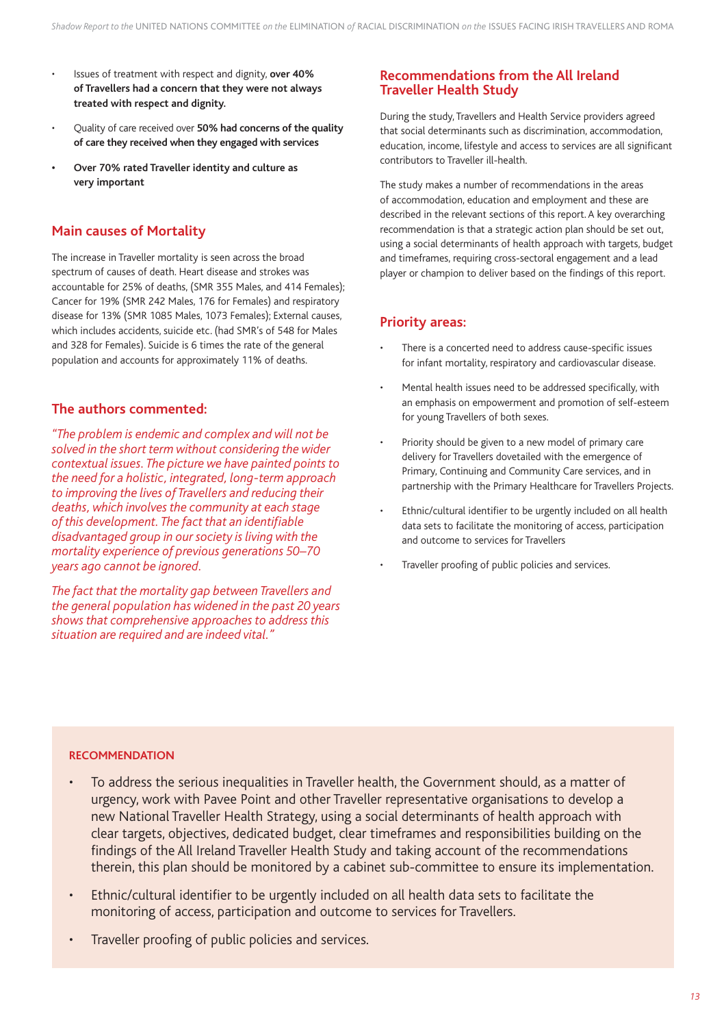- Issues of treatment with respect and dignity, **over 40% of Travellers had a concern that they were not always treated with respect and dignity.**
- Quality of care received over **50% had concerns of the quality of care they received when they engaged with services**
- **Over 70% rated Traveller identity and culture as very important**

## Main causes of Mortality

The increase in Traveller mortality is seen across the broad spectrum of causes of death. Heart disease and strokes was accountable for 25% of deaths, (SMR 355 Males, and 414 Females); Cancer for 19% (SMR 242 Males, 176 for Females) and respiratory disease for 13% (SMR 1085 Males, 1073 Females); External causes, which includes accidents, suicide etc. (had SMR's of 548 for Males and 328 for Females). Suicide is 6 times the rate of the general population and accounts for approximately 11% of deaths.

## The authors commented:

*"The problem is endemic and complex and will not be solved in the short term without considering the wider contextual issues. The picture we have painted points to the need for a holistic, integrated, long-term approach to improving the lives of Travellers and reducing their deaths, which involves the community at each stage of this development. The fact that an identifiable disadvantaged group in our society is living with the mortality experience of previous generations 50–70 years ago cannot be ignored.*

*The fact that the mortality gap between Travellers and the general population has widened in the past 20 years shows that comprehensive approaches to address this situation are required and are indeed vital."*

## Recommendations from the All Ireland Traveller Health Study

During the study, Travellers and Health Service providers agreed that social determinants such as discrimination, accommodation, education, income, lifestyle and access to services are all significant contributors to Traveller ill-health.

The study makes a number of recommendations in the areas of accommodation, education and employment and these are described in the relevant sections of this report. A key overarching recommendation is that a strategic action plan should be set out, using a social determinants of health approach with targets, budget and timeframes, requiring cross-sectoral engagement and a lead player or champion to deliver based on the findings of this report.

## Priority areas:

- There is a concerted need to address cause-specific issues for infant mortality, respiratory and cardiovascular disease.
- Mental health issues need to be addressed specifically, with an emphasis on empowerment and promotion of self-esteem for young Travellers of both sexes.
- Priority should be given to a new model of primary care delivery for Travellers dovetailed with the emergence of Primary, Continuing and Community Care services, and in partnership with the Primary Healthcare for Travellers Projects.
- Ethnic/cultural identifier to be urgently included on all health data sets to facilitate the monitoring of access, participation and outcome to services for Travellers
- Traveller proofing of public policies and services.

### RECOMMENDATION

- To address the serious inequalities in Traveller health, the Government should, as a matter of urgency, work with Pavee Point and other Traveller representative organisations to develop a new National Traveller Health Strategy, using a social determinants of health approach with clear targets, objectives, dedicated budget, clear timeframes and responsibilities building on the findings of the All Ireland Traveller Health Study and taking account of the recommendations therein, this plan should be monitored by a cabinet sub-committee to ensure its implementation.
- Ethnic/cultural identifier to be urgently included on all health data sets to facilitate the monitoring of access, participation and outcome to services for Travellers.
- Traveller proofing of public policies and services.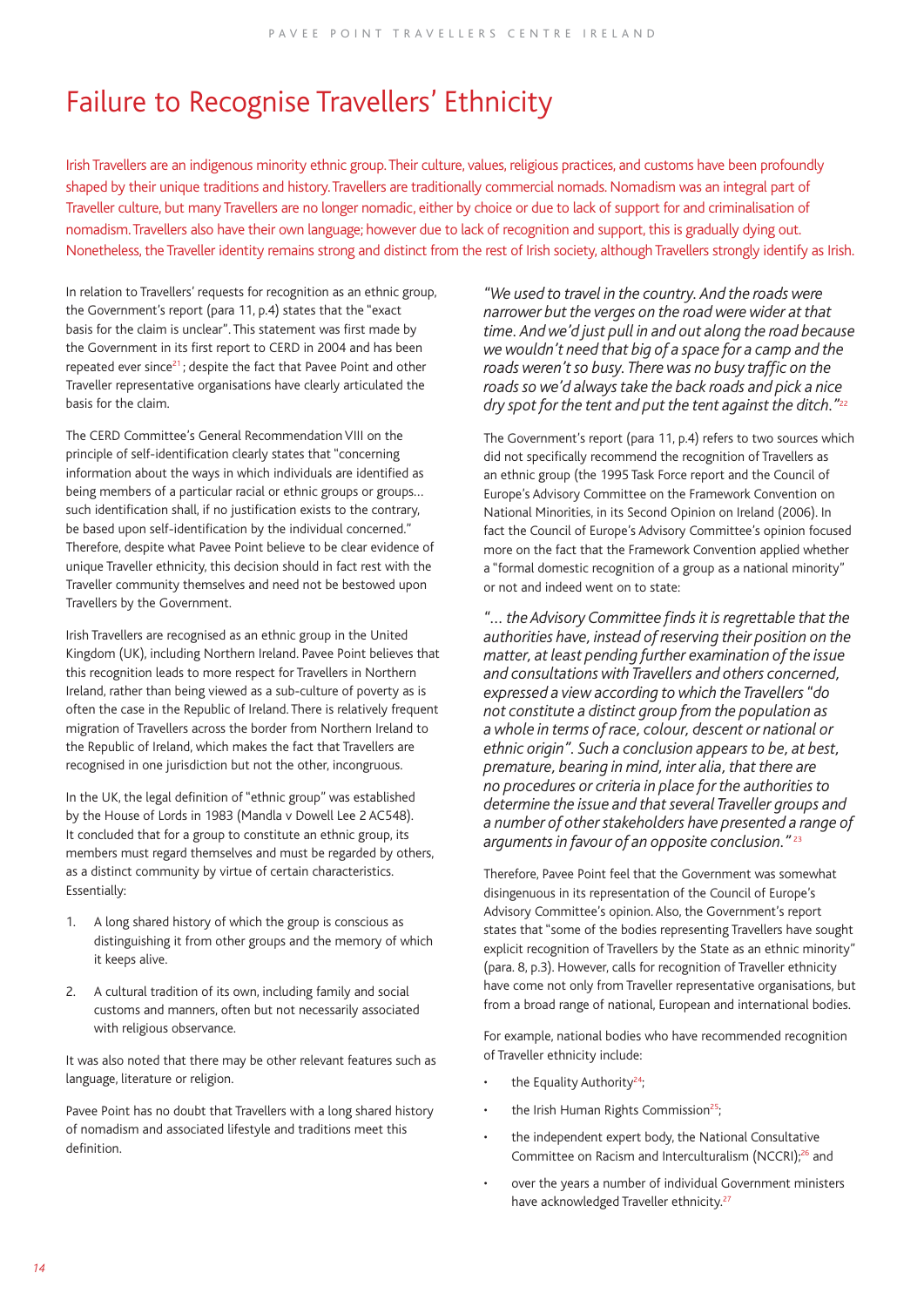# Failure to Recognise Travellers' Ethnicity

Irish Travellers are an indigenous minority ethnic group. Their culture, values, religious practices, and customs have been profoundly shaped by their unique traditions and history. Travellers are traditionally commercial nomads. Nomadism was an integral part of Traveller culture, but many Travellers are no longer nomadic, either by choice or due to lack of support for and criminalisation of nomadism. Travellers also have their own language; however due to lack of recognition and support, this is gradually dying out. Nonetheless, the Traveller identity remains strong and distinct from the rest of Irish society, although Travellers strongly identify as Irish.

In relation to Travellers' requests for recognition as an ethnic group, the Government's report (para 11, p.4) states that the "exact basis for the claim is unclear". This statement was first made by the Government in its first report to CERD in 2004 and has been repeated ever since[21]; despite the fact that Pavee Point and other Traveller representative organisations have clearly articulated the basis for the claim.

The CERD Committee's General Recommendation VIII on the principle of self-identification clearly states that "concerning information about the ways in which individuals are identified as being members of a particular racial or ethnic groups or groups… such identification shall, if no justification exists to the contrary, be based upon self-identification by the individual concerned." Therefore, despite what Pavee Point believe to be clear evidence of unique Traveller ethnicity, this decision should in fact rest with the Traveller community themselves and need not be bestowed upon Travellers by the Government.

Irish Travellers are recognised as an ethnic group in the United Kingdom (UK), including Northern Ireland. Pavee Point believes that this recognition leads to more respect for Travellers in Northern Ireland, rather than being viewed as a sub-culture of poverty as is often the case in the Republic of Ireland. There is relatively frequent migration of Travellers across the border from Northern Ireland to the Republic of Ireland, which makes the fact that Travellers are recognised in one jurisdiction but not the other, incongruous.

In the UK, the legal definition of "ethnic group" was established by the House of Lords in 1983 (Mandla v Dowell Lee 2 AC548). It concluded that for a group to constitute an ethnic group, its members must regard themselves and must be regarded by others, as a distinct community by virtue of certain characteristics. Essentially:

1. A long shared history of which the group is conscious as distinguishing it from other groups and the memory of which it keeps alive.
2. A cultural tradition of its own, including family and social customs and manners, often but not necessarily associated with religious observance.

It was also noted that there may be other relevant features such as language, literature or religion.

Pavee Point has no doubt that Travellers with a long shared history of nomadism and associated lifestyle and traditions meet this definition.

*"We used to travel in the country. And the roads were narrower but the verges on the road were wider at that time. And we'd just pull in and out along the road because we wouldn't need that big of a space for a camp and the roads weren't so busy. There was no busy traffic on the roads so we'd always take the back roads and pick a nice dry spot for the tent and put the tent against the ditch."*[22]

The Government's report (para 11, p.4) refers to two sources which did not specifically recommend the recognition of Travellers as an ethnic group (the 1995 Task Force report and the Council of Europe's Advisory Committee on the Framework Convention on National Minorities, in its Second Opinion on Ireland (2006). In fact the Council of Europe's Advisory Committee's opinion focused more on the fact that the Framework Convention applied whether a "formal domestic recognition of a group as a national minority" or not and indeed went on to state:

*"… the Advisory Committee finds it is regrettable that the authorities have, instead of reserving their position on the matter, at least pending further examination of the issue and consultations with Travellers and others concerned, expressed a view according to which the Travellers "do not constitute a distinct group from the population as a whole in terms of race, colour, descent or national or ethnic origin". Such a conclusion appears to be, at best, premature, bearing in mind, inter alia, that there are no procedures or criteria in place for the authorities to determine the issue and that several Traveller groups and a number of other stakeholders have presented a range of arguments in favour of an opposite conclusion."*[23]

Therefore, Pavee Point feel that the Government was somewhat disingenuous in its representation of the Council of Europe's Advisory Committee's opinion. Also, the Government's report states that "some of the bodies representing Travellers have sought explicit recognition of Travellers by the State as an ethnic minority" (para. 8, p.3). However, calls for recognition of Traveller ethnicity have come not only from Traveller representative organisations, but from a broad range of national, European and international bodies.

For example, national bodies who have recommended recognition of Traveller ethnicity include:

- the Equality Authority[24];
- the Irish Human Rights Commission[25];
- the independent expert body, the National Consultative Committee on Racism and Interculturalism (NCCRI);[26] and
- over the years a number of individual Government ministers have acknowledged Traveller ethnicity.[27]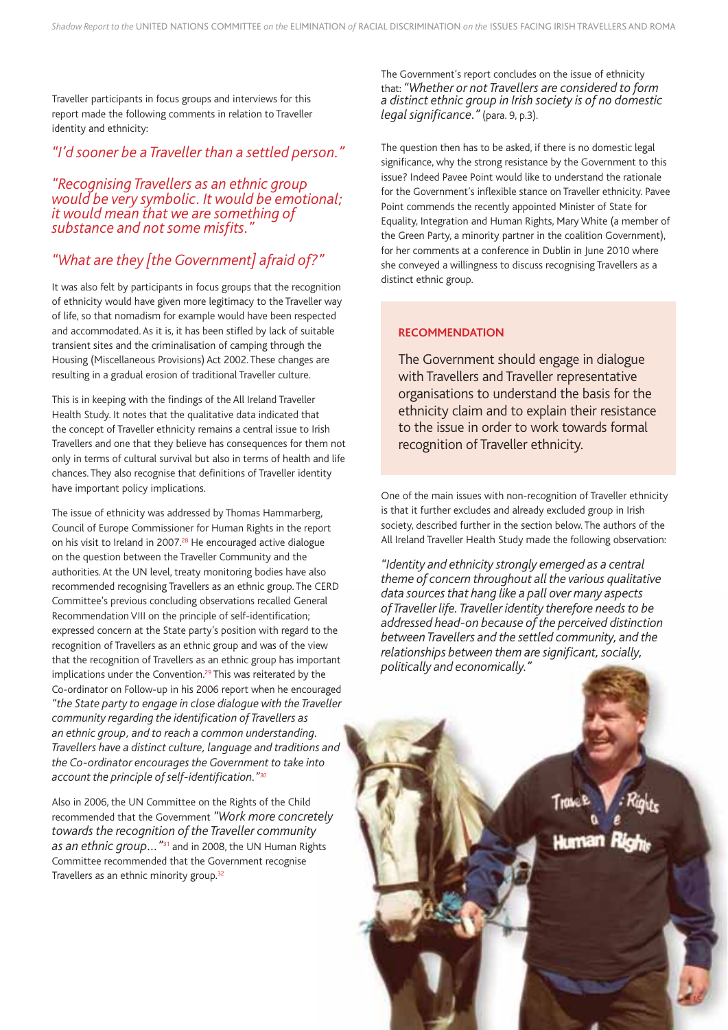Traveller participants in focus groups and interviews for this report made the following comments in relation to Traveller identity and ethnicity:

*"I'd sooner be a Traveller than a settled person."*

*"Recognising Travellers as an ethnic group would be very symbolic. It would be emotional; it would mean that we are something of substance and not some misfits."*

*"What are they [the Government] afraid of?"*

It was also felt by participants in focus groups that the recognition of ethnicity would have given more legitimacy to the Traveller way of life, so that nomadism for example would have been respected and accommodated. As it is, it has been stifled by lack of suitable transient sites and the criminalisation of camping through the Housing (Miscellaneous Provisions) Act 2002. These changes are resulting in a gradual erosion of traditional Traveller culture.

This is in keeping with the findings of the All Ireland Traveller Health Study. It notes that the qualitative data indicated that the concept of Traveller ethnicity remains a central issue to Irish Travellers and one that they believe has consequences for them not only in terms of cultural survival but also in terms of health and life chances. They also recognise that definitions of Traveller identity have important policy implications.

The issue of ethnicity was addressed by Thomas Hammarberg, Council of Europe Commissioner for Human Rights in the report on his visit to Ireland in 2007.[28] He encouraged active dialogue on the question between the Traveller Community and the authorities. At the UN level, treaty monitoring bodies have also recommended recognising Travellers as an ethnic group. The CERD Committee's previous concluding observations recalled General Recommendation VIII on the principle of self-identification; expressed concern at the State party's position with regard to the recognition of Travellers as an ethnic group and was of the view that the recognition of Travellers as an ethnic group has important implications under the Convention.[29] This was reiterated by the Co-ordinator on Follow-up in his 2006 report when he encouraged *"the State party to engage in close dialogue with the Traveller community regarding the identification of Travellers as an ethnic group, and to reach a common understanding. Travellers have a distinct culture, language and traditions and the Co-ordinator encourages the Government to take into account the principle of self-identification."*[30]

Also in 2006, the UN Committee on the Rights of the Child recommended that the Government *"Work more concretely towards the recognition of the Traveller community as an ethnic group…"*[31] and in 2008, the UN Human Rights Committee recommended that the Government recognise Travellers as an ethnic minority group.[32]

The Government's report concludes on the issue of ethnicity that: *"Whether or not Travellers are considered to form a distinct ethnic group in Irish society is of no domestic legal significance."* (para. 9, p.3).

The question then has to be asked, if there is no domestic legal significance, why the strong resistance by the Government to this issue? Indeed Pavee Point would like to understand the rationale for the Government's inflexible stance on Traveller ethnicity. Pavee Point commends the recently appointed Minister of State for Equality, Integration and Human Rights, Mary White (a member of the Green Party, a minority partner in the coalition Government), for her comments at a conference in Dublin in June 2010 where she conveyed a willingness to discuss recognising Travellers as a distinct ethnic group.

**RECOMMENDATION**

The Government should engage in dialogue with Travellers and Traveller representative organisations to understand the basis for the ethnicity claim and to explain their resistance to the issue in order to work towards formal recognition of Traveller ethnicity.

One of the main issues with non-recognition of Traveller ethnicity is that it further excludes and already excluded group in Irish society, described further in the section below. The authors of the All Ireland Traveller Health Study made the following observation:

*"Identity and ethnicity strongly emerged as a central theme of concern throughout all the various qualitative data sources that hang like a pall over many aspects of Traveller life. Traveller identity therefore needs to be addressed head-on because of the perceived distinction between Travellers and the settled community, and the relationships between them are significant, socially, politically and economically."*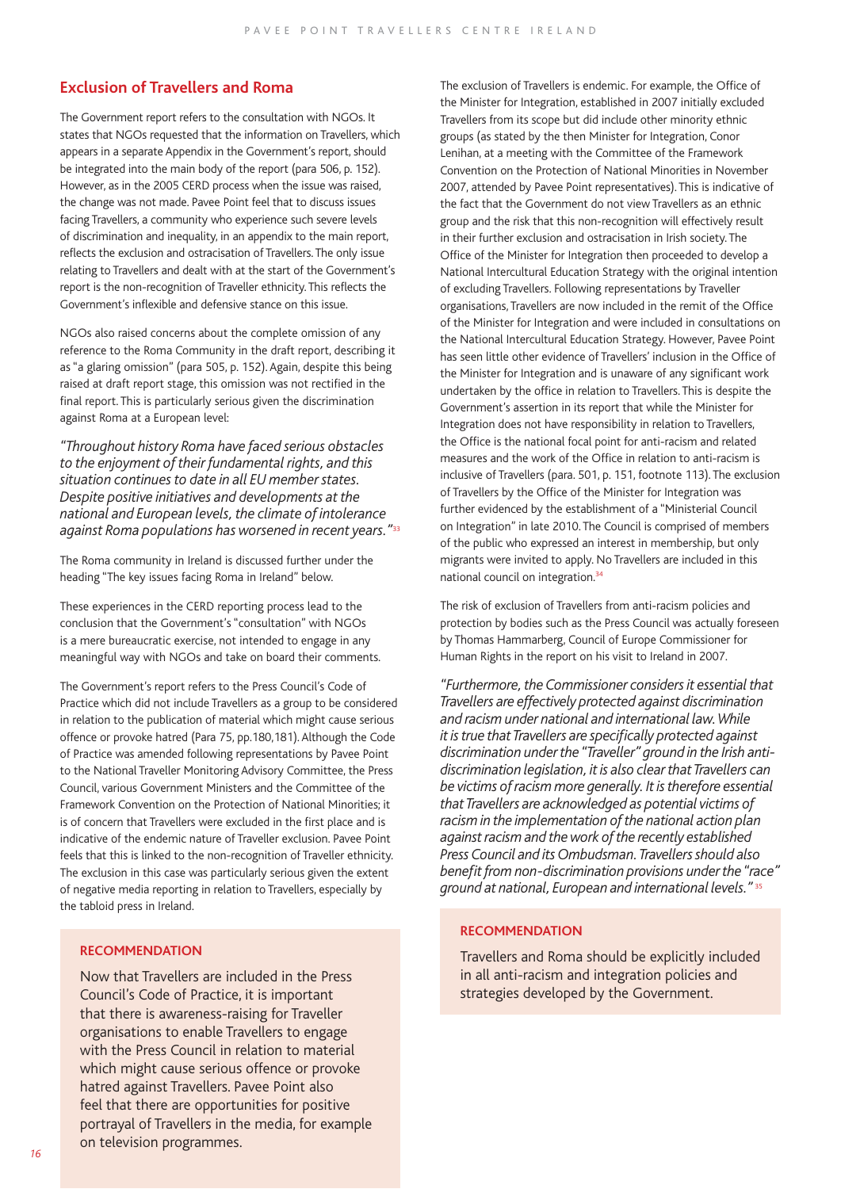## Exclusion of Travellers and Roma

The Government report refers to the consultation with NGOs. It states that NGOs requested that the information on Travellers, which appears in a separate Appendix in the Government's report, should be integrated into the main body of the report (para 506, p. 152). However, as in the 2005 CERD process when the issue was raised, the change was not made. Pavee Point feel that to discuss issues facing Travellers, a community who experience such severe levels of discrimination and inequality, in an appendix to the main report, reflects the exclusion and ostracisation of Travellers. The only issue relating to Travellers and dealt with at the start of the Government's report is the non-recognition of Traveller ethnicity. This reflects the Government's inflexible and defensive stance on this issue.

NGOs also raised concerns about the complete omission of any reference to the Roma Community in the draft report, describing it as "a glaring omission" (para 505, p. 152). Again, despite this being raised at draft report stage, this omission was not rectified in the final report. This is particularly serious given the discrimination against Roma at a European level:

*"Throughout history Roma have faced serious obstacles to the enjoyment of their fundamental rights, and this situation continues to date in all EU member states. Despite positive initiatives and developments at the national and European levels, the climate of intolerance against Roma populations has worsened in recent years."*[33]

The Roma community in Ireland is discussed further under the heading "The key issues facing Roma in Ireland" below.

These experiences in the CERD reporting process lead to the conclusion that the Government's "consultation" with NGOs is a mere bureaucratic exercise, not intended to engage in any meaningful way with NGOs and take on board their comments.

The Government's report refers to the Press Council's Code of Practice which did not include Travellers as a group to be considered in relation to the publication of material which might cause serious offence or provoke hatred (Para 75, pp.180,181). Although the Code of Practice was amended following representations by Pavee Point to the National Traveller Monitoring Advisory Committee, the Press Council, various Government Ministers and the Committee of the Framework Convention on the Protection of National Minorities; it is of concern that Travellers were excluded in the first place and is indicative of the endemic nature of Traveller exclusion. Pavee Point feels that this is linked to the non-recognition of Traveller ethnicity. The exclusion in this case was particularly serious given the extent of negative media reporting in relation to Travellers, especially by the tabloid press in Ireland.

### RECOMMENDATION

Now that Travellers are included in the Press Council's Code of Practice, it is important that there is awareness-raising for Traveller organisations to enable Travellers to engage with the Press Council in relation to material which might cause serious offence or provoke hatred against Travellers. Pavee Point also feel that there are opportunities for positive portrayal of Travellers in the media, for example on television programmes.

The exclusion of Travellers is endemic. For example, the Office of the Minister for Integration, established in 2007 initially excluded Travellers from its scope but did include other minority ethnic groups (as stated by the then Minister for Integration, Conor Lenihan, at a meeting with the Committee of the Framework Convention on the Protection of National Minorities in November 2007, attended by Pavee Point representatives). This is indicative of the fact that the Government do not view Travellers as an ethnic group and the risk that this non-recognition will effectively result in their further exclusion and ostracisation in Irish society. The Office of the Minister for Integration then proceeded to develop a National Intercultural Education Strategy with the original intention of excluding Travellers. Following representations by Traveller organisations, Travellers are now included in the remit of the Office of the Minister for Integration and were included in consultations on the National Intercultural Education Strategy. However, Pavee Point has seen little other evidence of Travellers' inclusion in the Office of the Minister for Integration and is unaware of any significant work undertaken by the office in relation to Travellers. This is despite the Government's assertion in its report that while the Minister for Integration does not have responsibility in relation to Travellers, the Office is the national focal point for anti-racism and related measures and the work of the Office in relation to anti-racism is inclusive of Travellers (para. 501, p. 151, footnote 113). The exclusion of Travellers by the Office of the Minister for Integration was further evidenced by the establishment of a "Ministerial Council on Integration" in late 2010. The Council is comprised of members of the public who expressed an interest in membership, but only migrants were invited to apply. No Travellers are included in this national council on integration.[34]

The risk of exclusion of Travellers from anti-racism policies and protection by bodies such as the Press Council was actually foreseen by Thomas Hammarberg, Council of Europe Commissioner for Human Rights in the report on his visit to Ireland in 2007.

*"Furthermore, the Commissioner considers it essential that Travellers are effectively protected against discrimination and racism under national and international law. While it is true that Travellers are specifically protected against discrimination under the "Traveller" ground in the Irish anti-discrimination legislation, it is also clear that Travellers can be victims of racism more generally. It is therefore essential that Travellers are acknowledged as potential victims of racism in the implementation of the national action plan against racism and the work of the recently established Press Council and its Ombudsman. Travellers should also benefit from non-discrimination provisions under the "race" ground at national, European and international levels."*[35]

### RECOMMENDATION

Travellers and Roma should be explicitly included in all anti-racism and integration policies and strategies developed by the Government.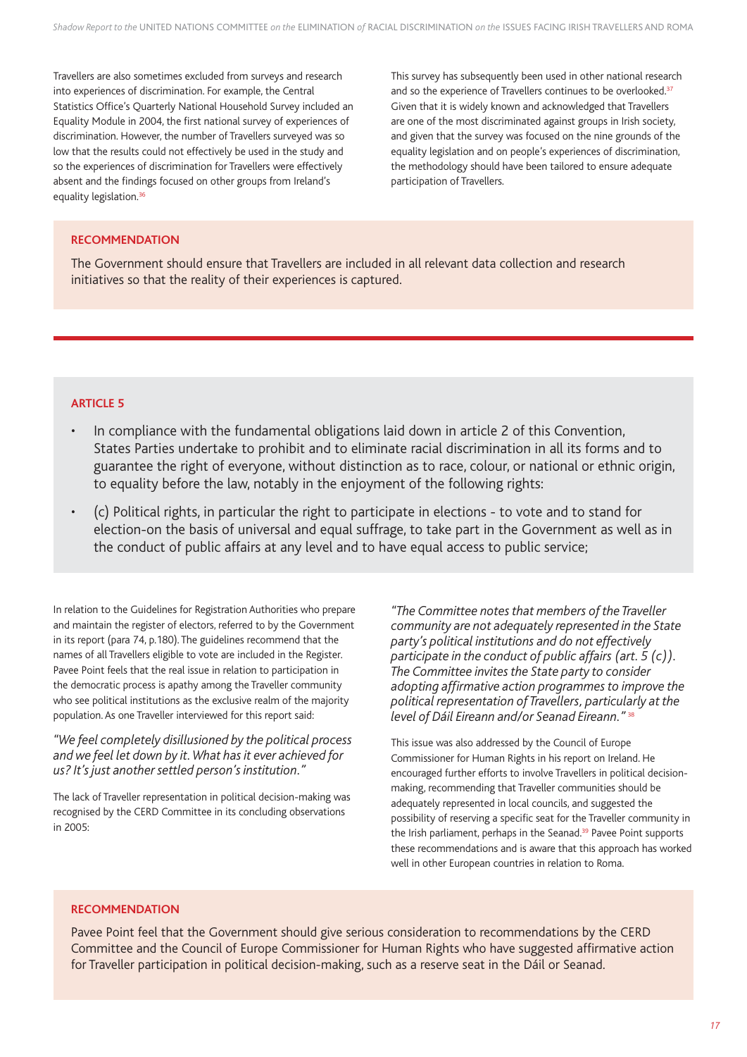Travellers are also sometimes excluded from surveys and research into experiences of discrimination. For example, the Central Statistics Office's Quarterly National Household Survey included an Equality Module in 2004, the first national survey of experiences of discrimination. However, the number of Travellers surveyed was so low that the results could not effectively be used in the study and so the experiences of discrimination for Travellers were effectively absent and the findings focused on other groups from Ireland's equality legislation.[36]

This survey has subsequently been used in other national research and so the experience of Travellers continues to be overlooked.[37] Given that it is widely known and acknowledged that Travellers are one of the most discriminated against groups in Irish society, and given that the survey was focused on the nine grounds of the equality legislation and on people's experiences of discrimination, the methodology should have been tailored to ensure adequate participation of Travellers.

**RECOMMENDATION**

The Government should ensure that Travellers are included in all relevant data collection and research initiatives so that the reality of their experiences is captured.

---

**ARTICLE 5**

- In compliance with the fundamental obligations laid down in article 2 of this Convention, States Parties undertake to prohibit and to eliminate racial discrimination in all its forms and to guarantee the right of everyone, without distinction as to race, colour, or national or ethnic origin, to equality before the law, notably in the enjoyment of the following rights:
- (c) Political rights, in particular the right to participate in elections - to vote and to stand for election-on the basis of universal and equal suffrage, to take part in the Government as well as in the conduct of public affairs at any level and to have equal access to public service;

In relation to the Guidelines for Registration Authorities who prepare and maintain the register of electors, referred to by the Government in its report (para 74, p.180). The guidelines recommend that the names of all Travellers eligible to vote are included in the Register. Pavee Point feels that the real issue in relation to participation in the democratic process is apathy among the Traveller community who see political institutions as the exclusive realm of the majority population. As one Traveller interviewed for this report said:

*"We feel completely disillusioned by the political process and we feel let down by it. What has it ever achieved for us? It's just another settled person's institution."*

The lack of Traveller representation in political decision-making was recognised by the CERD Committee in its concluding observations in 2005:

*"The Committee notes that members of the Traveller community are not adequately represented in the State party's political institutions and do not effectively participate in the conduct of public affairs (art. 5 (c)). The Committee invites the State party to consider adopting affirmative action programmes to improve the political representation of Travellers, particularly at the level of Dáil Eireann and/or Seanad Eireann."* [38]

This issue was also addressed by the Council of Europe Commissioner for Human Rights in his report on Ireland. He encouraged further efforts to involve Travellers in political decision-making, recommending that Traveller communities should be adequately represented in local councils, and suggested the possibility of reserving a specific seat for the Traveller community in the Irish parliament, perhaps in the Seanad.[39] Pavee Point supports these recommendations and is aware that this approach has worked well in other European countries in relation to Roma.

**RECOMMENDATION**

Pavee Point feel that the Government should give serious consideration to recommendations by the CERD Committee and the Council of Europe Commissioner for Human Rights who have suggested affirmative action for Traveller participation in political decision-making, such as a reserve seat in the Dáil or Seanad.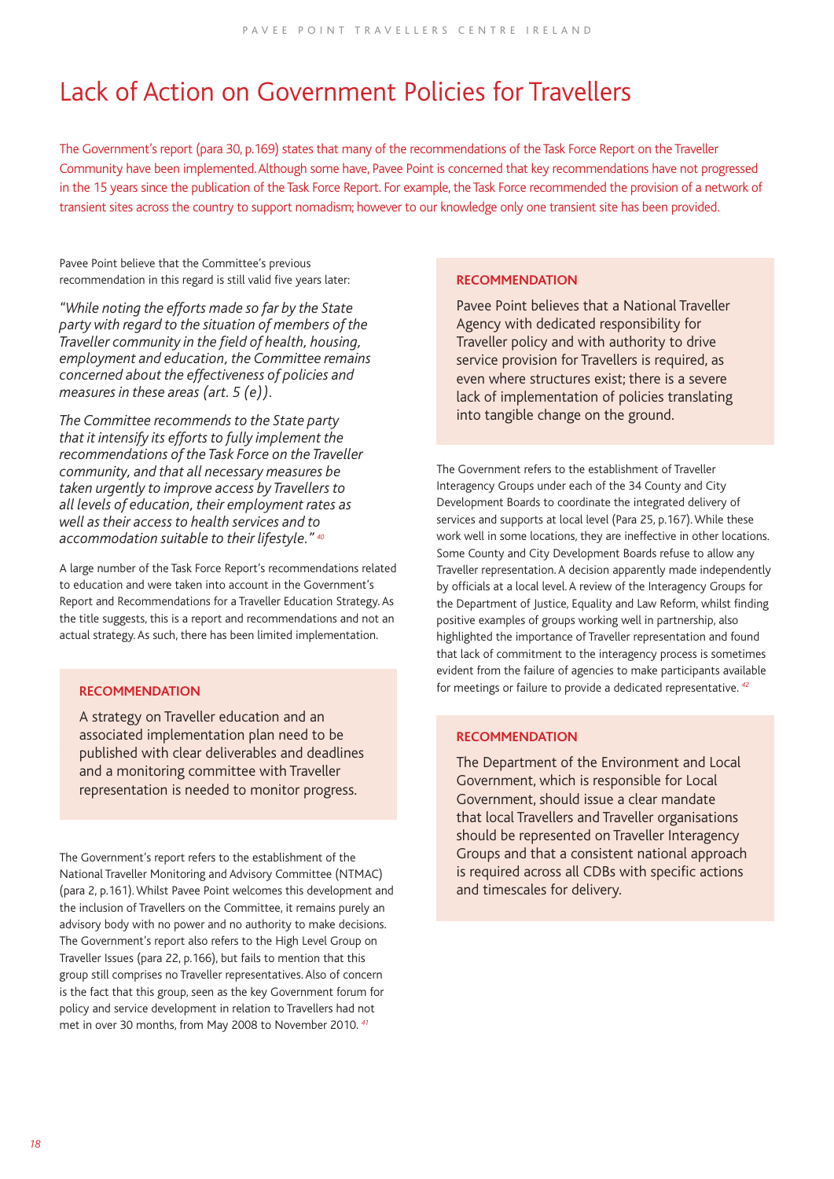# Lack of Action on Government Policies for Travellers

The Government's report (para 30, p.169) states that many of the recommendations of the Task Force Report on the Traveller Community have been implemented. Although some have, Pavee Point is concerned that key recommendations have not progressed in the 15 years since the publication of the Task Force Report. For example, the Task Force recommended the provision of a network of transient sites across the country to support nomadism; however to our knowledge only one transient site has been provided.

Pavee Point believe that the Committee's previous recommendation in this regard is still valid five years later:

*"While noting the efforts made so far by the State party with regard to the situation of members of the Traveller community in the field of health, housing, employment and education, the Committee remains concerned about the effectiveness of policies and measures in these areas (art. 5 (e)).*

*The Committee recommends to the State party that it intensify its efforts to fully implement the recommendations of the Task Force on the Traveller community, and that all necessary measures be taken urgently to improve access by Travellers to all levels of education, their employment rates as well as their access to health services and to accommodation suitable to their lifestyle."* [40]

A large number of the Task Force Report's recommendations related to education and were taken into account in the Government's Report and Recommendations for a Traveller Education Strategy. As the title suggests, this is a report and recommendations and not an actual strategy. As such, there has been limited implementation.

**RECOMMENDATION**

A strategy on Traveller education and an associated implementation plan need to be published with clear deliverables and deadlines and a monitoring committee with Traveller representation is needed to monitor progress.

The Government's report refers to the establishment of the National Traveller Monitoring and Advisory Committee (NTMAC) (para 2, p.161). Whilst Pavee Point welcomes this development and the inclusion of Travellers on the Committee, it remains purely an advisory body with no power and no authority to make decisions. The Government's report also refers to the High Level Group on Traveller Issues (para 22, p.166), but fails to mention that this group still comprises no Traveller representatives. Also of concern is the fact that this group, seen as the key Government forum for policy and service development in relation to Travellers had not met in over 30 months, from May 2008 to November 2010. [41]

**RECOMMENDATION**

Pavee Point believes that a National Traveller Agency with dedicated responsibility for Traveller policy and with authority to drive service provision for Travellers is required, as even where structures exist; there is a severe lack of implementation of policies translating into tangible change on the ground.

The Government refers to the establishment of Traveller Interagency Groups under each of the 34 County and City Development Boards to coordinate the integrated delivery of services and supports at local level (Para 25, p.167). While these work well in some locations, they are ineffective in other locations. Some County and City Development Boards refuse to allow any Traveller representation. A decision apparently made independently by officials at a local level. A review of the Interagency Groups for the Department of Justice, Equality and Law Reform, whilst finding positive examples of groups working well in partnership, also highlighted the importance of Traveller representation and found that lack of commitment to the interagency process is sometimes evident from the failure of agencies to make participants available for meetings or failure to provide a dedicated representative. [42]

**RECOMMENDATION**

The Department of the Environment and Local Government, which is responsible for Local Government, should issue a clear mandate that local Travellers and Traveller organisations should be represented on Traveller Interagency Groups and that a consistent national approach is required across all CDBs with specific actions and timescales for delivery.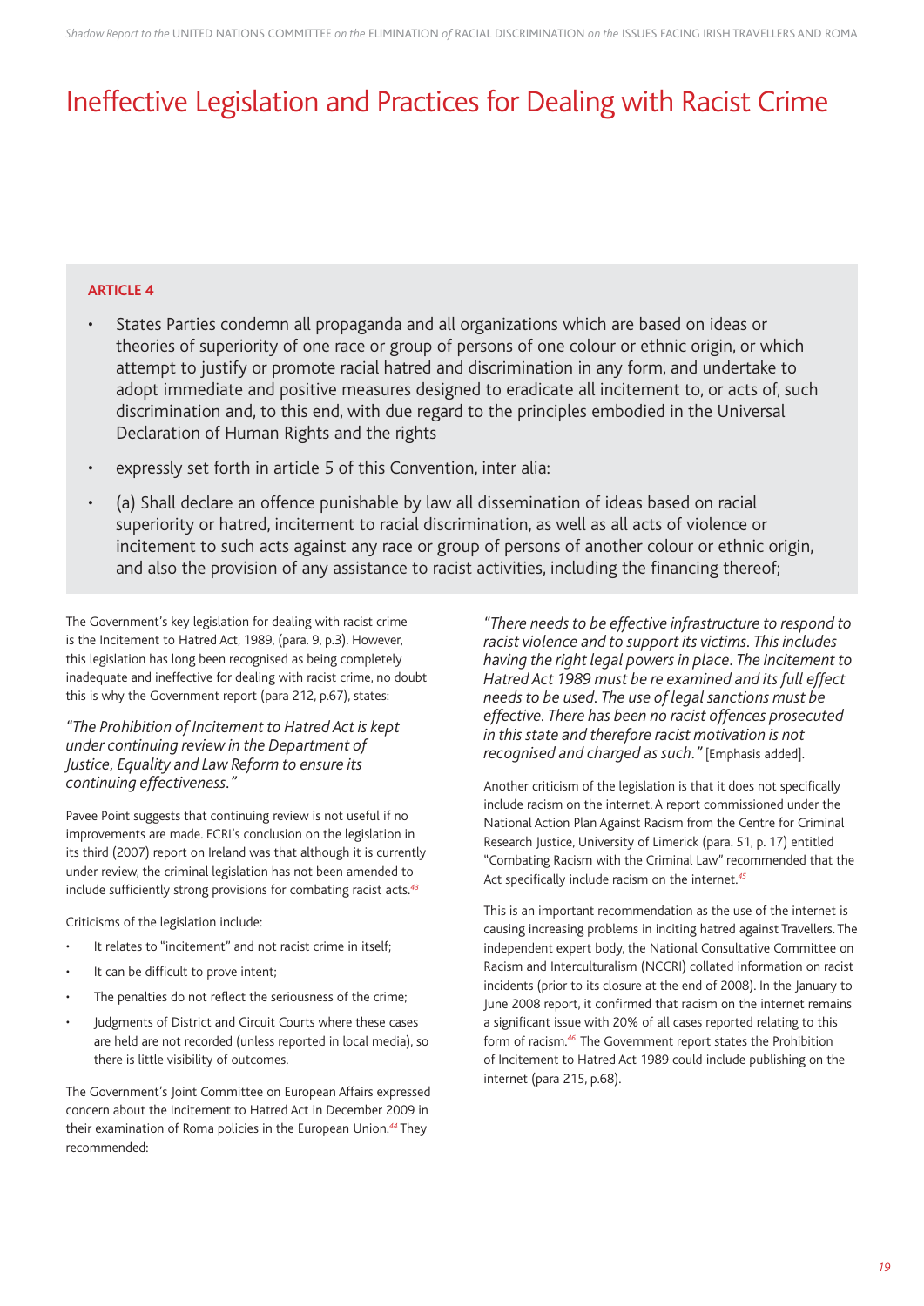# Ineffective Legislation and Practices for Dealing with Racist Crime

**ARTICLE 4**

- States Parties condemn all propaganda and all organizations which are based on ideas or theories of superiority of one race or group of persons of one colour or ethnic origin, or which attempt to justify or promote racial hatred and discrimination in any form, and undertake to adopt immediate and positive measures designed to eradicate all incitement to, or acts of, such discrimination and, to this end, with due regard to the principles embodied in the Universal Declaration of Human Rights and the rights
- expressly set forth in article 5 of this Convention, inter alia:
- (a) Shall declare an offence punishable by law all dissemination of ideas based on racial superiority or hatred, incitement to racial discrimination, as well as all acts of violence or incitement to such acts against any race or group of persons of another colour or ethnic origin, and also the provision of any assistance to racist activities, including the financing thereof;

The Government's key legislation for dealing with racist crime is the Incitement to Hatred Act, 1989, (para. 9, p.3). However, this legislation has long been recognised as being completely inadequate and ineffective for dealing with racist crime, no doubt this is why the Government report (para 212, p.67), states:

*"The Prohibition of Incitement to Hatred Act is kept under continuing review in the Department of Justice, Equality and Law Reform to ensure its continuing effectiveness."*

Pavee Point suggests that continuing review is not useful if no improvements are made. ECRI's conclusion on the legislation in its third (2007) report on Ireland was that although it is currently under review, the criminal legislation has not been amended to include sufficiently strong provisions for combating racist acts.[43]

Criticisms of the legislation include:

- It relates to "incitement" and not racist crime in itself;
- It can be difficult to prove intent;
- The penalties do not reflect the seriousness of the crime;
- Judgments of District and Circuit Courts where these cases are held are not recorded (unless reported in local media), so there is little visibility of outcomes.

The Government's Joint Committee on European Affairs expressed concern about the Incitement to Hatred Act in December 2009 in their examination of Roma policies in the European Union.[44] They recommended:

*"There needs to be effective infrastructure to respond to racist violence and to support its victims. This includes having the right legal powers in place. The Incitement to Hatred Act 1989 must be re examined and its full effect needs to be used. The use of legal sanctions must be effective. There has been no racist offences prosecuted in this state and therefore racist motivation is not recognised and charged as such."* [Emphasis added].

Another criticism of the legislation is that it does not specifically include racism on the internet. A report commissioned under the National Action Plan Against Racism from the Centre for Criminal Research Justice, University of Limerick (para. 51, p. 17) entitled "Combating Racism with the Criminal Law" recommended that the Act specifically include racism on the internet.[45]

This is an important recommendation as the use of the internet is causing increasing problems in inciting hatred against Travellers. The independent expert body, the National Consultative Committee on Racism and Interculturalism (NCCRI) collated information on racist incidents (prior to its closure at the end of 2008). In the January to June 2008 report, it confirmed that racism on the internet remains a significant issue with 20% of all cases reported relating to this form of racism.[46] The Government report states the Prohibition of Incitement to Hatred Act 1989 could include publishing on the internet (para 215, p.68).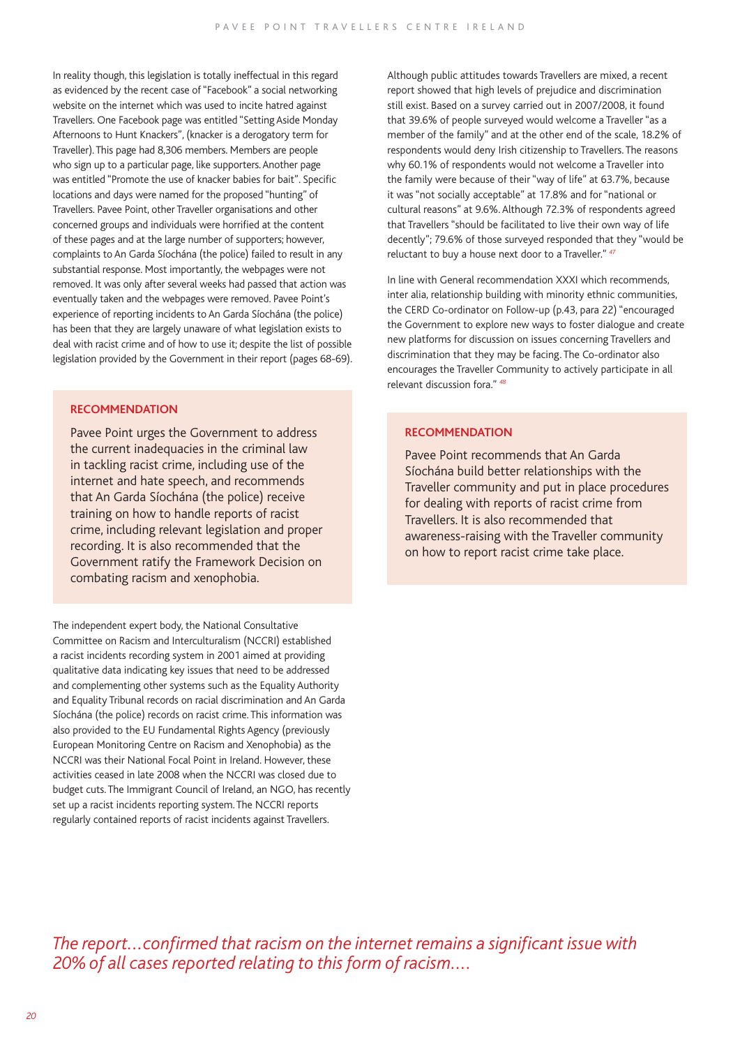In reality though, this legislation is totally ineffectual in this regard as evidenced by the recent case of "Facebook" a social networking website on the internet which was used to incite hatred against Travellers. One Facebook page was entitled "Setting Aside Monday Afternoons to Hunt Knackers", (knacker is a derogatory term for Traveller). This page had 8,306 members. Members are people who sign up to a particular page, like supporters. Another page was entitled "Promote the use of knacker babies for bait". Specific locations and days were named for the proposed "hunting" of Travellers. Pavee Point, other Traveller organisations and other concerned groups and individuals were horrified at the content of these pages and at the large number of supporters; however, complaints to An Garda Síochána (the police) failed to result in any substantial response. Most importantly, the webpages were not removed. It was only after several weeks had passed that action was eventually taken and the webpages were removed. Pavee Point's experience of reporting incidents to An Garda Síochána (the police) has been that they are largely unaware of what legislation exists to deal with racist crime and of how to use it; despite the list of possible legislation provided by the Government in their report (pages 68-69).

### RECOMMENDATION

Pavee Point urges the Government to address the current inadequacies in the criminal law in tackling racist crime, including use of the internet and hate speech, and recommends that An Garda Síochána (the police) receive training on how to handle reports of racist crime, including relevant legislation and proper recording. It is also recommended that the Government ratify the Framework Decision on combating racism and xenophobia.

The independent expert body, the National Consultative Committee on Racism and Interculturalism (NCCRI) established a racist incidents recording system in 2001 aimed at providing qualitative data indicating key issues that need to be addressed and complementing other systems such as the Equality Authority and Equality Tribunal records on racial discrimination and An Garda Síochána (the police) records on racist crime. This information was also provided to the EU Fundamental Rights Agency (previously European Monitoring Centre on Racism and Xenophobia) as the NCCRI was their National Focal Point in Ireland. However, these activities ceased in late 2008 when the NCCRI was closed due to budget cuts. The Immigrant Council of Ireland, an NGO, has recently set up a racist incidents reporting system. The NCCRI reports regularly contained reports of racist incidents against Travellers.

Although public attitudes towards Travellers are mixed, a recent report showed that high levels of prejudice and discrimination still exist. Based on a survey carried out in 2007/2008, it found that 39.6% of people surveyed would welcome a Traveller "as a member of the family" and at the other end of the scale, 18.2% of respondents would deny Irish citizenship to Travellers. The reasons why 60.1% of respondents would not welcome a Traveller into the family were because of their "way of life" at 63.7%, because it was "not socially acceptable" at 17.8% and for "national or cultural reasons" at 9.6%. Although 72.3% of respondents agreed that Travellers "should be facilitated to live their own way of life decently"; 79.6% of those surveyed responded that they "would be reluctant to buy a house next door to a Traveller." [47]

In line with General recommendation XXXI which recommends, inter alia, relationship building with minority ethnic communities, the CERD Co-ordinator on Follow-up (p.43, para 22) "encouraged the Government to explore new ways to foster dialogue and create new platforms for discussion on issues concerning Travellers and discrimination that they may be facing. The Co-ordinator also encourages the Traveller Community to actively participate in all relevant discussion fora." [48]

### RECOMMENDATION

Pavee Point recommends that An Garda Síochána build better relationships with the Traveller community and put in place procedures for dealing with reports of racist crime from Travellers. It is also recommended that awareness-raising with the Traveller community on how to report racist crime take place.

*The report…confirmed that racism on the internet remains a significant issue with 20% of all cases reported relating to this form of racism.…*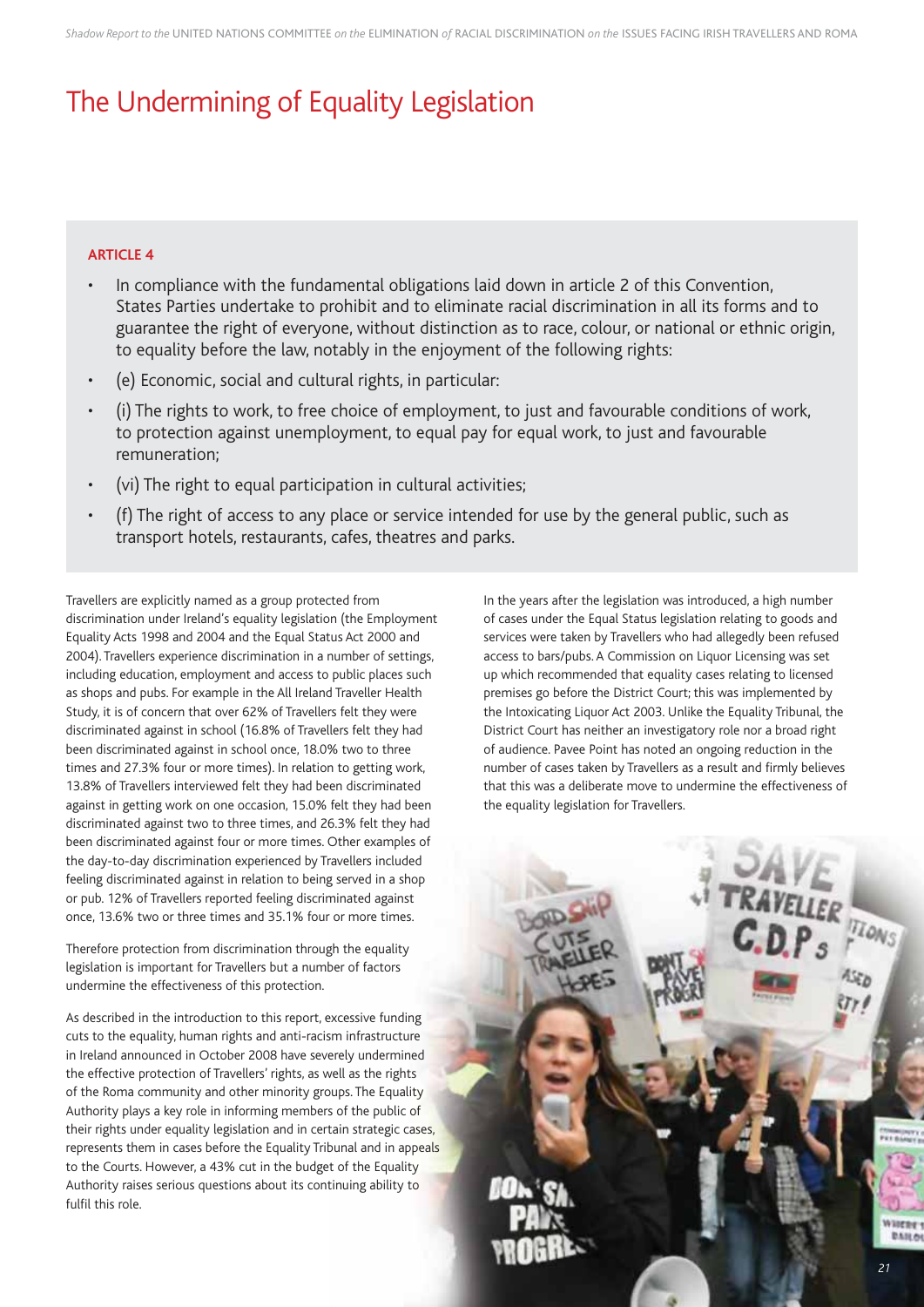# The Undermining of Equality Legislation

**ARTICLE 4**

- In compliance with the fundamental obligations laid down in article 2 of this Convention, States Parties undertake to prohibit and to eliminate racial discrimination in all its forms and to guarantee the right of everyone, without distinction as to race, colour, or national or ethnic origin, to equality before the law, notably in the enjoyment of the following rights:
- (e) Economic, social and cultural rights, in particular:
- (i) The rights to work, to free choice of employment, to just and favourable conditions of work, to protection against unemployment, to equal pay for equal work, to just and favourable remuneration;
- (vi) The right to equal participation in cultural activities;
- (f) The right of access to any place or service intended for use by the general public, such as transport hotels, restaurants, cafes, theatres and parks.

Travellers are explicitly named as a group protected from discrimination under Ireland's equality legislation (the Employment Equality Acts 1998 and 2004 and the Equal Status Act 2000 and 2004). Travellers experience discrimination in a number of settings, including education, employment and access to public places such as shops and pubs. For example in the All Ireland Traveller Health Study, it is of concern that over 62% of Travellers felt they were discriminated against in school (16.8% of Travellers felt they had been discriminated against in school once, 18.0% two to three times and 27.3% four or more times). In relation to getting work, 13.8% of Travellers interviewed felt they had been discriminated against in getting work on one occasion, 15.0% felt they had been discriminated against two to three times, and 26.3% felt they had been discriminated against four or more times. Other examples of the day-to-day discrimination experienced by Travellers included feeling discriminated against in relation to being served in a shop or pub. 12% of Travellers reported feeling discriminated against once, 13.6% two or three times and 35.1% four or more times.

Therefore protection from discrimination through the equality legislation is important for Travellers but a number of factors undermine the effectiveness of this protection.

As described in the introduction to this report, excessive funding cuts to the equality, human rights and anti-racism infrastructure in Ireland announced in October 2008 have severely undermined the effective protection of Travellers' rights, as well as the rights of the Roma community and other minority groups. The Equality Authority plays a key role in informing members of the public of their rights under equality legislation and in certain strategic cases, represents them in cases before the Equality Tribunal and in appeals to the Courts. However, a 43% cut in the budget of the Equality Authority raises serious questions about its continuing ability to fulfil this role.

In the years after the legislation was introduced, a high number of cases under the Equal Status legislation relating to goods and services were taken by Travellers who had allegedly been refused access to bars/pubs. A Commission on Liquor Licensing was set up which recommended that equality cases relating to licensed premises go before the District Court; this was implemented by the Intoxicating Liquor Act 2003. Unlike the Equality Tribunal, the District Court has neither an investigatory role nor a broad right of audience. Pavee Point has noted an ongoing reduction in the number of cases taken by Travellers as a result and firmly believes that this was a deliberate move to undermine the effectiveness of the equality legislation for Travellers.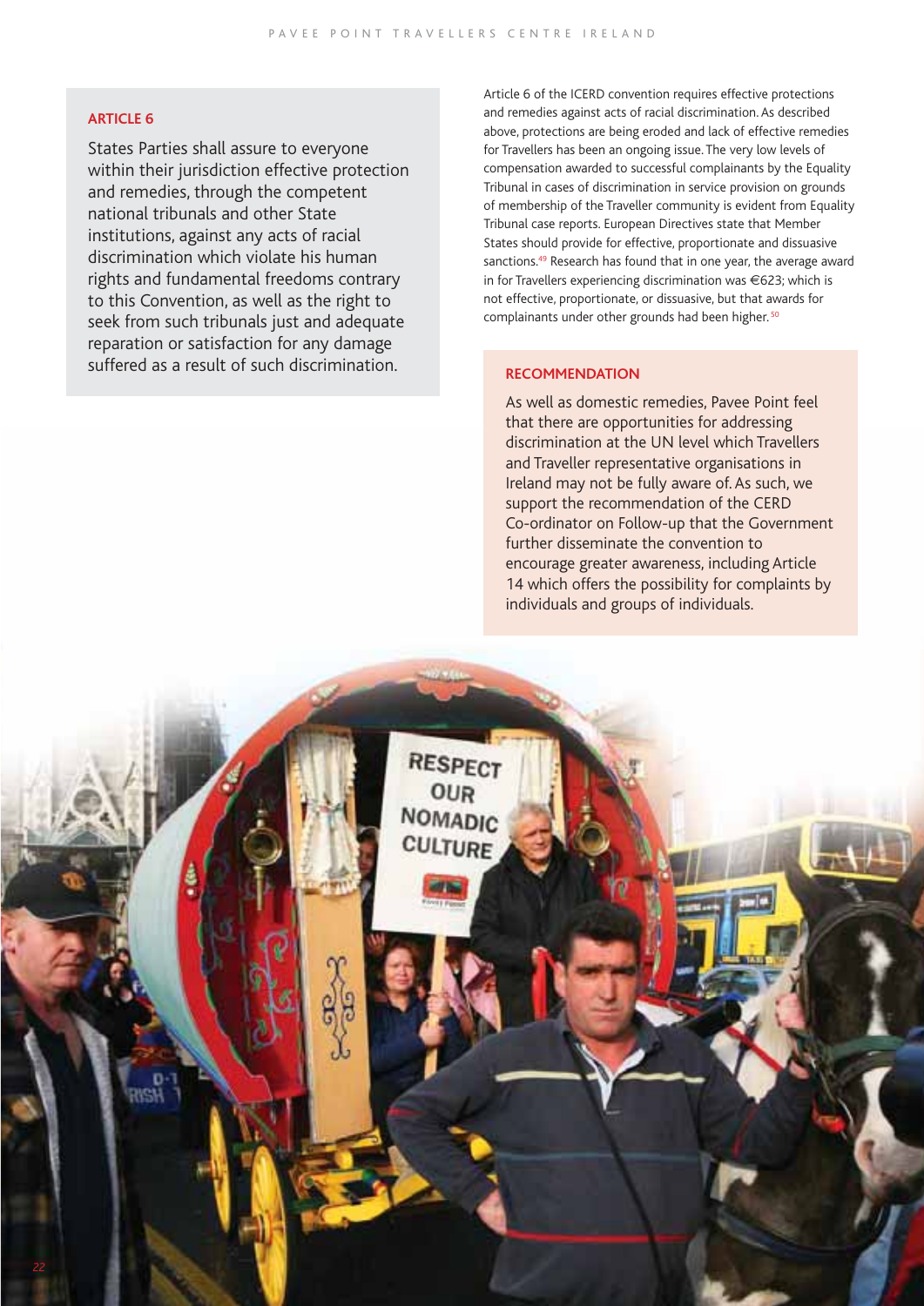### ARTICLE 6

States Parties shall assure to everyone within their jurisdiction effective protection and remedies, through the competent national tribunals and other State institutions, against any acts of racial discrimination which violate his human rights and fundamental freedoms contrary to this Convention, as well as the right to seek from such tribunals just and adequate reparation or satisfaction for any damage suffered as a result of such discrimination.

Article 6 of the ICERD convention requires effective protections and remedies against acts of racial discrimination. As described above, protections are being eroded and lack of effective remedies for Travellers has been an ongoing issue. The very low levels of compensation awarded to successful complainants by the Equality Tribunal in cases of discrimination in service provision on grounds of membership of the Traveller community is evident from Equality Tribunal case reports. European Directives state that Member States should provide for effective, proportionate and dissuasive sanctions.[49] Research has found that in one year, the average award in for Travellers experiencing discrimination was €623; which is not effective, proportionate, or dissuasive, but that awards for complainants under other grounds had been higher.[50]

### RECOMMENDATION

As well as domestic remedies, Pavee Point feel that there are opportunities for addressing discrimination at the UN level which Travellers and Traveller representative organisations in Ireland may not be fully aware of. As such, we support the recommendation of the CERD Co-ordinator on Follow-up that the Government further disseminate the convention to encourage greater awareness, including Article 14 which offers the possibility for complaints by individuals and groups of individuals.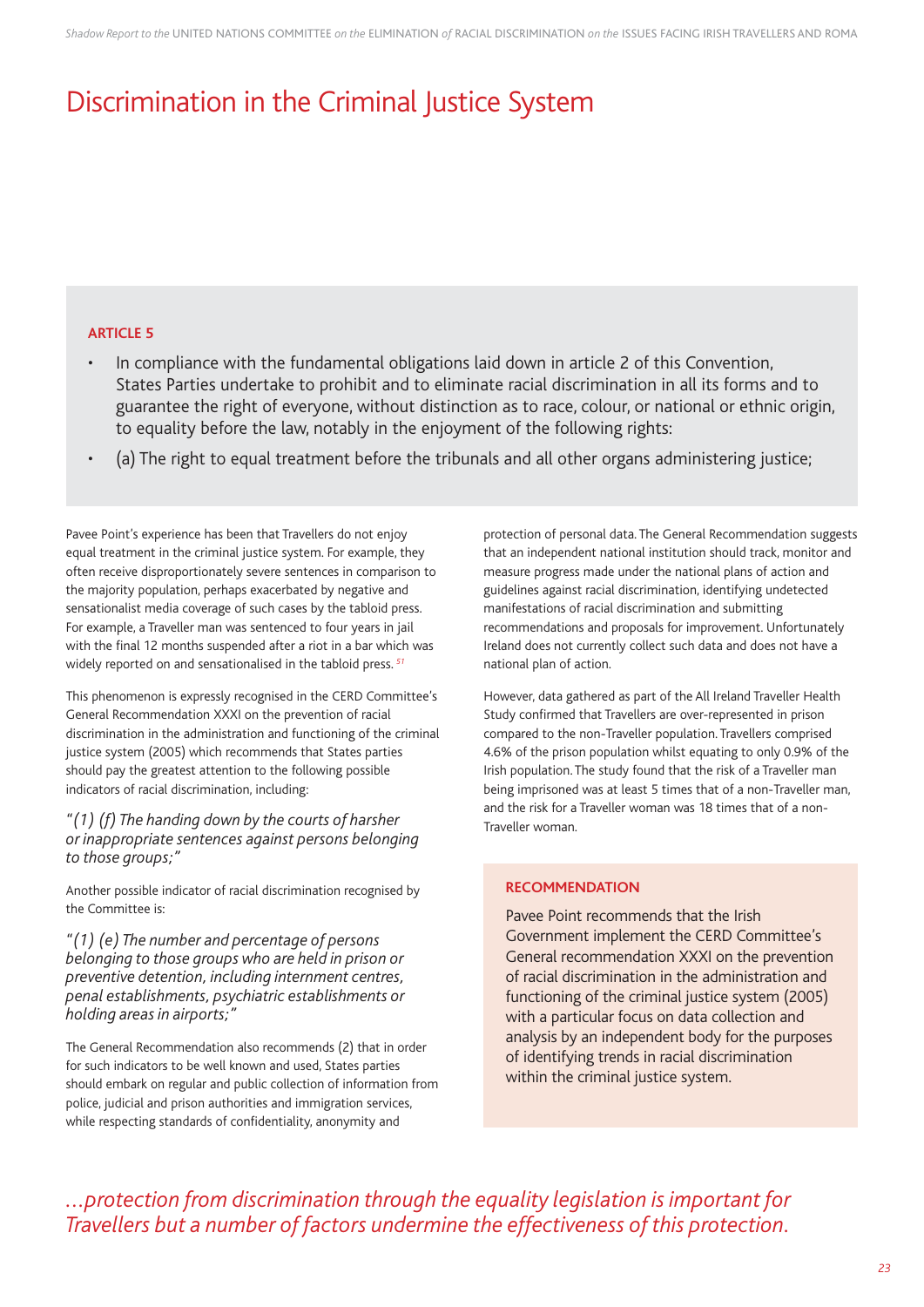# Discrimination in the Criminal Justice System

**ARTICLE 5**

- In compliance with the fundamental obligations laid down in article 2 of this Convention, States Parties undertake to prohibit and to eliminate racial discrimination in all its forms and to guarantee the right of everyone, without distinction as to race, colour, or national or ethnic origin, to equality before the law, notably in the enjoyment of the following rights:
- (a) The right to equal treatment before the tribunals and all other organs administering justice;

Pavee Point's experience has been that Travellers do not enjoy equal treatment in the criminal justice system. For example, they often receive disproportionately severe sentences in comparison to the majority population, perhaps exacerbated by negative and sensationalist media coverage of such cases by the tabloid press. For example, a Traveller man was sentenced to four years in jail with the final 12 months suspended after a riot in a bar which was widely reported on and sensationalised in the tabloid press.[51]

This phenomenon is expressly recognised in the CERD Committee's General Recommendation XXXI on the prevention of racial discrimination in the administration and functioning of the criminal justice system (2005) which recommends that States parties should pay the greatest attention to the following possible indicators of racial discrimination, including:

*"(1) (f) The handing down by the courts of harsher or inappropriate sentences against persons belonging to those groups;"*

Another possible indicator of racial discrimination recognised by the Committee is:

*"(1) (e) The number and percentage of persons belonging to those groups who are held in prison or preventive detention, including internment centres, penal establishments, psychiatric establishments or holding areas in airports;"*

The General Recommendation also recommends (2) that in order for such indicators to be well known and used, States parties should embark on regular and public collection of information from police, judicial and prison authorities and immigration services, while respecting standards of confidentiality, anonymity and protection of personal data. The General Recommendation suggests that an independent national institution should track, monitor and measure progress made under the national plans of action and guidelines against racial discrimination, identifying undetected manifestations of racial discrimination and submitting recommendations and proposals for improvement. Unfortunately Ireland does not currently collect such data and does not have a national plan of action.

However, data gathered as part of the All Ireland Traveller Health Study confirmed that Travellers are over-represented in prison compared to the non-Traveller population. Travellers comprised 4.6% of the prison population whilst equating to only 0.9% of the Irish population. The study found that the risk of a Traveller man being imprisoned was at least 5 times that of a non-Traveller man, and the risk for a Traveller woman was 18 times that of a non-Traveller woman.

**RECOMMENDATION**

Pavee Point recommends that the Irish Government implement the CERD Committee's General recommendation XXXI on the prevention of racial discrimination in the administration and functioning of the criminal justice system (2005) with a particular focus on data collection and analysis by an independent body for the purposes of identifying trends in racial discrimination within the criminal justice system.

*...protection from discrimination through the equality legislation is important for Travellers but a number of factors undermine the effectiveness of this protection.*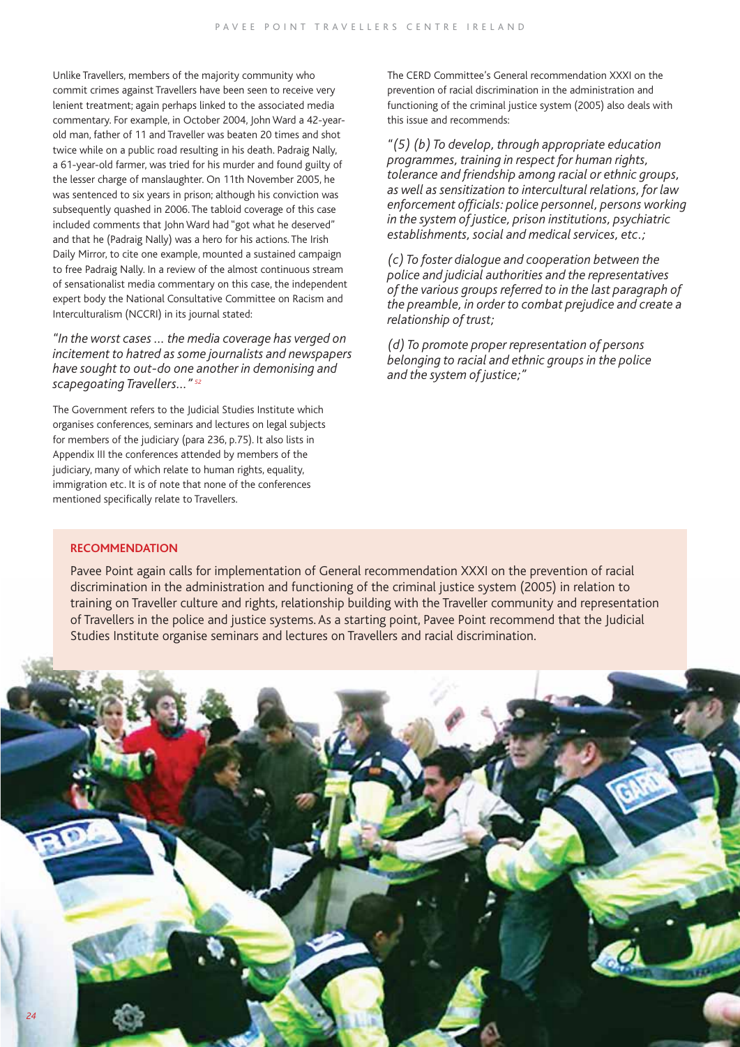Unlike Travellers, members of the majority community who commit crimes against Travellers have been seen to receive very lenient treatment; again perhaps linked to the associated media commentary. For example, in October 2004, John Ward a 42-year-old man, father of 11 and Traveller was beaten 20 times and shot twice while on a public road resulting in his death. Padraig Nally, a 61-year-old farmer, was tried for his murder and found guilty of the lesser charge of manslaughter. On 11th November 2005, he was sentenced to six years in prison; although his conviction was subsequently quashed in 2006. The tabloid coverage of this case included comments that John Ward had "got what he deserved" and that he (Padraig Nally) was a hero for his actions. The Irish Daily Mirror, to cite one example, mounted a sustained campaign to free Padraig Nally. In a review of the almost continuous stream of sensationalist media commentary on this case, the independent expert body the National Consultative Committee on Racism and Interculturalism (NCCRI) in its journal stated:

*"In the worst cases … the media coverage has verged on incitement to hatred as some journalists and newspapers have sought to out-do one another in demonising and scapegoating Travellers…"* [52]

The Government refers to the Judicial Studies Institute which organises conferences, seminars and lectures on legal subjects for members of the judiciary (para 236, p.75). It also lists in Appendix III the conferences attended by members of the judiciary, many of which relate to human rights, equality, immigration etc. It is of note that none of the conferences mentioned specifically relate to Travellers.

The CERD Committee's General recommendation XXXI on the prevention of racial discrimination in the administration and functioning of the criminal justice system (2005) also deals with this issue and recommends:

*"(5) (b) To develop, through appropriate education programmes, training in respect for human rights, tolerance and friendship among racial or ethnic groups, as well as sensitization to intercultural relations, for law enforcement officials: police personnel, persons working in the system of justice, prison institutions, psychiatric establishments, social and medical services, etc.;*

*(c) To foster dialogue and cooperation between the police and judicial authorities and the representatives of the various groups referred to in the last paragraph of the preamble, in order to combat prejudice and create a relationship of trust;*

*(d) To promote proper representation of persons belonging to racial and ethnic groups in the police and the system of justice;"*

**RECOMMENDATION**

Pavee Point again calls for implementation of General recommendation XXXI on the prevention of racial discrimination in the administration and functioning of the criminal justice system (2005) in relation to training on Traveller culture and rights, relationship building with the Traveller community and representation of Travellers in the police and justice systems. As a starting point, Pavee Point recommend that the Judicial Studies Institute organise seminars and lectures on Travellers and racial discrimination.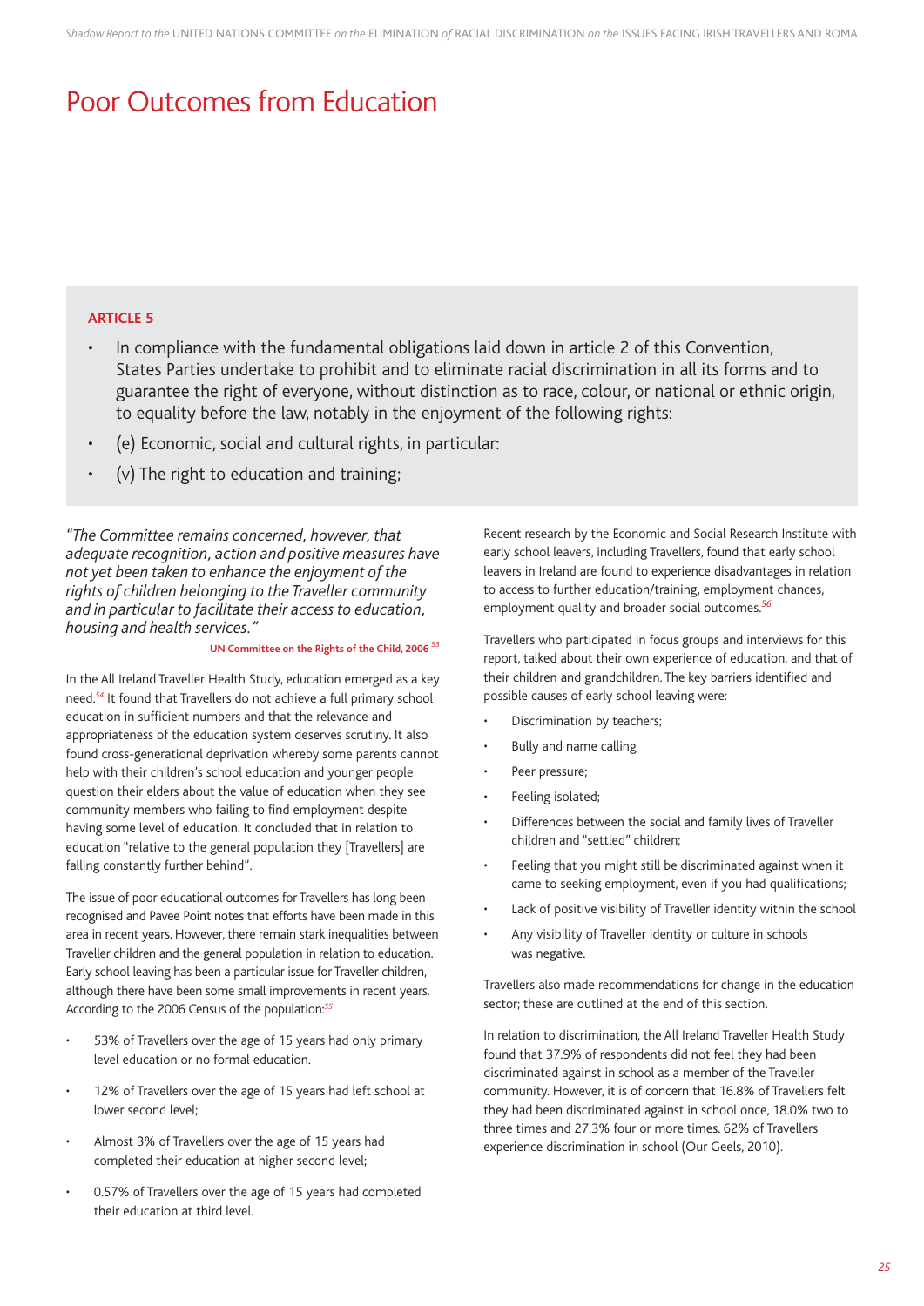# Poor Outcomes from Education

**ARTICLE 5**

- In compliance with the fundamental obligations laid down in article 2 of this Convention, States Parties undertake to prohibit and to eliminate racial discrimination in all its forms and to guarantee the right of everyone, without distinction as to race, colour, or national or ethnic origin, to equality before the law, notably in the enjoyment of the following rights:
- (e) Economic, social and cultural rights, in particular:
- (v) The right to education and training;

*"The Committee remains concerned, however, that adequate recognition, action and positive measures have not yet been taken to enhance the enjoyment of the rights of children belonging to the Traveller community and in particular to facilitate their access to education, housing and health services."*

**UN Committee on the Rights of the Child, 2006** [53]

In the All Ireland Traveller Health Study, education emerged as a key need.[54] It found that Travellers do not achieve a full primary school education in sufficient numbers and that the relevance and appropriateness of the education system deserves scrutiny. It also found cross-generational deprivation whereby some parents cannot help with their children's school education and younger people question their elders about the value of education when they see community members who failing to find employment despite having some level of education. It concluded that in relation to education "relative to the general population they [Travellers] are falling constantly further behind".

The issue of poor educational outcomes for Travellers has long been recognised and Pavee Point notes that efforts have been made in this area in recent years. However, there remain stark inequalities between Traveller children and the general population in relation to education. Early school leaving has been a particular issue for Traveller children, although there have been some small improvements in recent years. According to the 2006 Census of the population:[55]

- 53% of Travellers over the age of 15 years had only primary level education or no formal education.
- 12% of Travellers over the age of 15 years had left school at lower second level;
- Almost 3% of Travellers over the age of 15 years had completed their education at higher second level;
- 0.57% of Travellers over the age of 15 years had completed their education at third level.

Recent research by the Economic and Social Research Institute with early school leavers, including Travellers, found that early school leavers in Ireland are found to experience disadvantages in relation to access to further education/training, employment chances, employment quality and broader social outcomes.[56]

Travellers who participated in focus groups and interviews for this report, talked about their own experience of education, and that of their children and grandchildren. The key barriers identified and possible causes of early school leaving were:

- Discrimination by teachers;
- Bully and name calling
- Peer pressure;
- Feeling isolated;
- Differences between the social and family lives of Traveller children and "settled" children;
- Feeling that you might still be discriminated against when it came to seeking employment, even if you had qualifications;
- Lack of positive visibility of Traveller identity within the school
- Any visibility of Traveller identity or culture in schools was negative.

Travellers also made recommendations for change in the education sector; these are outlined at the end of this section.

In relation to discrimination, the All Ireland Traveller Health Study found that 37.9% of respondents did not feel they had been discriminated against in school as a member of the Traveller community. However, it is of concern that 16.8% of Travellers felt they had been discriminated against in school once, 18.0% two to three times and 27.3% four or more times. 62% of Travellers experience discrimination in school (Our Geels, 2010).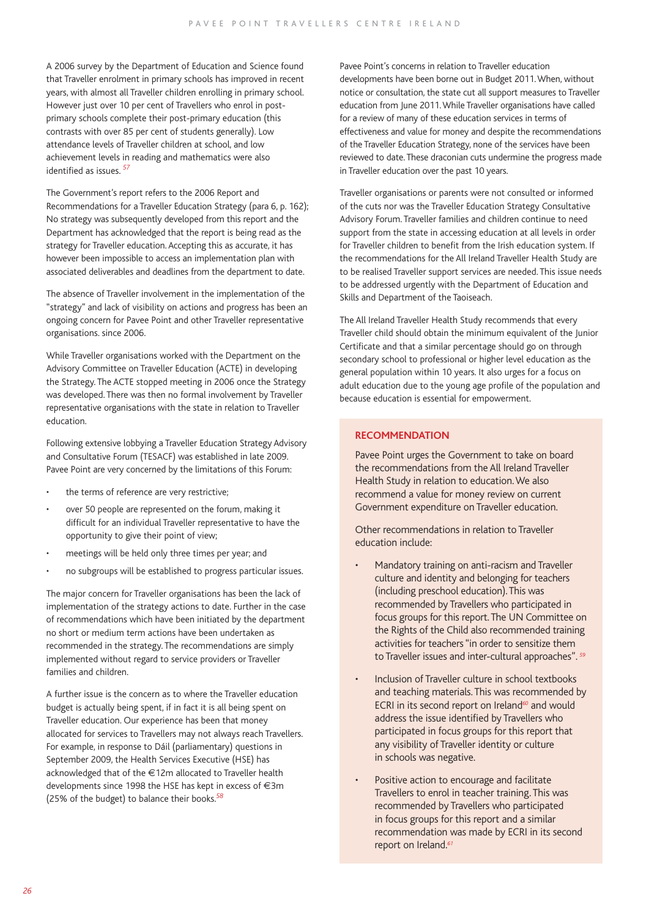A 2006 survey by the Department of Education and Science found that Traveller enrolment in primary schools has improved in recent years, with almost all Traveller children enrolling in primary school. However just over 10 per cent of Travellers who enrol in post-primary schools complete their post-primary education (this contrasts with over 85 per cent of students generally). Low attendance levels of Traveller children at school, and low achievement levels in reading and mathematics were also identified as issues.[57]

The Government's report refers to the 2006 Report and Recommendations for a Traveller Education Strategy (para 6, p. 162); No strategy was subsequently developed from this report and the Department has acknowledged that the report is being read as the strategy for Traveller education. Accepting this as accurate, it has however been impossible to access an implementation plan with associated deliverables and deadlines from the department to date.

The absence of Traveller involvement in the implementation of the "strategy" and lack of visibility on actions and progress has been an ongoing concern for Pavee Point and other Traveller representative organisations. since 2006.

While Traveller organisations worked with the Department on the Advisory Committee on Traveller Education (ACTE) in developing the Strategy. The ACTE stopped meeting in 2006 once the Strategy was developed. There was then no formal involvement by Traveller representative organisations with the state in relation to Traveller education.

Following extensive lobbying a Traveller Education Strategy Advisory and Consultative Forum (TESACF) was established in late 2009. Pavee Point are very concerned by the limitations of this Forum:

- the terms of reference are very restrictive;
- over 50 people are represented on the forum, making it difficult for an individual Traveller representative to have the opportunity to give their point of view;
- meetings will be held only three times per year; and
- no subgroups will be established to progress particular issues.

The major concern for Traveller organisations has been the lack of implementation of the strategy actions to date. Further in the case of recommendations which have been initiated by the department no short or medium term actions have been undertaken as recommended in the strategy. The recommendations are simply implemented without regard to service providers or Traveller families and children.

A further issue is the concern as to where the Traveller education budget is actually being spent, if in fact it is all being spent on Traveller education. Our experience has been that money allocated for services to Travellers may not always reach Travellers. For example, in response to Dáil (parliamentary) questions in September 2009, the Health Services Executive (HSE) has acknowledged that of the €12m allocated to Traveller health developments since 1998 the HSE has kept in excess of €3m (25% of the budget) to balance their books.[58]

Pavee Point's concerns in relation to Traveller education developments have been borne out in Budget 2011. When, without notice or consultation, the state cut all support measures to Traveller education from June 2011. While Traveller organisations have called for a review of many of these education services in terms of effectiveness and value for money and despite the recommendations of the Traveller Education Strategy, none of the services have been reviewed to date. These draconian cuts undermine the progress made in Traveller education over the past 10 years.

Traveller organisations or parents were not consulted or informed of the cuts nor was the Traveller Education Strategy Consultative Advisory Forum. Traveller families and children continue to need support from the state in accessing education at all levels in order for Traveller children to benefit from the Irish education system. If the recommendations for the All Ireland Traveller Health Study are to be realised Traveller support services are needed. This issue needs to be addressed urgently with the Department of Education and Skills and Department of the Taoiseach.

The All Ireland Traveller Health Study recommends that every Traveller child should obtain the minimum equivalent of the Junior Certificate and that a similar percentage should go on through secondary school to professional or higher level education as the general population within 10 years. It also urges for a focus on adult education due to the young age profile of the population and because education is essential for empowerment.

**RECOMMENDATION**

Pavee Point urges the Government to take on board the recommendations from the All Ireland Traveller Health Study in relation to education. We also recommend a value for money review on current Government expenditure on Traveller education.

Other recommendations in relation to Traveller education include:

- Mandatory training on anti-racism and Traveller culture and identity and belonging for teachers (including preschool education). This was recommended by Travellers who participated in focus groups for this report. The UN Committee on the Rights of the Child also recommended training activities for teachers "in order to sensitize them to Traveller issues and inter-cultural approaches".[59]
- Inclusion of Traveller culture in school textbooks and teaching materials. This was recommended by ECRI in its second report on Ireland[60] and would address the issue identified by Travellers who participated in focus groups for this report that any visibility of Traveller identity or culture in schools was negative.
- Positive action to encourage and facilitate Travellers to enrol in teacher training. This was recommended by Travellers who participated in focus groups for this report and a similar recommendation was made by ECRI in its second report on Ireland.[61]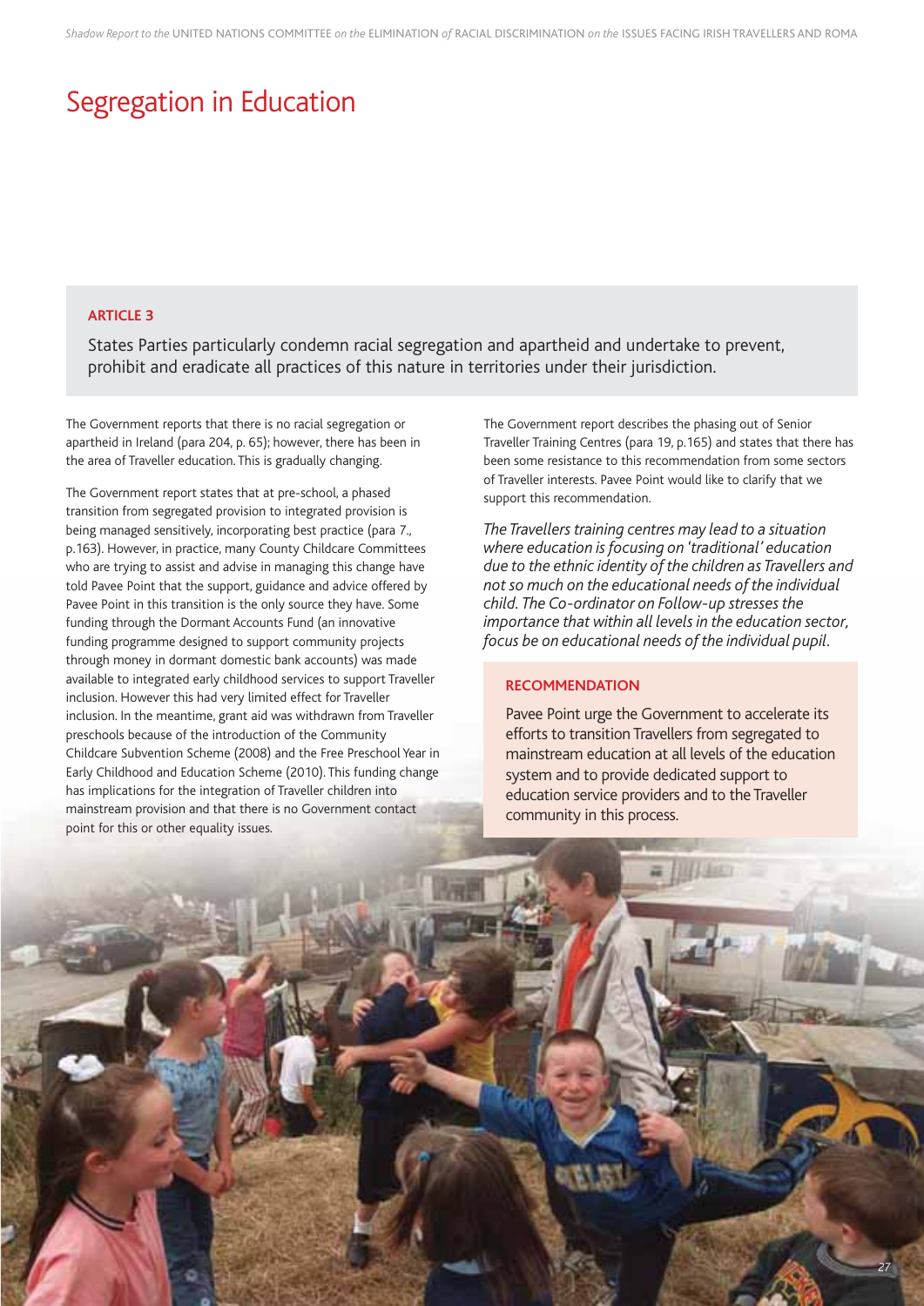# Segregation in Education

**ARTICLE 3**

States Parties particularly condemn racial segregation and apartheid and undertake to prevent, prohibit and eradicate all practices of this nature in territories under their jurisdiction.

The Government reports that there is no racial segregation or apartheid in Ireland (para 204, p. 65); however, there has been in the area of Traveller education. This is gradually changing.

The Government report states that at pre-school, a phased transition from segregated provision to integrated provision is being managed sensitively, incorporating best practice (para 7., p.163). However, in practice, many County Childcare Committees who are trying to assist and advise in managing this change have told Pavee Point that the support, guidance and advice offered by Pavee Point in this transition is the only source they have. Some funding through the Dormant Accounts Fund (an innovative funding programme designed to support community projects through money in dormant domestic bank accounts) was made available to integrated early childhood services to support Traveller inclusion. However this had very limited effect for Traveller inclusion. In the meantime, grant aid was withdrawn from Traveller preschools because of the introduction of the Community Childcare Subvention Scheme (2008) and the Free Preschool Year in Early Childhood and Education Scheme (2010). This funding change has implications for the integration of Traveller children into mainstream provision and that there is no Government contact point for this or other equality issues.

The Government report describes the phasing out of Senior Traveller Training Centres (para 19, p.165) and states that there has been some resistance to this recommendation from some sectors of Traveller interests. Pavee Point would like to clarify that we support this recommendation.

*The Travellers training centres may lead to a situation where education is focusing on 'traditional' education due to the ethnic identity of the children as Travellers and not so much on the educational needs of the individual child. The Co-ordinator on Follow-up stresses the importance that within all levels in the education sector, focus be on educational needs of the individual pupil.*

**RECOMMENDATION**

Pavee Point urge the Government to accelerate its efforts to transition Travellers from segregated to mainstream education at all levels of the education system and to provide dedicated support to education service providers and to the Traveller community in this process.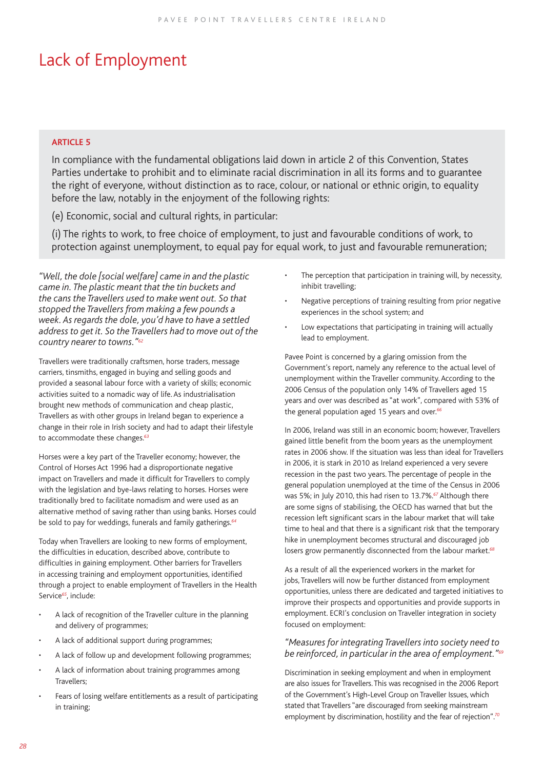# Lack of Employment

**ARTICLE 5**

In compliance with the fundamental obligations laid down in article 2 of this Convention, States Parties undertake to prohibit and to eliminate racial discrimination in all its forms and to guarantee the right of everyone, without distinction as to race, colour, or national or ethnic origin, to equality before the law, notably in the enjoyment of the following rights:

(e) Economic, social and cultural rights, in particular:

(i) The rights to work, to free choice of employment, to just and favourable conditions of work, to protection against unemployment, to equal pay for equal work, to just and favourable remuneration;

*"Well, the dole [social welfare] came in and the plastic came in. The plastic meant that the tin buckets and the cans the Travellers used to make went out. So that stopped the Travellers from making a few pounds a week. As regards the dole, you'd have to have a settled address to get it. So the Travellers had to move out of the country nearer to towns."*[62]

Travellers were traditionally craftsmen, horse traders, message carriers, tinsmiths, engaged in buying and selling goods and provided a seasonal labour force with a variety of skills; economic activities suited to a nomadic way of life. As industrialisation brought new methods of communication and cheap plastic, Travellers as with other groups in Ireland began to experience a change in their role in Irish society and had to adapt their lifestyle to accommodate these changes.[63]

Horses were a key part of the Traveller economy; however, the Control of Horses Act 1996 had a disproportionate negative impact on Travellers and made it difficult for Travellers to comply with the legislation and bye-laws relating to horses. Horses were traditionally bred to facilitate nomadism and were used as an alternative method of saving rather than using banks. Horses could be sold to pay for weddings, funerals and family gatherings.[64]

Today when Travellers are looking to new forms of employment, the difficulties in education, described above, contribute to difficulties in gaining employment. Other barriers for Travellers in accessing training and employment opportunities, identified through a project to enable employment of Travellers in the Health Service[65], include:

- A lack of recognition of the Traveller culture in the planning and delivery of programmes;
- A lack of additional support during programmes;
- A lack of follow up and development following programmes;
- A lack of information about training programmes among Travellers;
- Fears of losing welfare entitlements as a result of participating in training;
- The perception that participation in training will, by necessity, inhibit travelling;
- Negative perceptions of training resulting from prior negative experiences in the school system; and
- Low expectations that participating in training will actually lead to employment.

Pavee Point is concerned by a glaring omission from the Government's report, namely any reference to the actual level of unemployment within the Traveller community. According to the 2006 Census of the population only 14% of Travellers aged 15 years and over was described as "at work", compared with 53% of the general population aged 15 years and over.[66]

In 2006, Ireland was still in an economic boom; however, Travellers gained little benefit from the boom years as the unemployment rates in 2006 show. If the situation was less than ideal for Travellers in 2006, it is stark in 2010 as Ireland experienced a very severe recession in the past two years. The percentage of people in the general population unemployed at the time of the Census in 2006 was 5%; in July 2010, this had risen to 13.7%.[67] Although there are some signs of stabilising, the OECD has warned that but the recession left significant scars in the labour market that will take time to heal and that there is a significant risk that the temporary hike in unemployment becomes structural and discouraged job losers grow permanently disconnected from the labour market.[68]

As a result of all the experienced workers in the market for jobs, Travellers will now be further distanced from employment opportunities, unless there are dedicated and targeted initiatives to improve their prospects and opportunities and provide supports in employment. ECRI's conclusion on Traveller integration in society focused on employment:

*"Measures for integrating Travellers into society need to be reinforced, in particular in the area of employment."*[69]

Discrimination in seeking employment and when in employment are also issues for Travellers. This was recognised in the 2006 Report of the Government's High-Level Group on Traveller Issues, which stated that Travellers "are discouraged from seeking mainstream employment by discrimination, hostility and the fear of rejection".[70]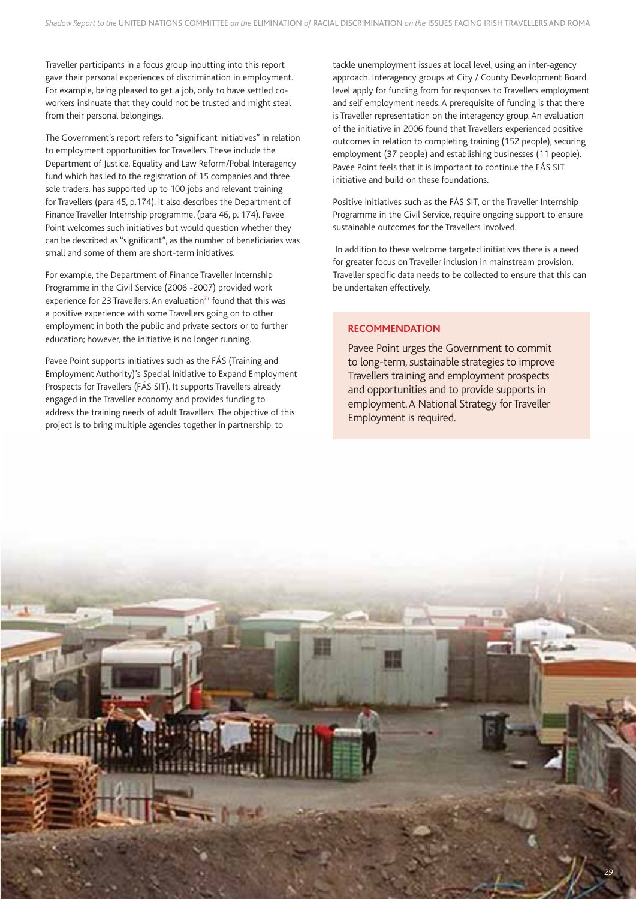Traveller participants in a focus group inputting into this report gave their personal experiences of discrimination in employment. For example, being pleased to get a job, only to have settled co-workers insinuate that they could not be trusted and might steal from their personal belongings.

The Government's report refers to "significant initiatives" in relation to employment opportunities for Travellers. These include the Department of Justice, Equality and Law Reform/Pobal Interagency fund which has led to the registration of 15 companies and three sole traders, has supported up to 100 jobs and relevant training for Travellers (para 45, p.174). It also describes the Department of Finance Traveller Internship programme. (para 46, p. 174). Pavee Point welcomes such initiatives but would question whether they can be described as "significant", as the number of beneficiaries was small and some of them are short-term initiatives.

For example, the Department of Finance Traveller Internship Programme in the Civil Service (2006 -2007) provided work experience for 23 Travellers. An evaluation[71] found that this was a positive experience with some Travellers going on to other employment in both the public and private sectors or to further education; however, the initiative is no longer running.

Pavee Point supports initiatives such as the FÁS (Training and Employment Authority)'s Special Initiative to Expand Employment Prospects for Travellers (FÁS SIT). It supports Travellers already engaged in the Traveller economy and provides funding to address the training needs of adult Travellers. The objective of this project is to bring multiple agencies together in partnership, to tackle unemployment issues at local level, using an inter-agency approach. Interagency groups at City / County Development Board level apply for funding from for responses to Travellers employment and self employment needs. A prerequisite of funding is that there is Traveller representation on the interagency group. An evaluation of the initiative in 2006 found that Travellers experienced positive outcomes in relation to completing training (152 people), securing employment (37 people) and establishing businesses (11 people). Pavee Point feels that it is important to continue the FÁS SIT initiative and build on these foundations.

Positive initiatives such as the FÁS SIT, or the Traveller Internship Programme in the Civil Service, require ongoing support to ensure sustainable outcomes for the Travellers involved.

In addition to these welcome targeted initiatives there is a need for greater focus on Traveller inclusion in mainstream provision. Traveller specific data needs to be collected to ensure that this can be undertaken effectively.

**RECOMMENDATION**

Pavee Point urges the Government to commit to long-term, sustainable strategies to improve Travellers training and employment prospects and opportunities and to provide supports in employment. A National Strategy for Traveller Employment is required.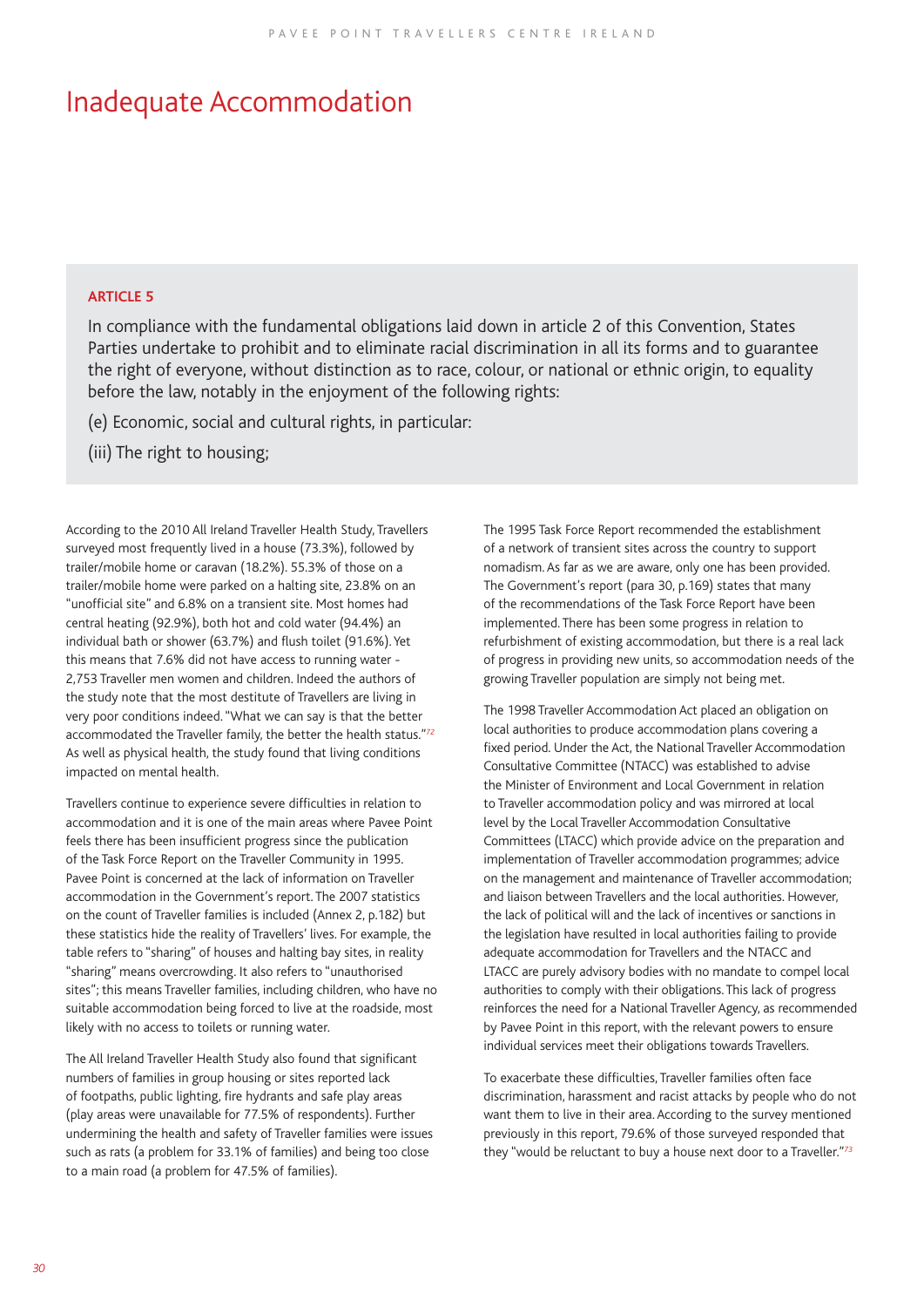# Inadequate Accommodation

**ARTICLE 5**

In compliance with the fundamental obligations laid down in article 2 of this Convention, States Parties undertake to prohibit and to eliminate racial discrimination in all its forms and to guarantee the right of everyone, without distinction as to race, colour, or national or ethnic origin, to equality before the law, notably in the enjoyment of the following rights:

(e) Economic, social and cultural rights, in particular:

(iii) The right to housing;

According to the 2010 All Ireland Traveller Health Study, Travellers surveyed most frequently lived in a house (73.3%), followed by trailer/mobile home or caravan (18.2%). 55.3% of those on a trailer/mobile home were parked on a halting site, 23.8% on an "unofficial site" and 6.8% on a transient site. Most homes had central heating (92.9%), both hot and cold water (94.4%) an individual bath or shower (63.7%) and flush toilet (91.6%). Yet this means that 7.6% did not have access to running water - 2,753 Traveller men women and children. Indeed the authors of the study note that the most destitute of Travellers are living in very poor conditions indeed. "What we can say is that the better accommodated the Traveller family, the better the health status."[72] As well as physical health, the study found that living conditions impacted on mental health.

Travellers continue to experience severe difficulties in relation to accommodation and it is one of the main areas where Pavee Point feels there has been insufficient progress since the publication of the Task Force Report on the Traveller Community in 1995. Pavee Point is concerned at the lack of information on Traveller accommodation in the Government's report. The 2007 statistics on the count of Traveller families is included (Annex 2, p.182) but these statistics hide the reality of Travellers' lives. For example, the table refers to "sharing" of houses and halting bay sites, in reality "sharing" means overcrowding. It also refers to "unauthorised sites"; this means Traveller families, including children, who have no suitable accommodation being forced to live at the roadside, most likely with no access to toilets or running water.

The All Ireland Traveller Health Study also found that significant numbers of families in group housing or sites reported lack of footpaths, public lighting, fire hydrants and safe play areas (play areas were unavailable for 77.5% of respondents). Further undermining the health and safety of Traveller families were issues such as rats (a problem for 33.1% of families) and being too close to a main road (a problem for 47.5% of families).

The 1995 Task Force Report recommended the establishment of a network of transient sites across the country to support nomadism. As far as we are aware, only one has been provided. The Government's report (para 30, p.169) states that many of the recommendations of the Task Force Report have been implemented. There has been some progress in relation to refurbishment of existing accommodation, but there is a real lack of progress in providing new units, so accommodation needs of the growing Traveller population are simply not being met.

The 1998 Traveller Accommodation Act placed an obligation on local authorities to produce accommodation plans covering a fixed period. Under the Act, the National Traveller Accommodation Consultative Committee (NTACC) was established to advise the Minister of Environment and Local Government in relation to Traveller accommodation policy and was mirrored at local level by the Local Traveller Accommodation Consultative Committees (LTACC) which provide advice on the preparation and implementation of Traveller accommodation programmes; advice on the management and maintenance of Traveller accommodation; and liaison between Travellers and the local authorities. However, the lack of political will and the lack of incentives or sanctions in the legislation have resulted in local authorities failing to provide adequate accommodation for Travellers and the NTACC and LTACC are purely advisory bodies with no mandate to compel local authorities to comply with their obligations. This lack of progress reinforces the need for a National Traveller Agency, as recommended by Pavee Point in this report, with the relevant powers to ensure individual services meet their obligations towards Travellers.

To exacerbate these difficulties, Traveller families often face discrimination, harassment and racist attacks by people who do not want them to live in their area. According to the survey mentioned previously in this report, 79.6% of those surveyed responded that they "would be reluctant to buy a house next door to a Traveller."[73]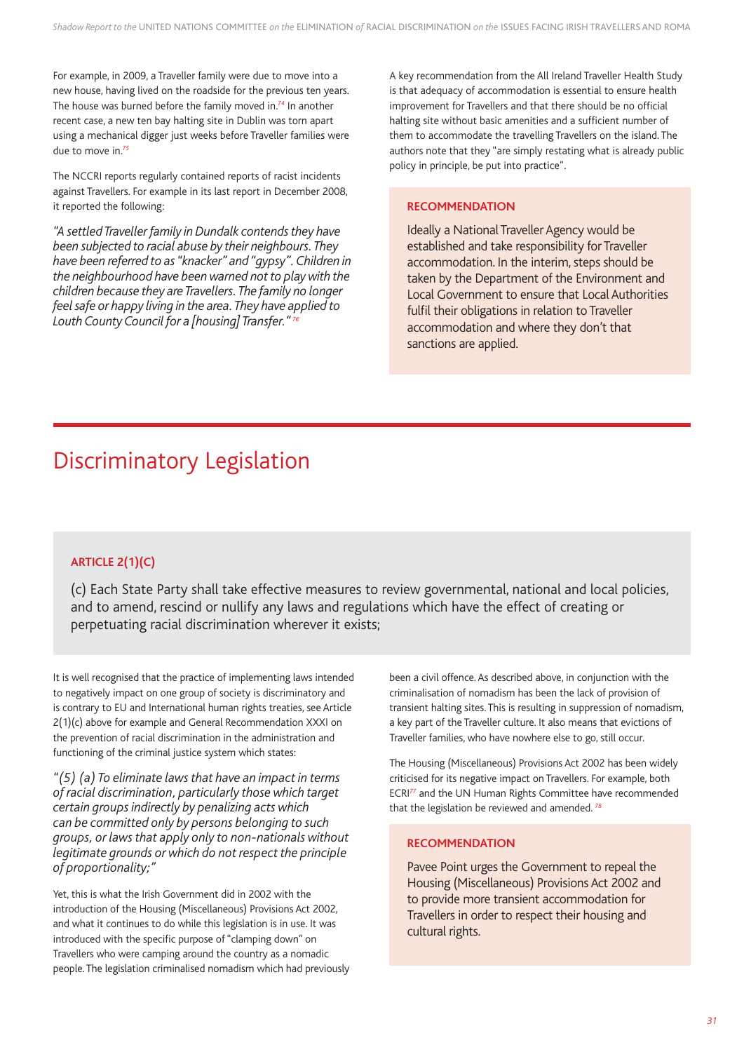For example, in 2009, a Traveller family were due to move into a new house, having lived on the roadside for the previous ten years. The house was burned before the family moved in.[74] In another recent case, a new ten bay halting site in Dublin was torn apart using a mechanical digger just weeks before Traveller families were due to move in.[75]

The NCCRI reports regularly contained reports of racist incidents against Travellers. For example in its last report in December 2008, it reported the following:

*"A settled Traveller family in Dundalk contends they have been subjected to racial abuse by their neighbours. They have been referred to as "knacker" and "gypsy". Children in the neighbourhood have been warned not to play with the children because they are Travellers. The family no longer feel safe or happy living in the area. They have applied to Louth County Council for a [housing] Transfer."* [76]

A key recommendation from the All Ireland Traveller Health Study is that adequacy of accommodation is essential to ensure health improvement for Travellers and that there should be no official halting site without basic amenities and a sufficient number of them to accommodate the travelling Travellers on the island. The authors note that they "are simply restating what is already public policy in principle, be put into practice".

**RECOMMENDATION**

Ideally a National Traveller Agency would be established and take responsibility for Traveller accommodation. In the interim, steps should be taken by the Department of the Environment and Local Government to ensure that Local Authorities fulfil their obligations in relation to Traveller accommodation and where they don't that sanctions are applied.

# Discriminatory Legislation

**ARTICLE 2(1)(C)**

(c) Each State Party shall take effective measures to review governmental, national and local policies, and to amend, rescind or nullify any laws and regulations which have the effect of creating or perpetuating racial discrimination wherever it exists;

It is well recognised that the practice of implementing laws intended to negatively impact on one group of society is discriminatory and is contrary to EU and International human rights treaties, see Article 2(1)(c) above for example and General Recommendation XXXI on the prevention of racial discrimination in the administration and functioning of the criminal justice system which states:

*"(5) (a) To eliminate laws that have an impact in terms of racial discrimination, particularly those which target certain groups indirectly by penalizing acts which can be committed only by persons belonging to such groups, or laws that apply only to non-nationals without legitimate grounds or which do not respect the principle of proportionality;"*

Yet, this is what the Irish Government did in 2002 with the introduction of the Housing (Miscellaneous) Provisions Act 2002, and what it continues to do while this legislation is in use. It was introduced with the specific purpose of "clamping down" on Travellers who were camping around the country as a nomadic people. The legislation criminalised nomadism which had previously been a civil offence. As described above, in conjunction with the criminalisation of nomadism has been the lack of provision of transient halting sites. This is resulting in suppression of nomadism, a key part of the Traveller culture. It also means that evictions of Traveller families, who have nowhere else to go, still occur.

The Housing (Miscellaneous) Provisions Act 2002 has been widely criticised for its negative impact on Travellers. For example, both ECRI[77] and the UN Human Rights Committee have recommended that the legislation be reviewed and amended.[78]

**RECOMMENDATION**

Pavee Point urges the Government to repeal the Housing (Miscellaneous) Provisions Act 2002 and to provide more transient accommodation for Travellers in order to respect their housing and cultural rights.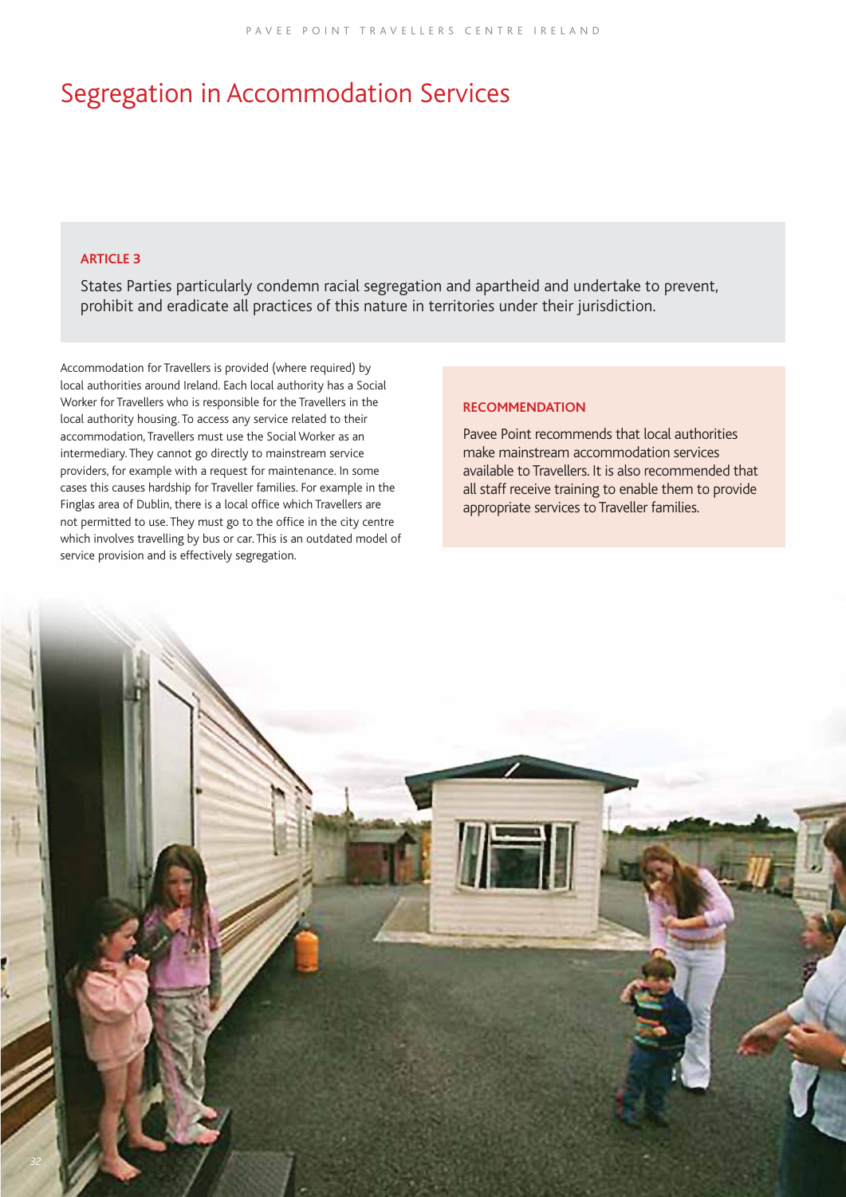# Segregation in Accommodation Services

### ARTICLE 3

States Parties particularly condemn racial segregation and apartheid and undertake to prevent, prohibit and eradicate all practices of this nature in territories under their jurisdiction.

Accommodation for Travellers is provided (where required) by local authorities around Ireland. Each local authority has a Social Worker for Travellers who is responsible for the Travellers in the local authority housing. To access any service related to their accommodation, Travellers must use the Social Worker as an intermediary. They cannot go directly to mainstream service providers, for example with a request for maintenance. In some cases this causes hardship for Traveller families. For example in the Finglas area of Dublin, there is a local office which Travellers are not permitted to use. They must go to the office in the city centre which involves travelling by bus or car. This is an outdated model of service provision and is effectively segregation.

### RECOMMENDATION

Pavee Point recommends that local authorities make mainstream accommodation services available to Travellers. It is also recommended that all staff receive training to enable them to provide appropriate services to Traveller families.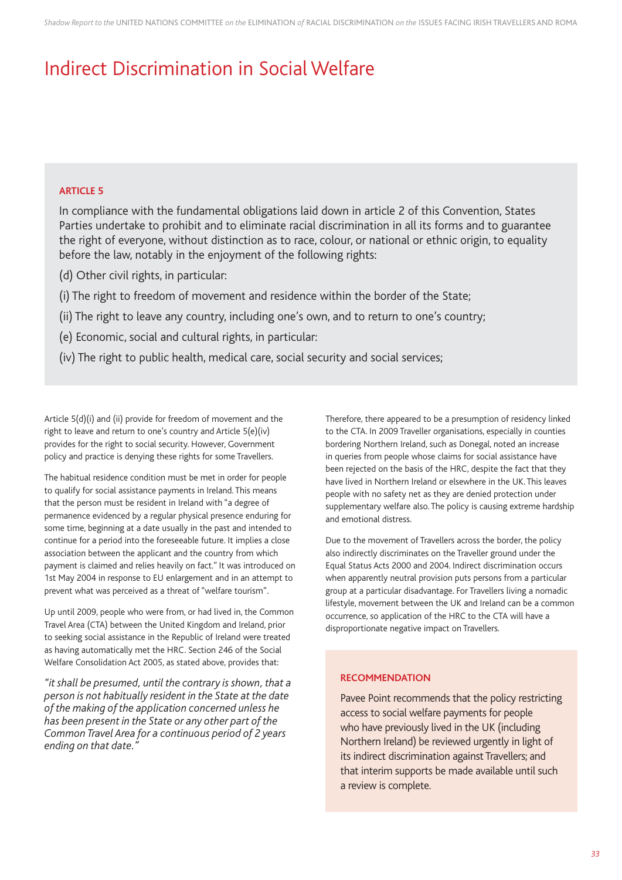# Indirect Discrimination in Social Welfare

**ARTICLE 5**

In compliance with the fundamental obligations laid down in article 2 of this Convention, States Parties undertake to prohibit and to eliminate racial discrimination in all its forms and to guarantee the right of everyone, without distinction as to race, colour, or national or ethnic origin, to equality before the law, notably in the enjoyment of the following rights:

(d) Other civil rights, in particular:

(i) The right to freedom of movement and residence within the border of the State;

(ii) The right to leave any country, including one's own, and to return to one's country;

(e) Economic, social and cultural rights, in particular:

(iv) The right to public health, medical care, social security and social services;

Article 5(d)(i) and (ii) provide for freedom of movement and the right to leave and return to one's country and Article 5(e)(iv) provides for the right to social security. However, Government policy and practice is denying these rights for some Travellers.

The habitual residence condition must be met in order for people to qualify for social assistance payments in Ireland. This means that the person must be resident in Ireland with "a degree of permanence evidenced by a regular physical presence enduring for some time, beginning at a date usually in the past and intended to continue for a period into the foreseeable future. It implies a close association between the applicant and the country from which payment is claimed and relies heavily on fact." It was introduced on 1st May 2004 in response to EU enlargement and in an attempt to prevent what was perceived as a threat of "welfare tourism".

Up until 2009, people who were from, or had lived in, the Common Travel Area (CTA) between the United Kingdom and Ireland, prior to seeking social assistance in the Republic of Ireland were treated as having automatically met the HRC. Section 246 of the Social Welfare Consolidation Act 2005, as stated above, provides that:

*"it shall be presumed, until the contrary is shown, that a person is not habitually resident in the State at the date of the making of the application concerned unless he has been present in the State or any other part of the Common Travel Area for a continuous period of 2 years ending on that date."*

Therefore, there appeared to be a presumption of residency linked to the CTA. In 2009 Traveller organisations, especially in counties bordering Northern Ireland, such as Donegal, noted an increase in queries from people whose claims for social assistance have been rejected on the basis of the HRC, despite the fact that they have lived in Northern Ireland or elsewhere in the UK. This leaves people with no safety net as they are denied protection under supplementary welfare also. The policy is causing extreme hardship and emotional distress.

Due to the movement of Travellers across the border, the policy also indirectly discriminates on the Traveller ground under the Equal Status Acts 2000 and 2004. Indirect discrimination occurs when apparently neutral provision puts persons from a particular group at a particular disadvantage. For Travellers living a nomadic lifestyle, movement between the UK and Ireland can be a common occurrence, so application of the HRC to the CTA will have a disproportionate negative impact on Travellers.

**RECOMMENDATION**

Pavee Point recommends that the policy restricting access to social welfare payments for people who have previously lived in the UK (including Northern Ireland) be reviewed urgently in light of its indirect discrimination against Travellers; and that interim supports be made available until such a review is complete.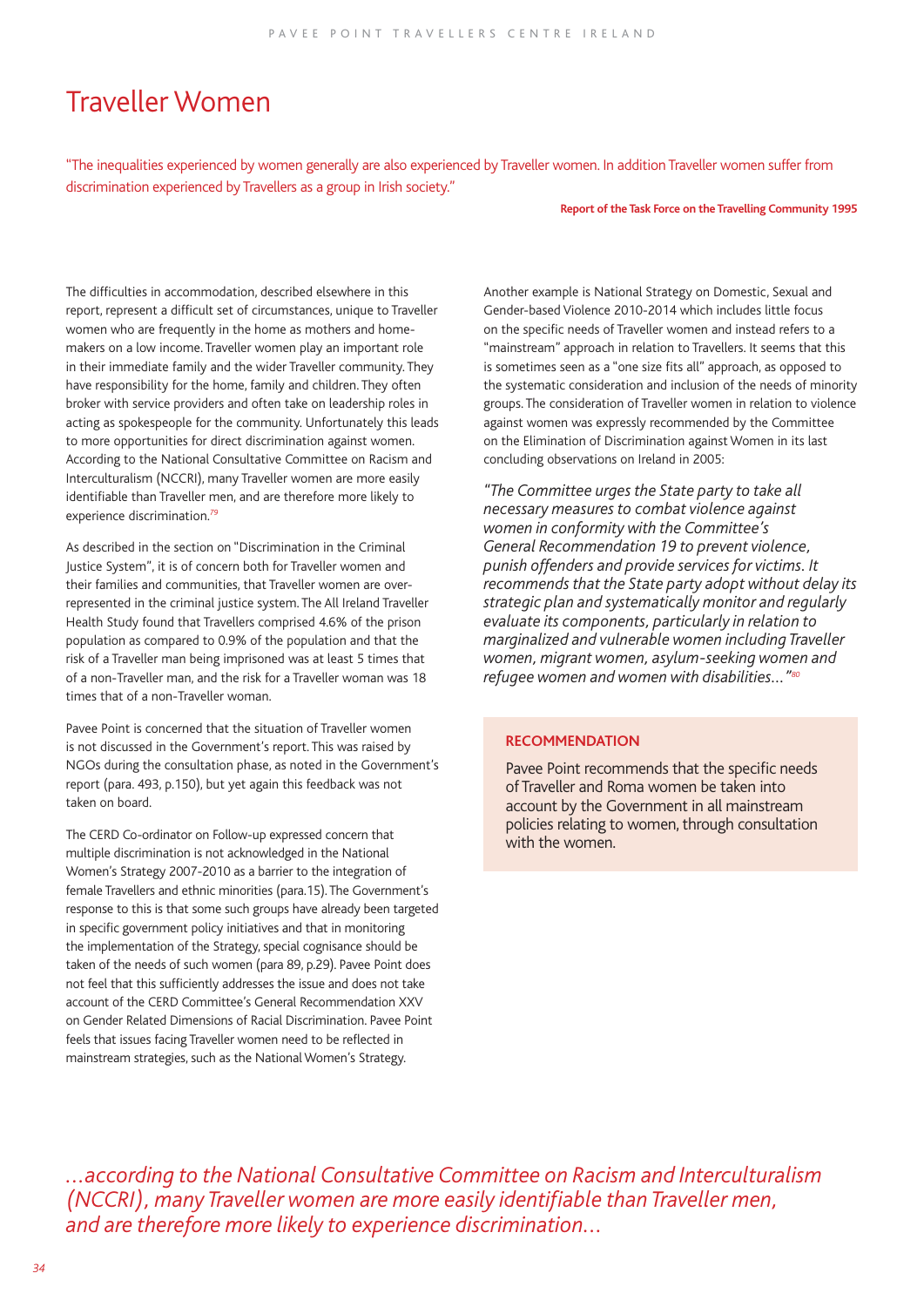# Traveller Women

"The inequalities experienced by women generally are also experienced by Traveller women. In addition Traveller women suffer from discrimination experienced by Travellers as a group in Irish society."

**Report of the Task Force on the Travelling Community 1995**

The difficulties in accommodation, described elsewhere in this report, represent a difficult set of circumstances, unique to Traveller women who are frequently in the home as mothers and home-makers on a low income. Traveller women play an important role in their immediate family and the wider Traveller community. They have responsibility for the home, family and children. They often broker with service providers and often take on leadership roles in acting as spokespeople for the community. Unfortunately this leads to more opportunities for direct discrimination against women. According to the National Consultative Committee on Racism and Interculturalism (NCCRI), many Traveller women are more easily identifiable than Traveller men, and are therefore more likely to experience discrimination.[79]

As described in the section on "Discrimination in the Criminal Justice System", it is of concern both for Traveller women and their families and communities, that Traveller women are over-represented in the criminal justice system. The All Ireland Traveller Health Study found that Travellers comprised 4.6% of the prison population as compared to 0.9% of the population and that the risk of a Traveller man being imprisoned was at least 5 times that of a non-Traveller man, and the risk for a Traveller woman was 18 times that of a non-Traveller woman.

Pavee Point is concerned that the situation of Traveller women is not discussed in the Government's report. This was raised by NGOs during the consultation phase, as noted in the Government's report (para. 493, p.150), but yet again this feedback was not taken on board.

The CERD Co-ordinator on Follow-up expressed concern that multiple discrimination is not acknowledged in the National Women's Strategy 2007-2010 as a barrier to the integration of female Travellers and ethnic minorities (para.15). The Government's response to this is that some such groups have already been targeted in specific government policy initiatives and that in monitoring the implementation of the Strategy, special cognisance should be taken of the needs of such women (para 89, p.29). Pavee Point does not feel that this sufficiently addresses the issue and does not take account of the CERD Committee's General Recommendation XXV on Gender Related Dimensions of Racial Discrimination. Pavee Point feels that issues facing Traveller women need to be reflected in mainstream strategies, such as the National Women's Strategy.

Another example is National Strategy on Domestic, Sexual and Gender-based Violence 2010-2014 which includes little focus on the specific needs of Traveller women and instead refers to a "mainstream" approach in relation to Travellers. It seems that this is sometimes seen as a "one size fits all" approach, as opposed to the systematic consideration and inclusion of the needs of minority groups. The consideration of Traveller women in relation to violence against women was expressly recommended by the Committee on the Elimination of Discrimination against Women in its last concluding observations on Ireland in 2005:

*"The Committee urges the State party to take all necessary measures to combat violence against women in conformity with the Committee's General Recommendation 19 to prevent violence, punish offenders and provide services for victims. It recommends that the State party adopt without delay its strategic plan and systematically monitor and regularly evaluate its components, particularly in relation to marginalized and vulnerable women including Traveller women, migrant women, asylum-seeking women and refugee women and women with disabilities..."*[80]

**RECOMMENDATION**

Pavee Point recommends that the specific needs of Traveller and Roma women be taken into account by the Government in all mainstream policies relating to women, through consultation with the women.

*...according to the National Consultative Committee on Racism and Interculturalism (NCCRI), many Traveller women are more easily identifiable than Traveller men, and are therefore more likely to experience discrimination...*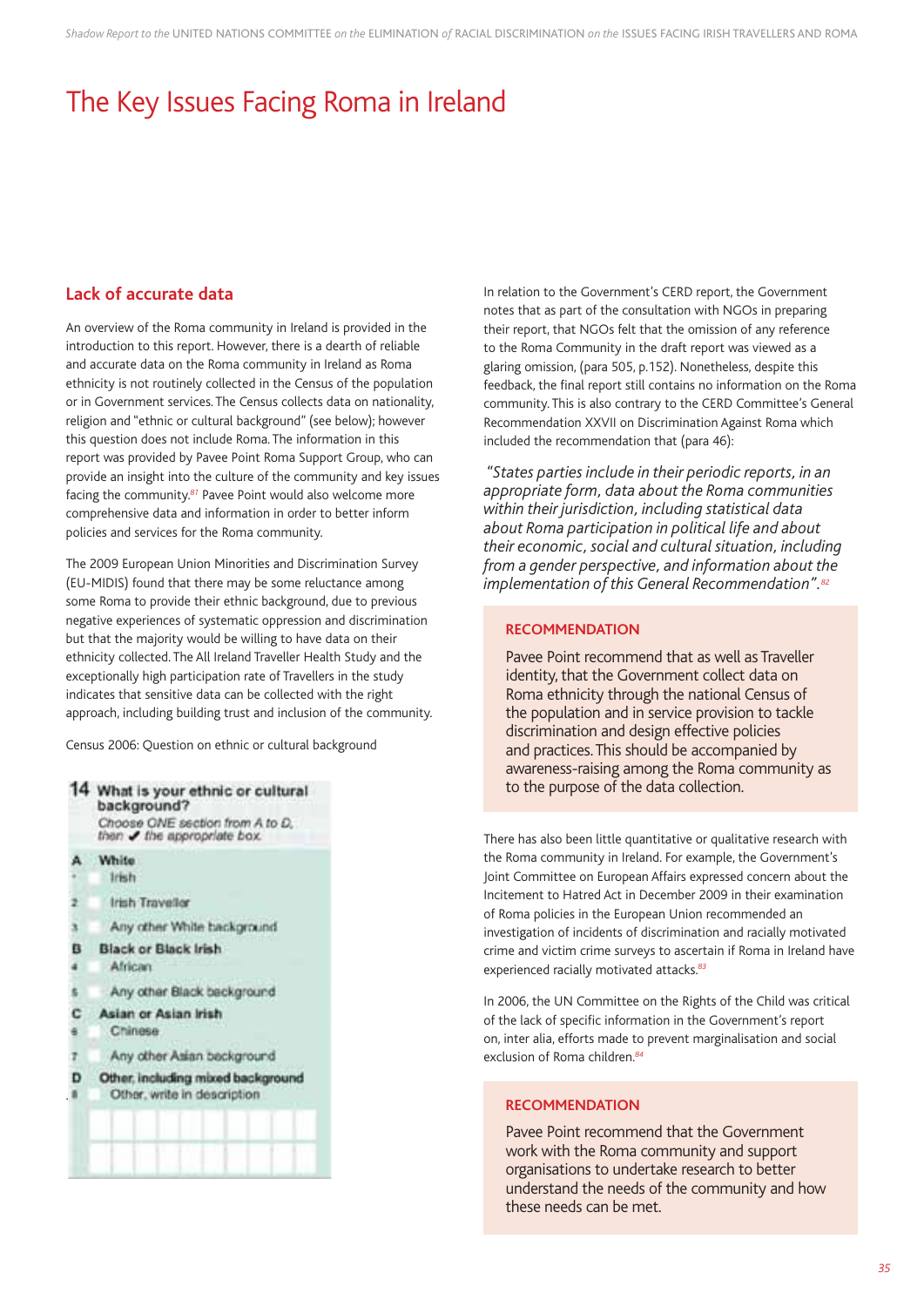# The Key Issues Facing Roma in Ireland

## Lack of accurate data

An overview of the Roma community in Ireland is provided in the introduction to this report. However, there is a dearth of reliable and accurate data on the Roma community in Ireland as Roma ethnicity is not routinely collected in the Census of the population or in Government services. The Census collects data on nationality, religion and "ethnic or cultural background" (see below); however this question does not include Roma. The information in this report was provided by Pavee Point Roma Support Group, who can provide an insight into the culture of the community and key issues facing the community.[81] Pavee Point would also welcome more comprehensive data and information in order to better inform policies and services for the Roma community.

The 2009 European Union Minorities and Discrimination Survey (EU-MIDIS) found that there may be some reluctance among some Roma to provide their ethnic background, due to previous negative experiences of systematic oppression and discrimination but that the majority would be willing to have data on their ethnicity collected. The All Ireland Traveller Health Study and the exceptionally high participation rate of Travellers in the study indicates that sensitive data can be collected with the right approach, including building trust and inclusion of the community.

Census 2006: Question on ethnic or cultural background

**14 What is your ethnic or cultural background?**
*Choose ONE section from A to D, then ✔ the appropriate box.*

**A White**
1. Irish
2. Irish Traveller
3. Any other White background

**B Black or Black Irish**
4. African
5. Any other Black background

**C Asian or Asian Irish**
6. Chinese
7. Any other Asian background

**D Other, including mixed background**
8. Other, write in description

In relation to the Government's CERD report, the Government notes that as part of the consultation with NGOs in preparing their report, that NGOs felt that the omission of any reference to the Roma Community in the draft report was viewed as a glaring omission, (para 505, p.152). Nonetheless, despite this feedback, the final report still contains no information on the Roma community. This is also contrary to the CERD Committee's General Recommendation XXVII on Discrimination Against Roma which included the recommendation that (para 46):

*"States parties include in their periodic reports, in an appropriate form, data about the Roma communities within their jurisdiction, including statistical data about Roma participation in political life and about their economic, social and cultural situation, including from a gender perspective, and information about the implementation of this General Recommendation".*[82]

**RECOMMENDATION**

Pavee Point recommend that as well as Traveller identity, that the Government collect data on Roma ethnicity through the national Census of the population and in service provision to tackle discrimination and design effective policies and practices. This should be accompanied by awareness-raising among the Roma community as to the purpose of the data collection.

There has also been little quantitative or qualitative research with the Roma community in Ireland. For example, the Government's Joint Committee on European Affairs expressed concern about the Incitement to Hatred Act in December 2009 in their examination of Roma policies in the European Union recommended an investigation of incidents of discrimination and racially motivated crime and victim crime surveys to ascertain if Roma in Ireland have experienced racially motivated attacks.[83]

In 2006, the UN Committee on the Rights of the Child was critical of the lack of specific information in the Government's report on, inter alia, efforts made to prevent marginalisation and social exclusion of Roma children.[84]

**RECOMMENDATION**

Pavee Point recommend that the Government work with the Roma community and support organisations to undertake research to better understand the needs of the community and how these needs can be met.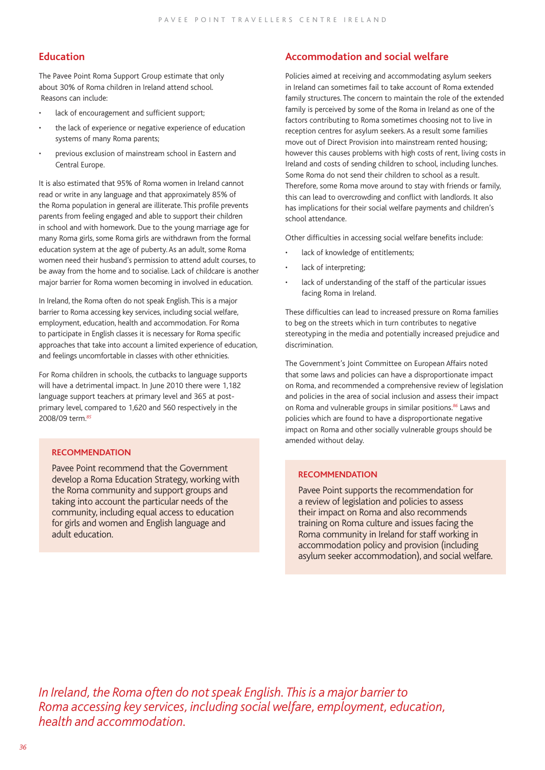## Education

The Pavee Point Roma Support Group estimate that only about 30% of Roma children in Ireland attend school. Reasons can include:

- lack of encouragement and sufficient support;
- the lack of experience or negative experience of education systems of many Roma parents;
- previous exclusion of mainstream school in Eastern and Central Europe.

It is also estimated that 95% of Roma women in Ireland cannot read or write in any language and that approximately 85% of the Roma population in general are illiterate. This profile prevents parents from feeling engaged and able to support their children in school and with homework. Due to the young marriage age for many Roma girls, some Roma girls are withdrawn from the formal education system at the age of puberty. As an adult, some Roma women need their husband's permission to attend adult courses, to be away from the home and to socialise. Lack of childcare is another major barrier for Roma women becoming in involved in education.

In Ireland, the Roma often do not speak English. This is a major barrier to Roma accessing key services, including social welfare, employment, education, health and accommodation. For Roma to participate in English classes it is necessary for Roma specific approaches that take into account a limited experience of education, and feelings uncomfortable in classes with other ethnicities.

For Roma children in schools, the cutbacks to language supports will have a detrimental impact. In June 2010 there were 1,182 language support teachers at primary level and 365 at post-primary level, compared to 1,620 and 560 respectively in the 2008/09 term.[85]

> **RECOMMENDATION**
>
> Pavee Point recommend that the Government develop a Roma Education Strategy, working with the Roma community and support groups and taking into account the particular needs of the community, including equal access to education for girls and women and English language and adult education.

## Accommodation and social welfare

Policies aimed at receiving and accommodating asylum seekers in Ireland can sometimes fail to take account of Roma extended family structures. The concern to maintain the role of the extended family is perceived by some of the Roma in Ireland as one of the factors contributing to Roma sometimes choosing not to live in reception centres for asylum seekers. As a result some families move out of Direct Provision into mainstream rented housing; however this causes problems with high costs of rent, living costs in Ireland and costs of sending children to school, including lunches. Some Roma do not send their children to school as a result. Therefore, some Roma move around to stay with friends or family, this can lead to overcrowding and conflict with landlords. It also has implications for their social welfare payments and children's school attendance.

Other difficulties in accessing social welfare benefits include:

- lack of knowledge of entitlements;
- lack of interpreting;
- lack of understanding of the staff of the particular issues facing Roma in Ireland.

These difficulties can lead to increased pressure on Roma families to beg on the streets which in turn contributes to negative stereotyping in the media and potentially increased prejudice and discrimination.

The Government's Joint Committee on European Affairs noted that some laws and policies can have a disproportionate impact on Roma, and recommended a comprehensive review of legislation and policies in the area of social inclusion and assess their impact on Roma and vulnerable groups in similar positions.[86] Laws and policies which are found to have a disproportionate negative impact on Roma and other socially vulnerable groups should be amended without delay.

> **RECOMMENDATION**
>
> Pavee Point supports the recommendation for a review of legislation and policies to assess their impact on Roma and also recommends training on Roma culture and issues facing the Roma community in Ireland for staff working in accommodation policy and provision (including asylum seeker accommodation), and social welfare.

*In Ireland, the Roma often do not speak English. This is a major barrier to Roma accessing key services, including social welfare, employment, education, health and accommodation.*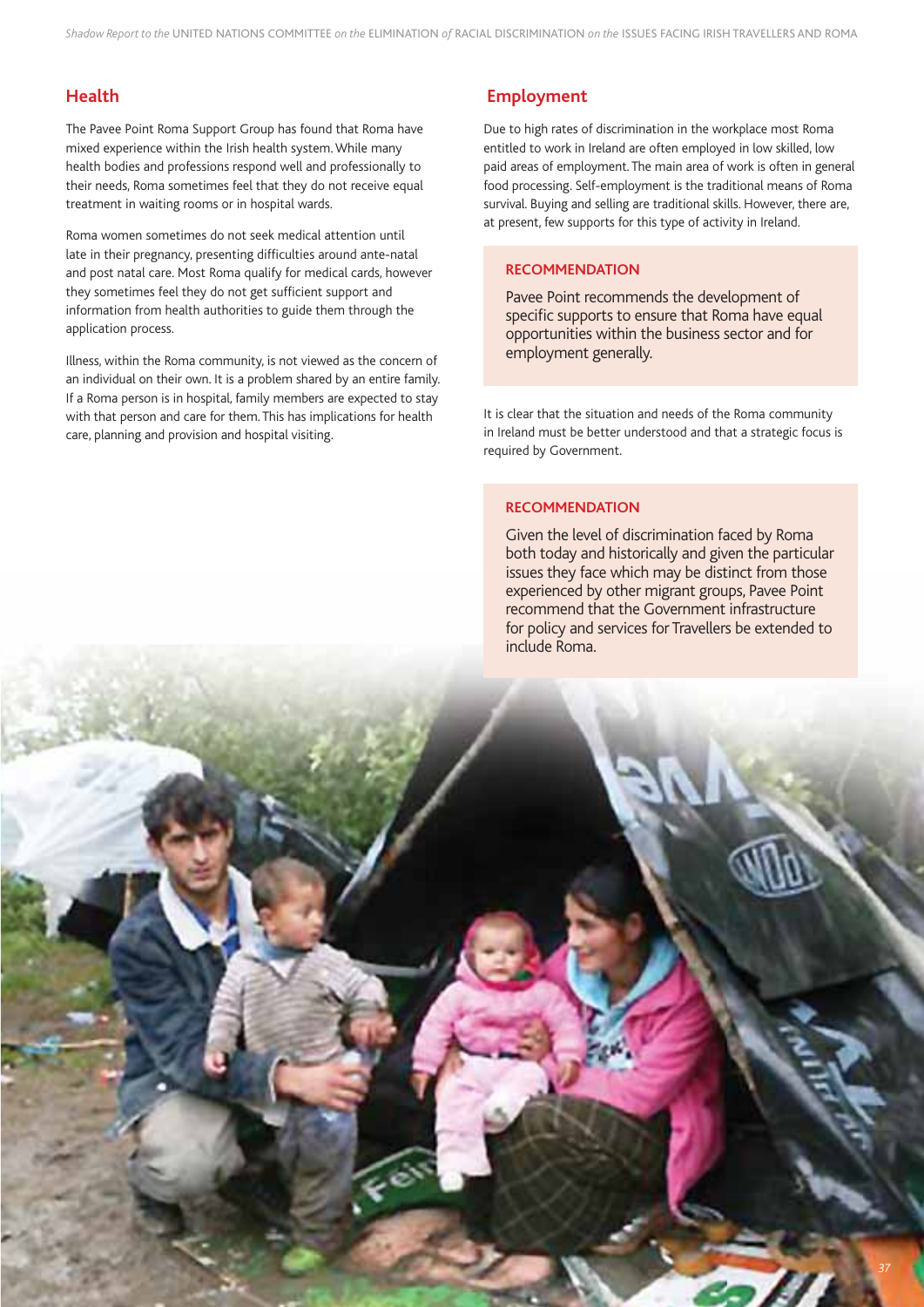## Health

The Pavee Point Roma Support Group has found that Roma have mixed experience within the Irish health system. While many health bodies and professions respond well and professionally to their needs, Roma sometimes feel that they do not receive equal treatment in waiting rooms or in hospital wards.

Roma women sometimes do not seek medical attention until late in their pregnancy, presenting difficulties around ante-natal and post natal care. Most Roma qualify for medical cards, however they sometimes feel they do not get sufficient support and information from health authorities to guide them through the application process.

Illness, within the Roma community, is not viewed as the concern of an individual on their own. It is a problem shared by an entire family. If a Roma person is in hospital, family members are expected to stay with that person and care for them. This has implications for health care, planning and provision and hospital visiting.

## Employment

Due to high rates of discrimination in the workplace most Roma entitled to work in Ireland are often employed in low skilled, low paid areas of employment. The main area of work is often in general food processing. Self-employment is the traditional means of Roma survival. Buying and selling are traditional skills. However, there are, at present, few supports for this type of activity in Ireland.

**RECOMMENDATION**

Pavee Point recommends the development of specific supports to ensure that Roma have equal opportunities within the business sector and for employment generally.

It is clear that the situation and needs of the Roma community in Ireland must be better understood and that a strategic focus is required by Government.

**RECOMMENDATION**

Given the level of discrimination faced by Roma both today and historically and given the particular issues they face which may be distinct from those experienced by other migrant groups, Pavee Point recommend that the Government infrastructure for policy and services for Travellers be extended to include Roma.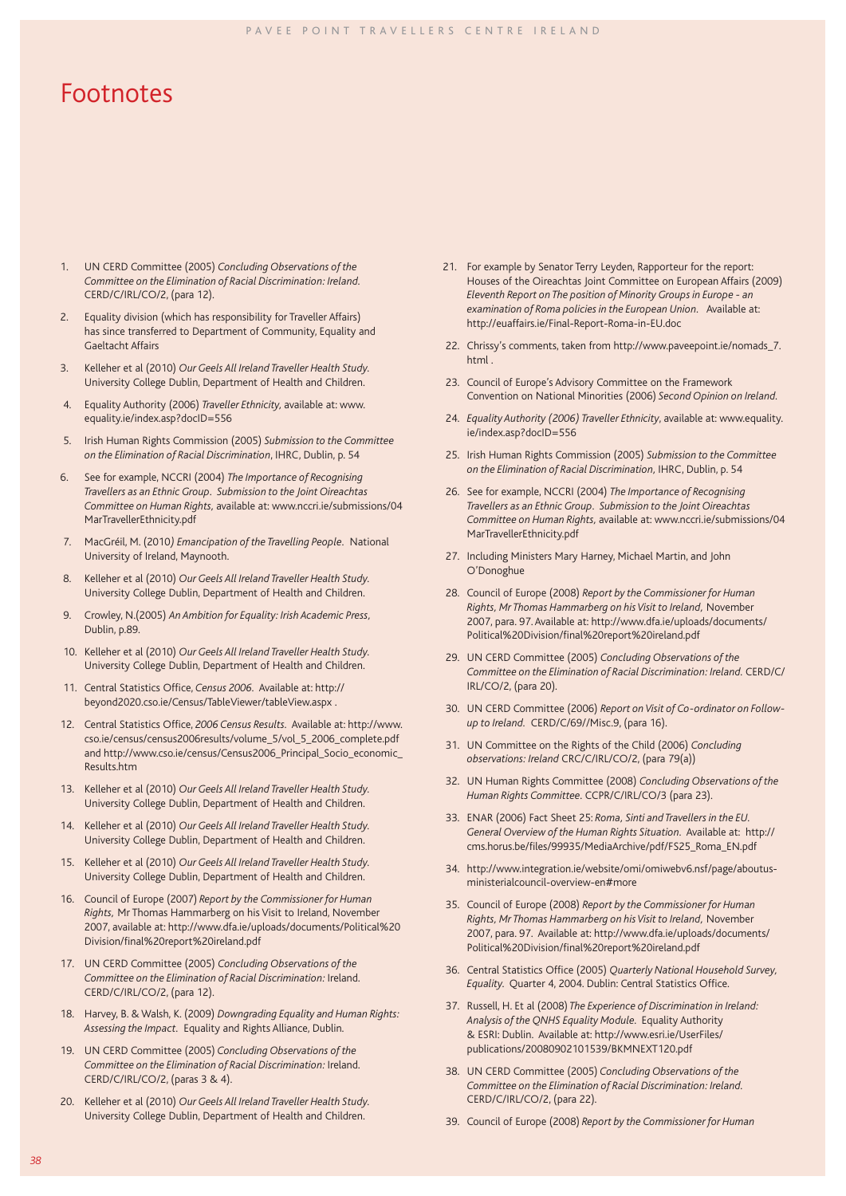# Footnotes

1. UN CERD Committee (2005) *Concluding Observations of the Committee on the Elimination of Racial Discrimination: Ireland*. CERD/C/IRL/CO/2, (para 12).
2. Equality division (which has responsibility for Traveller Affairs) has since transferred to Department of Community, Equality and Gaeltacht Affairs
3. Kelleher et al (2010) *Our Geels All Ireland Traveller Health Study*. University College Dublin, Department of Health and Children.
4. Equality Authority (2006) *Traveller Ethnicity*, available at: www.equality.ie/index.asp?docID=556
5. Irish Human Rights Commission (2005) *Submission to the Committee on the Elimination of Racial Discrimination*, IHRC, Dublin, p. 54
6. See for example, NCCRI (2004) *The Importance of Recognising Travellers as an Ethnic Group. Submission to the Joint Oireachtas Committee on Human Rights*, available at: www.nccri.ie/submissions/04MarTravellerEthnicity.pdf
7. MacGréil, M. (2010) *Emancipation of the Travelling People*. National University of Ireland, Maynooth.
8. Kelleher et al (2010) *Our Geels All Ireland Traveller Health Study*. University College Dublin, Department of Health and Children.
9. Crowley, N.(2005) *An Ambition for Equality: Irish Academic Press*, Dublin, p.89.
10. Kelleher et al (2010) *Our Geels All Ireland Traveller Health Study*. University College Dublin, Department of Health and Children.
11. Central Statistics Office, *Census 2006*. Available at: http://beyond2020.cso.ie/Census/TableViewer/tableView.aspx .
12. Central Statistics Office, *2006 Census Results*. Available at: http://www.cso.ie/census/census2006results/volume_5/vol_5_2006_complete.pdf and http://www.cso.ie/census/Census2006_Principal_Socio_economic_Results.htm
13. Kelleher et al (2010) *Our Geels All Ireland Traveller Health Study*. University College Dublin, Department of Health and Children.
14. Kelleher et al (2010) *Our Geels All Ireland Traveller Health Study*. University College Dublin, Department of Health and Children.
15. Kelleher et al (2010) *Our Geels All Ireland Traveller Health Study*. University College Dublin, Department of Health and Children.
16. Council of Europe (2007) *Report by the Commissioner for Human Rights*, Mr Thomas Hammarberg on his Visit to Ireland, November 2007, available at: http://www.dfa.ie/uploads/documents/Political%20Division/final%20report%20ireland.pdf
17. UN CERD Committee (2005) *Concluding Observations of the Committee on the Elimination of Racial Discrimination:* Ireland. CERD/C/IRL/CO/2, (para 12).
18. Harvey, B. & Walsh, K. (2009) *Downgrading Equality and Human Rights: Assessing the Impact*. Equality and Rights Alliance, Dublin.
19. UN CERD Committee (2005) *Concluding Observations of the Committee on the Elimination of Racial Discrimination:* Ireland. CERD/C/IRL/CO/2, (paras 3 & 4).
20. Kelleher et al (2010) *Our Geels All Ireland Traveller Health Study*. University College Dublin, Department of Health and Children.
21. For example by Senator Terry Leyden, Rapporteur for the report: Houses of the Oireachtas Joint Committee on European Affairs (2009) *Eleventh Report on The position of Minority Groups in Europe - an examination of Roma policies in the European Union*. Available at: http://euaffairs.ie/Final-Report-Roma-in-EU.doc
22. Chrissy's comments, taken from http://www.paveepoint.ie/nomads_7.html .
23. Council of Europe's Advisory Committee on the Framework Convention on National Minorities (2006) *Second Opinion on Ireland*.
24. *Equality Authority (2006) Traveller Ethnicity*, available at: www.equality.ie/index.asp?docID=556
25. Irish Human Rights Commission (2005) *Submission to the Committee on the Elimination of Racial Discrimination*, IHRC, Dublin, p. 54
26. See for example, NCCRI (2004) *The Importance of Recognising Travellers as an Ethnic Group. Submission to the Joint Oireachtas Committee on Human Rights*, available at: www.nccri.ie/submissions/04MarTravellerEthnicity.pdf
27. Including Ministers Mary Harney, Michael Martin, and John O'Donoghue
28. Council of Europe (2008) *Report by the Commissioner for Human Rights, Mr Thomas Hammarberg on his Visit to Ireland*, November 2007, para. 97. Available at: http://www.dfa.ie/uploads/documents/Political%20Division/final%20report%20ireland.pdf
29. UN CERD Committee (2005) *Concluding Observations of the Committee on the Elimination of Racial Discrimination: Ireland*. CERD/C/IRL/CO/2, (para 20).
30. UN CERD Committee (2006) *Report on Visit of Co-ordinator on Follow-up to Ireland*. CERD/C/69//Misc.9, (para 16).
31. UN Committee on the Rights of the Child (2006) *Concluding observations: Ireland* CRC/C/IRL/CO/2, (para 79(a))
32. UN Human Rights Committee (2008) *Concluding Observations of the Human Rights Committee*. CCPR/C/IRL/CO/3 (para 23).
33. ENAR (2006) Fact Sheet 25: *Roma, Sinti and Travellers in the EU. General Overview of the Human Rights Situation*. Available at: http://cms.horus.be/files/99935/MediaArchive/pdf/FS25_Roma_EN.pdf
34. http://www.integration.ie/website/omi/omiwebv6.nsf/page/aboutus-ministerialcouncil-overview-en#more
35. Council of Europe (2008) *Report by the Commissioner for Human Rights, Mr Thomas Hammarberg on his Visit to Ireland*, November 2007, para. 97. Available at: http://www.dfa.ie/uploads/documents/Political%20Division/final%20report%20ireland.pdf
36. Central Statistics Office (2005) *Quarterly National Household Survey, Equality*. Quarter 4, 2004. Dublin: Central Statistics Office.
37. Russell, H. Et al (2008) *The Experience of Discrimination in Ireland: Analysis of the QNHS Equality Module*. Equality Authority & ESRI: Dublin. Available at: http://www.esri.ie/UserFiles/publications/20080902101539/BKMNEXT120.pdf
38. UN CERD Committee (2005) *Concluding Observations of the Committee on the Elimination of Racial Discrimination: Ireland*. CERD/C/IRL/CO/2, (para 22).
39. Council of Europe (2008) *Report by the Commissioner for Human*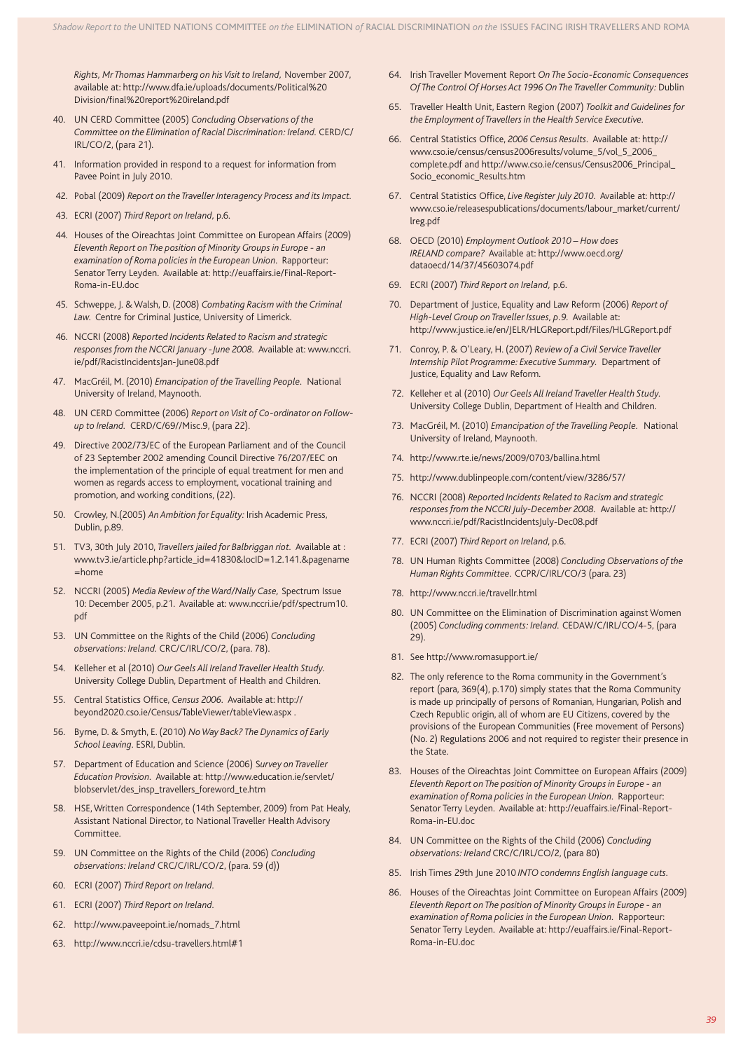*Rights, Mr Thomas Hammarberg on his Visit to Ireland*, November 2007, available at: http://www.dfa.ie/uploads/documents/Political%20 Division/final%20report%20ireland.pdf

40. UN CERD Committee (2005) *Concluding Observations of the Committee on the Elimination of Racial Discrimination: Ireland*. CERD/C/IRL/CO/2, (para 21).

41. Information provided in respond to a request for information from Pavee Point in July 2010.

42. Pobal (2009) *Report on the Traveller Interagency Process and its Impact*.

43. ECRI (2007) *Third Report on Ireland*, p.6.

44. Houses of the Oireachtas Joint Committee on European Affairs (2009) *Eleventh Report on The position of Minority Groups in Europe - an examination of Roma policies in the European Union*. Rapporteur: Senator Terry Leyden. Available at: http://euaffairs.ie/Final-Report-Roma-in-EU.doc

45. Schweppe, J. & Walsh, D. (2008) *Combating Racism with the Criminal Law*. Centre for Criminal Justice, University of Limerick.

46. NCCRI (2008) *Reported Incidents Related to Racism and strategic responses from the NCCRI January - June 2008*. Available at: www.nccri.ie/pdf/RacistIncidentsJan-June08.pdf

47. MacGréil, M. (2010) *Emancipation of the Travelling People*. National University of Ireland, Maynooth.

48. UN CERD Committee (2006) *Report on Visit of Co-ordinator on Follow-up to Ireland*. CERD/C/69//Misc.9, (para 22).

49. Directive 2002/73/EC of the European Parliament and of the Council of 23 September 2002 amending Council Directive 76/207/EEC on the implementation of the principle of equal treatment for men and women as regards access to employment, vocational training and promotion, and working conditions, (22).

50. Crowley, N.(2005) *An Ambition for Equality:* Irish Academic Press, Dublin, p.89.

51. TV3, 30th July 2010, *Travellers jailed for Balbriggan riot*. Available at : www.tv3.ie/article.php?article_id=41830&locID=1.2.141.&pagename =home

52. NCCRI (2005) *Media Review of the Ward/Nally Case*, Spectrum Issue 10: December 2005, p.21. Available at: www.nccri.ie/pdf/spectrum10.pdf

53. UN Committee on the Rights of the Child (2006) *Concluding observations: Ireland*. CRC/C/IRL/CO/2, (para. 78).

54. Kelleher et al (2010) *Our Geels All Ireland Traveller Health Study*. University College Dublin, Department of Health and Children.

55. Central Statistics Office, *Census 2006*. Available at: http://beyond2020.cso.ie/Census/TableViewer/tableView.aspx .

56. Byrne, D. & Smyth, E. (2010) *No Way Back? The Dynamics of Early School Leaving*. ESRI, Dublin.

57. Department of Education and Science (2006) *Survey on Traveller Education Provision*. Available at: http://www.education.ie/servlet/blobservlet/des_insp_travellers_foreword_te.htm

58. HSE, Written Correspondence (14th September, 2009) from Pat Healy, Assistant National Director, to National Traveller Health Advisory Committee.

59. UN Committee on the Rights of the Child (2006) *Concluding observations: Ireland* CRC/C/IRL/CO/2, (para. 59 (d))

60. ECRI (2007) *Third Report on Ireland*.

61. ECRI (2007) *Third Report on Ireland*.

62. http://www.paveepoint.ie/nomads_7.html

63. http://www.nccri.ie/cdsu-travellers.html#1

64. Irish Traveller Movement Report *On The Socio-Economic Consequences Of The Control Of Horses Act 1996 On The Traveller Community:* Dublin

65. Traveller Health Unit, Eastern Region (2007) *Toolkit and Guidelines for the Employment of Travellers in the Health Service Executive*.

66. Central Statistics Office, *2006 Census Results*. Available at: http://www.cso.ie/census/census2006results/volume_5/vol_5_2006_complete.pdf and http://www.cso.ie/census/Census2006_Principal_Socio_economic_Results.htm

67. Central Statistics Office, *Live Register July 2010*. Available at: http://www.cso.ie/releasespublications/documents/labour_market/current/lreg.pdf

68. OECD (2010) *Employment Outlook 2010 – How does IRELAND compare?* Available at: http://www.oecd.org/dataoecd/14/37/45603074.pdf

69. ECRI (2007) *Third Report on Ireland*, p.6.

70. Department of Justice, Equality and Law Reform (2006) *Report of High-Level Group on Traveller Issues, p.9*. Available at: http://www.justice.ie/en/JELR/HLGReport.pdf/Files/HLGReport.pdf

71. Conroy, P. & O'Leary, H. (2007) *Review of a Civil Service Traveller Internship Pilot Programme: Executive Summary*. Department of Justice, Equality and Law Reform.

72. Kelleher et al (2010) *Our Geels All Ireland Traveller Health Study*. University College Dublin, Department of Health and Children.

73. MacGréil, M. (2010) *Emancipation of the Travelling People*. National University of Ireland, Maynooth.

74. http://www.rte.ie/news/2009/0703/ballina.html

75. http://www.dublinpeople.com/content/view/3286/57/

76. NCCRI (2008) *Reported Incidents Related to Racism and strategic responses from the NCCRI July-December 2008*. Available at: http://www.nccri.ie/pdf/RacistIncidentsJuly-Dec08.pdf

77. ECRI (2007) *Third Report on Ireland*, p.6.

78. UN Human Rights Committee (2008) *Concluding Observations of the Human Rights Committee*. CCPR/C/IRL/CO/3 (para. 23)

78. http://www.nccri.ie/travellr.html

80. UN Committee on the Elimination of Discrimination against Women (2005) *Concluding comments: Ireland*. CEDAW/C/IRL/CO/4-5, (para 29).

81. See http://www.romasupport.ie/

82. The only reference to the Roma community in the Government's report (para, 369(4), p.170) simply states that the Roma Community is made up principally of persons of Romanian, Hungarian, Polish and Czech Republic origin, all of whom are EU Citizens, covered by the provisions of the European Communities (Free movement of Persons) (No. 2) Regulations 2006 and not required to register their presence in the State.

83. Houses of the Oireachtas Joint Committee on European Affairs (2009) *Eleventh Report on The position of Minority Groups in Europe - an examination of Roma policies in the European Union*. Rapporteur: Senator Terry Leyden. Available at: http://euaffairs.ie/Final-Report-Roma-in-EU.doc

84. UN Committee on the Rights of the Child (2006) *Concluding observations: Ireland* CRC/C/IRL/CO/2, (para 80)

85. Irish Times 29th June 2010 *INTO condemns English language cuts*.

86. Houses of the Oireachtas Joint Committee on European Affairs (2009) *Eleventh Report on The position of Minority Groups in Europe - an examination of Roma policies in the European Union*. Rapporteur: Senator Terry Leyden. Available at: http://euaffairs.ie/Final-Report-Roma-in-EU.doc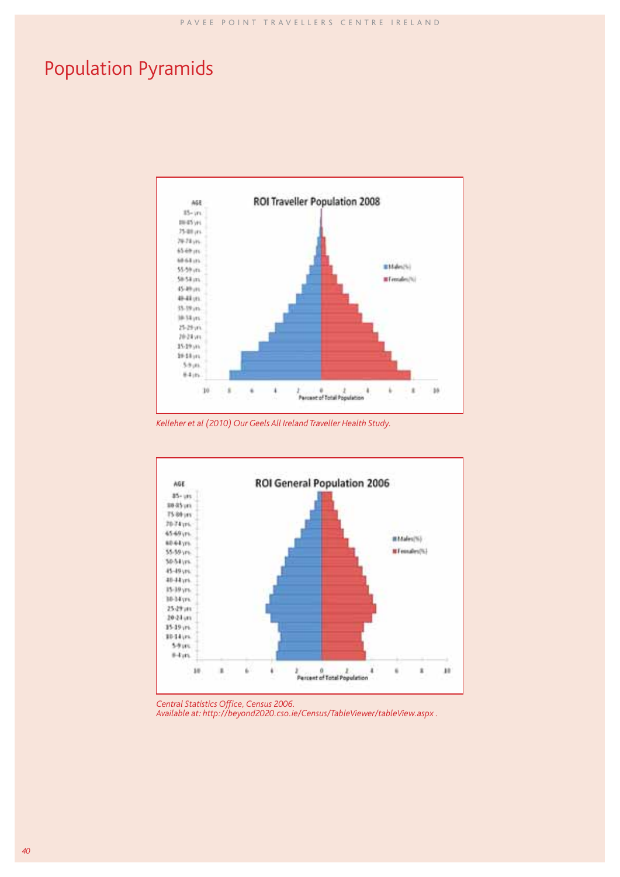# Population Pyramids

*Kelleher et al (2010) Our Geels All Ireland Traveller Health Study.*

*Central Statistics Office, Census 2006.*
*Available at: http://beyond2020.cso.ie/Census/TableViewer/tableView.aspx .*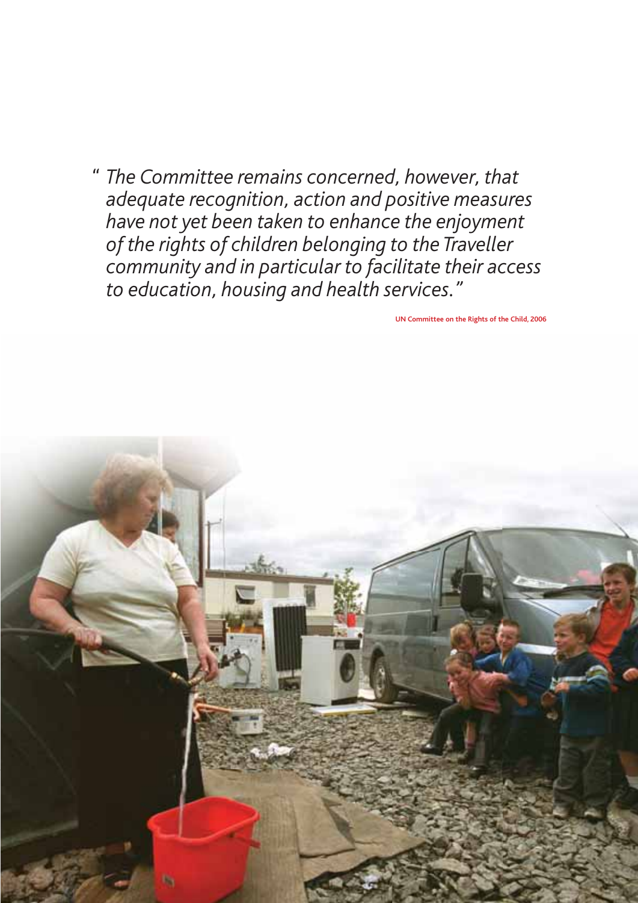*" The Committee remains concerned, however, that adequate recognition, action and positive measures have not yet been taken to enhance the enjoyment of the rights of children belonging to the Traveller community and in particular to facilitate their access to education, housing and health services."*

**UN Committee on the Rights of the Child, 2006**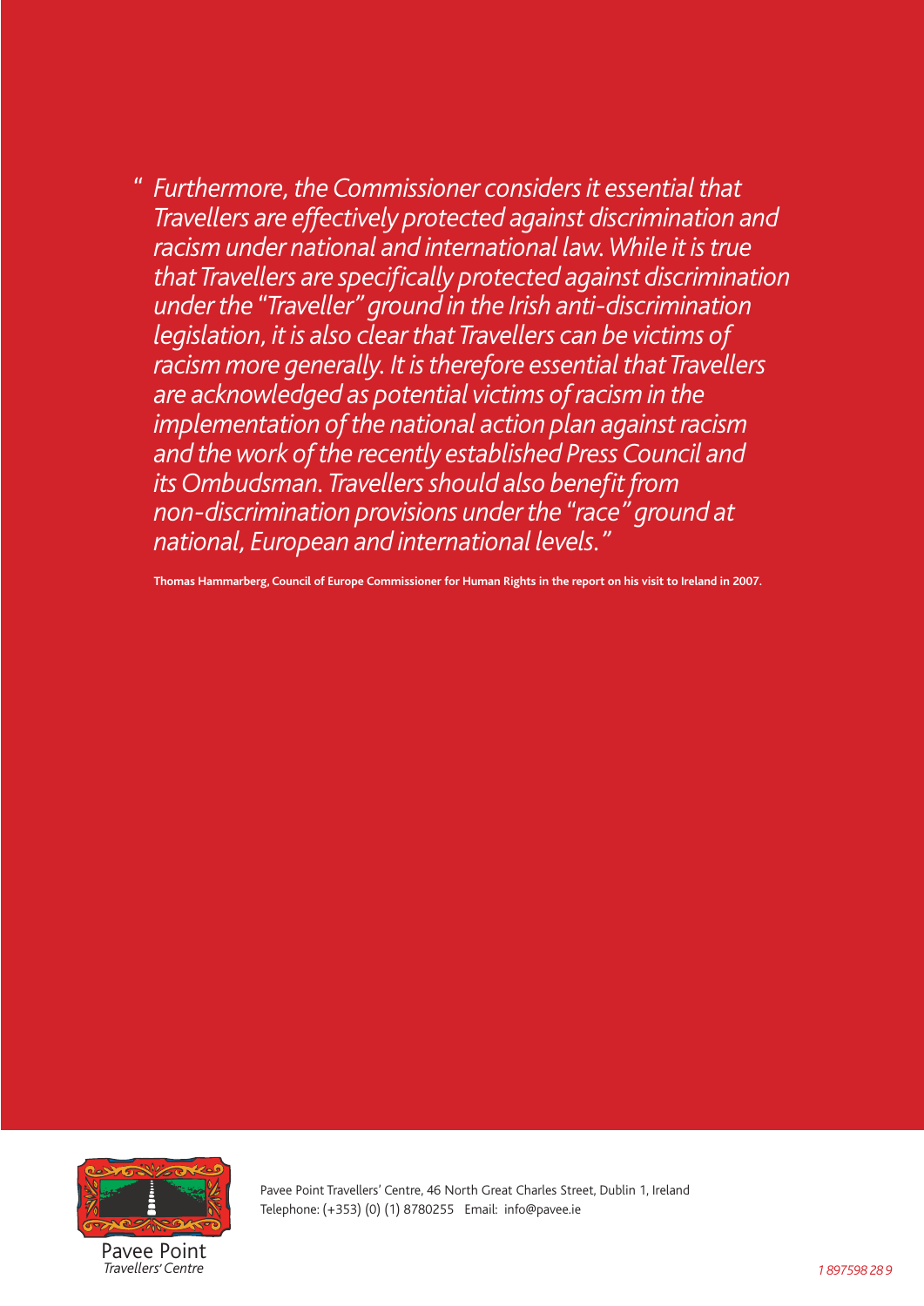*"Furthermore, the Commissioner considers it essential that Travellers are effectively protected against discrimination and racism under national and international law. While it is true that Travellers are specifically protected against discrimination under the "Traveller" ground in the Irish anti-discrimination legislation, it is also clear that Travellers can be victims of racism more generally. It is therefore essential that Travellers are acknowledged as potential victims of racism in the implementation of the national action plan against racism and the work of the recently established Press Council and its Ombudsman. Travellers should also benefit from non-discrimination provisions under the "race" ground at national, European and international levels."*

**Thomas Hammarberg, Council of Europe Commissioner for Human Rights in the report on his visit to Ireland in 2007.**

Pavee Point
*Travellers' Centre*

Pavee Point Travellers' Centre, 46 North Great Charles Street, Dublin 1, Ireland
Telephone: (+353) (0) (1) 8780255 Email: info@pavee.ie

*1 897598 28 9*